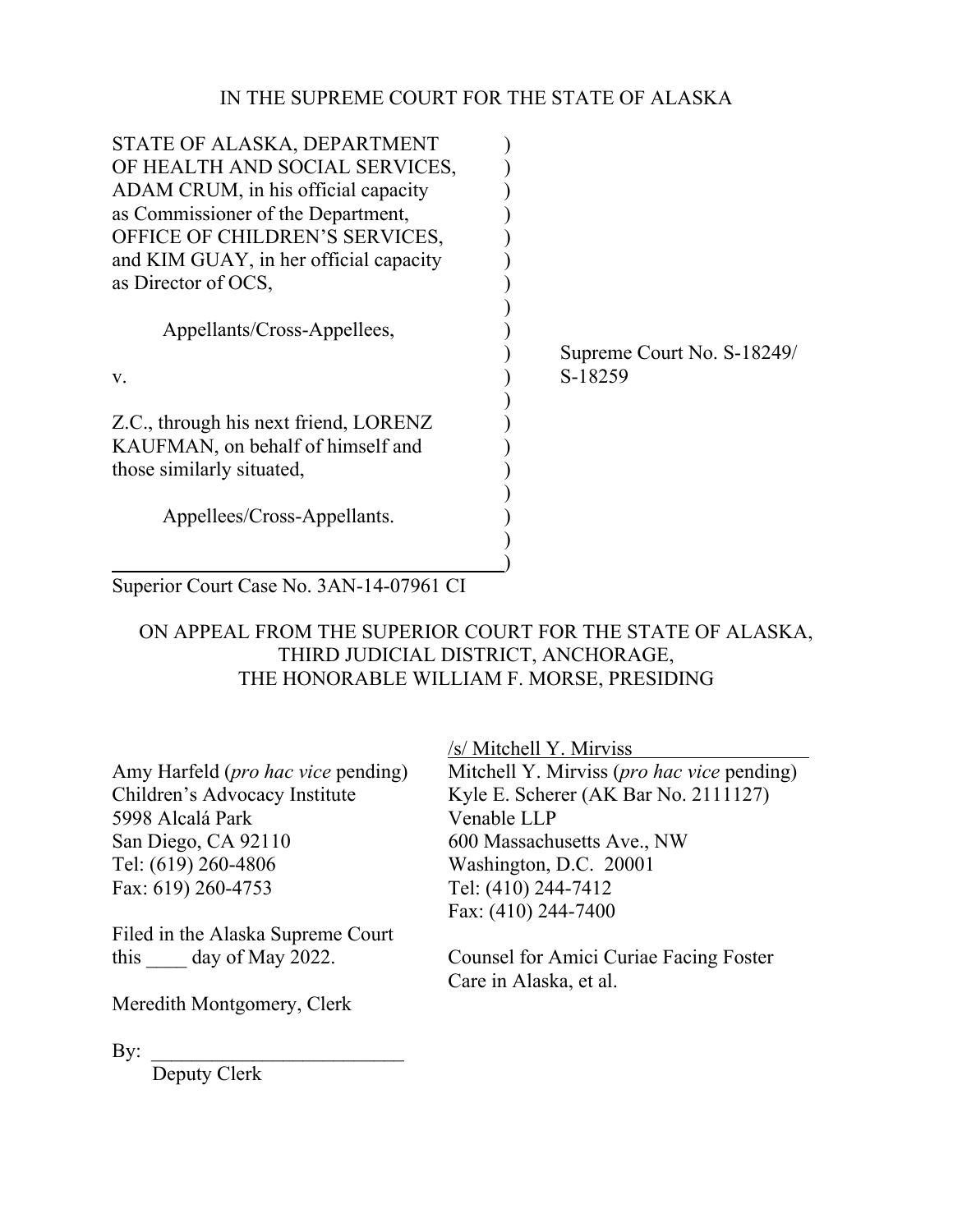IN THE SUPREME COURT FOR THE STATE OF ALASKA

STATE OF ALASKA, DEPARTMENT OF HEALTH AND SOCIAL SERVICES, ADAM CRUM, in his official capacity as Commissioner of the Department, OFFICE OF CHILDREN'S SERVICES, and KIM GUAY, in her official capacity as Director of OCS,

Appellants/Cross-Appellees,

v.

Z.C., through his next friend, LORENZ KAUFMAN, on behalf of himself and those similarly situated,

Appellees/Cross-Appellants.

Supreme Court No. S-18249/ S-18259

Superior Court Case No. 3AN-14-07961 CI

ON APPEAL FROM THE SUPERIOR COURT FOR THE STATE OF ALASKA, THIRD JUDICIAL DISTRICT, ANCHORAGE, THE HONORABLE WILLIAM F. MORSE, PRESIDING

Amy Harfeld (*pro hac vice* pending)
Children's Advocacy Institute
5998 Alcalá Park
San Diego, CA 92110
Tel: (619) 260-4806
Fax: 619) 260-4753

/s/ Mitchell Y. Mirviss
Mitchell Y. Mirviss (*pro hac vice* pending)
Kyle E. Scherer (AK Bar No. 2111127)
Venable LLP
600 Massachusetts Ave., NW
Washington, D.C. 20001
Tel: (410) 244-7412
Fax: (410) 244-7400

Counsel for Amici Curiae Facing Foster Care in Alaska, et al.

Filed in the Alaska Supreme Court this ____ day of May 2022.

Meredith Montgomery, Clerk

By: ________________________
Deputy Clerk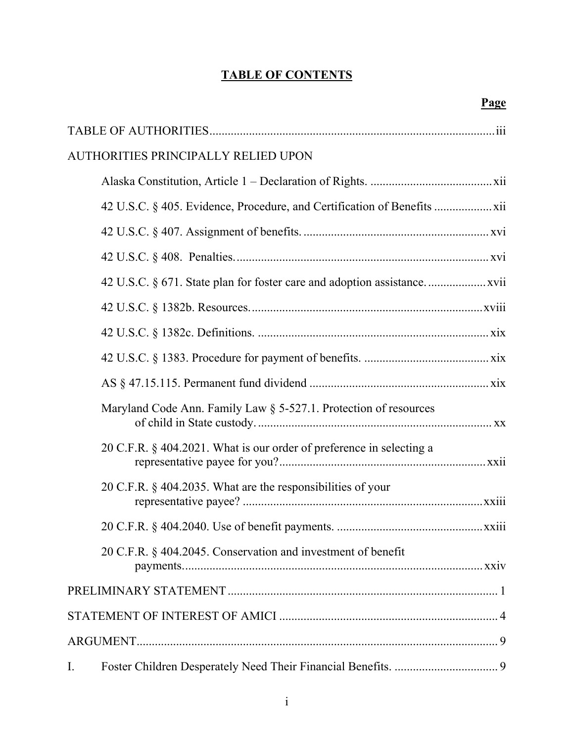# TABLE OF CONTENTS

| | Page |
|---|---|
| TABLE OF AUTHORITIES | iii |
| AUTHORITIES PRINCIPALLY RELIED UPON | |
| Alaska Constitution, Article 1 – Declaration of Rights. | xii |
| 42 U.S.C. § 405. Evidence, Procedure, and Certification of Benefits | xii |
| 42 U.S.C. § 407. Assignment of benefits. | xvi |
| 42 U.S.C. § 408. Penalties. | xvi |
| 42 U.S.C. § 671. State plan for foster care and adoption assistance. | xvii |
| 42 U.S.C. § 1382b. Resources. | xviii |
| 42 U.S.C. § 1382c. Definitions. | xix |
| 42 U.S.C. § 1383. Procedure for payment of benefits. | xix |
| AS § 47.15.115. Permanent fund dividend | xix |
| Maryland Code Ann. Family Law § 5-527.1. Protection of resources of child in State custody. | xx |
| 20 C.F.R. § 404.2021. What is our order of preference in selecting a representative payee for you? | xxii |
| 20 C.F.R. § 404.2035. What are the responsibilities of your representative payee? | xxiii |
| 20 C.F.R. § 404.2040. Use of benefit payments. | xxiii |
| 20 C.F.R. § 404.2045. Conservation and investment of benefit payments. | xxiv |
| PRELIMINARY STATEMENT | 1 |
| STATEMENT OF INTEREST OF AMICI | 4 |
| ARGUMENT | 9 |
| I. Foster Children Desperately Need Their Financial Benefits. | 9 |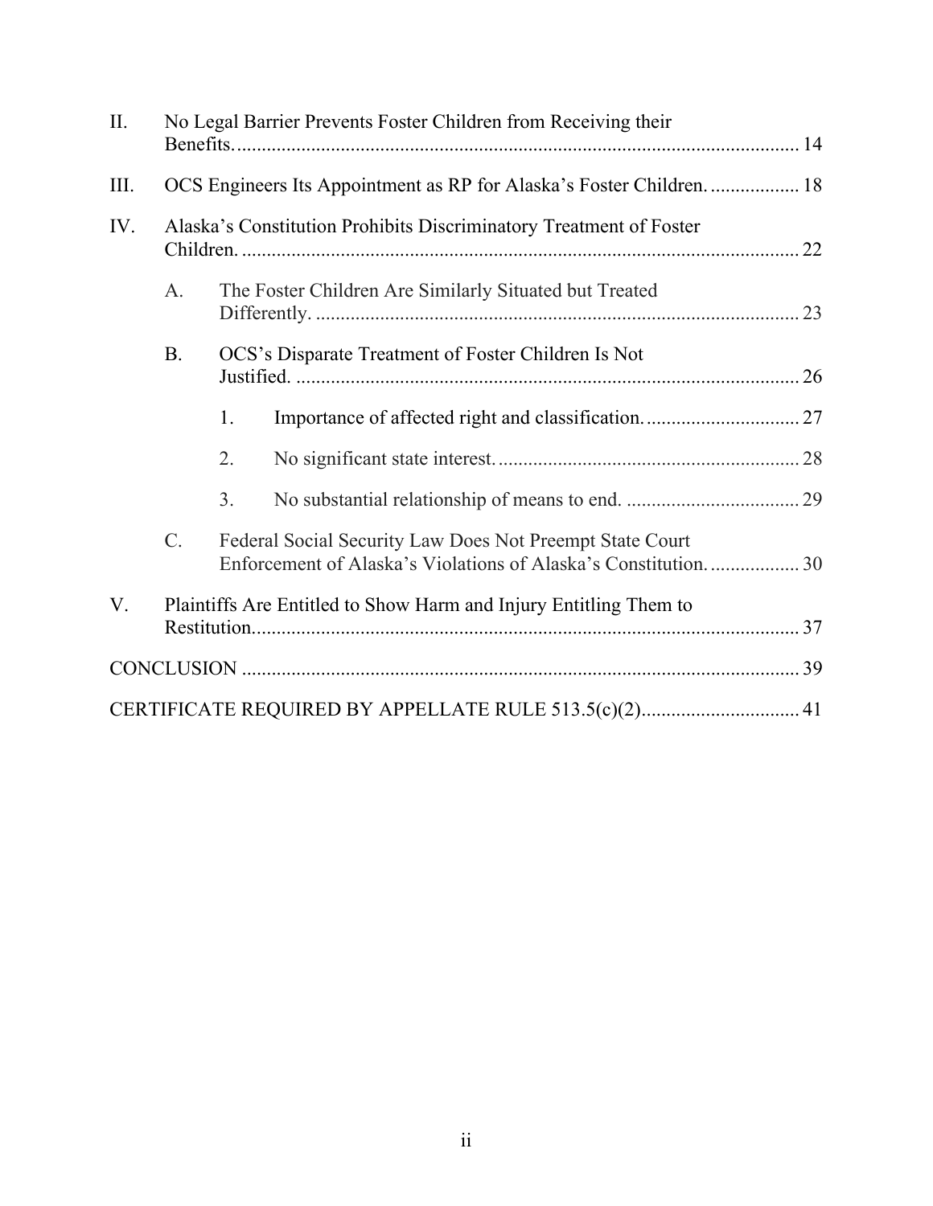II. No Legal Barrier Prevents Foster Children from Receiving their Benefits. .......... 14

III. OCS Engineers Its Appointment as RP for Alaska's Foster Children. .......... 18

IV. Alaska's Constitution Prohibits Discriminatory Treatment of Foster Children. .......... 22

- A. The Foster Children Are Similarly Situated but Treated Differently. .......... 23
- B. OCS's Disparate Treatment of Foster Children Is Not Justified. .......... 26
  1. Importance of affected right and classification. .......... 27
  2. No significant state interest. .......... 28
  3. No substantial relationship of means to end. .......... 29
- C. Federal Social Security Law Does Not Preempt State Court Enforcement of Alaska's Violations of Alaska's Constitution. .......... 30

V. Plaintiffs Are Entitled to Show Harm and Injury Entitling Them to Restitution. .......... 37

CONCLUSION .......... 39

CERTIFICATE REQUIRED BY APPELLATE RULE 513.5(c)(2) .......... 41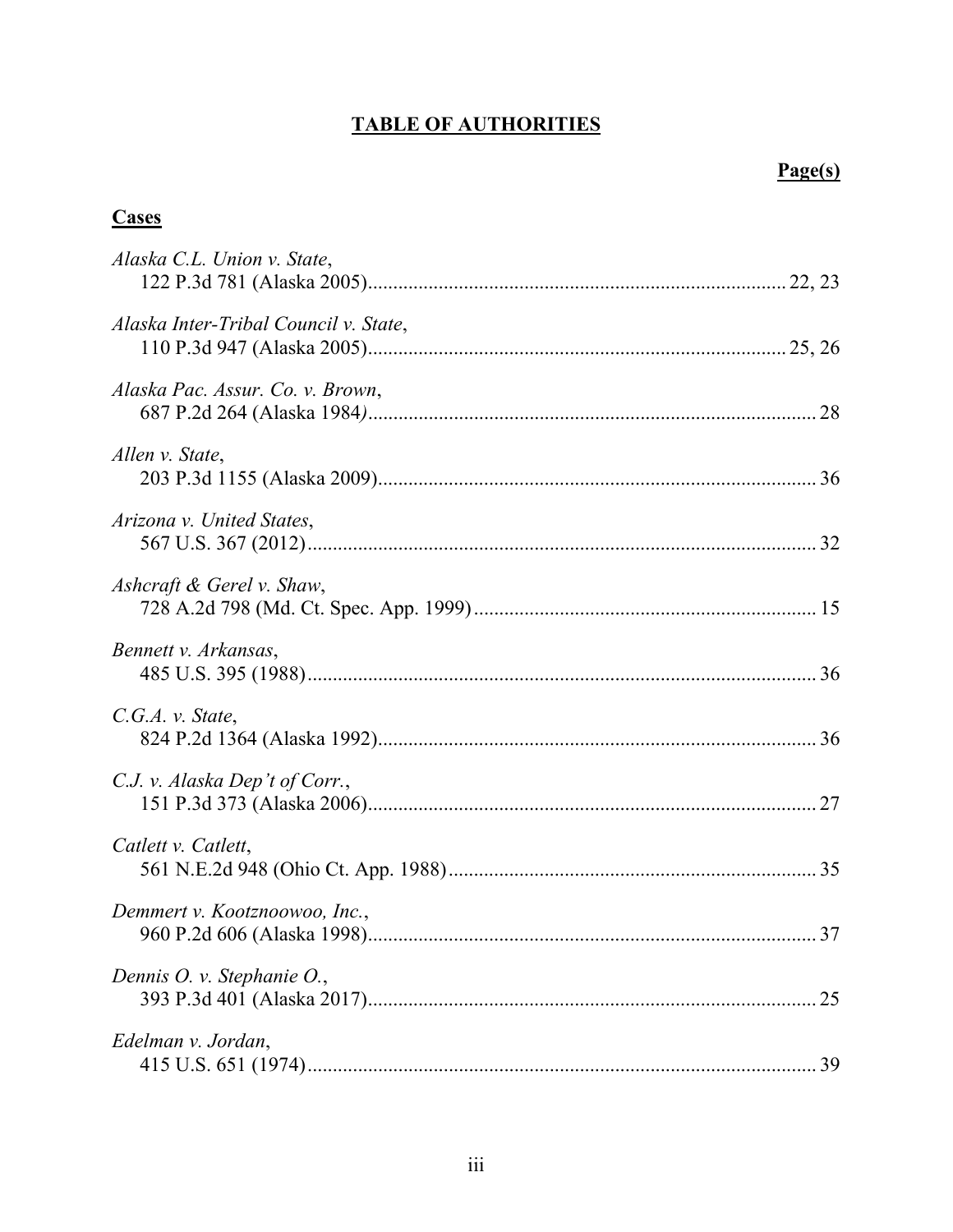## TABLE OF AUTHORITIES

**Page(s)**

### Cases

*Alaska C.L. Union v. State*,
122 P.3d 781 (Alaska 2005) ..... 22, 23

*Alaska Inter-Tribal Council v. State*,
110 P.3d 947 (Alaska 2005) ..... 25, 26

*Alaska Pac. Assur. Co. v. Brown*,
687 P.2d 264 (Alaska 1984) ..... 28

*Allen v. State*,
203 P.3d 1155 (Alaska 2009) ..... 36

*Arizona v. United States*,
567 U.S. 367 (2012) ..... 32

*Ashcraft & Gerel v. Shaw*,
728 A.2d 798 (Md. Ct. Spec. App. 1999) ..... 15

*Bennett v. Arkansas*,
485 U.S. 395 (1988) ..... 36

*C.G.A. v. State*,
824 P.2d 1364 (Alaska 1992) ..... 36

*C.J. v. Alaska Dep't of Corr.*,
151 P.3d 373 (Alaska 2006) ..... 27

*Catlett v. Catlett*,
561 N.E.2d 948 (Ohio Ct. App. 1988) ..... 35

*Demmert v. Kootznoowoo, Inc.*,
960 P.2d 606 (Alaska 1998) ..... 37

*Dennis O. v. Stephanie O.*,
393 P.3d 401 (Alaska 2017) ..... 25

*Edelman v. Jordan*,
415 U.S. 651 (1974) ..... 39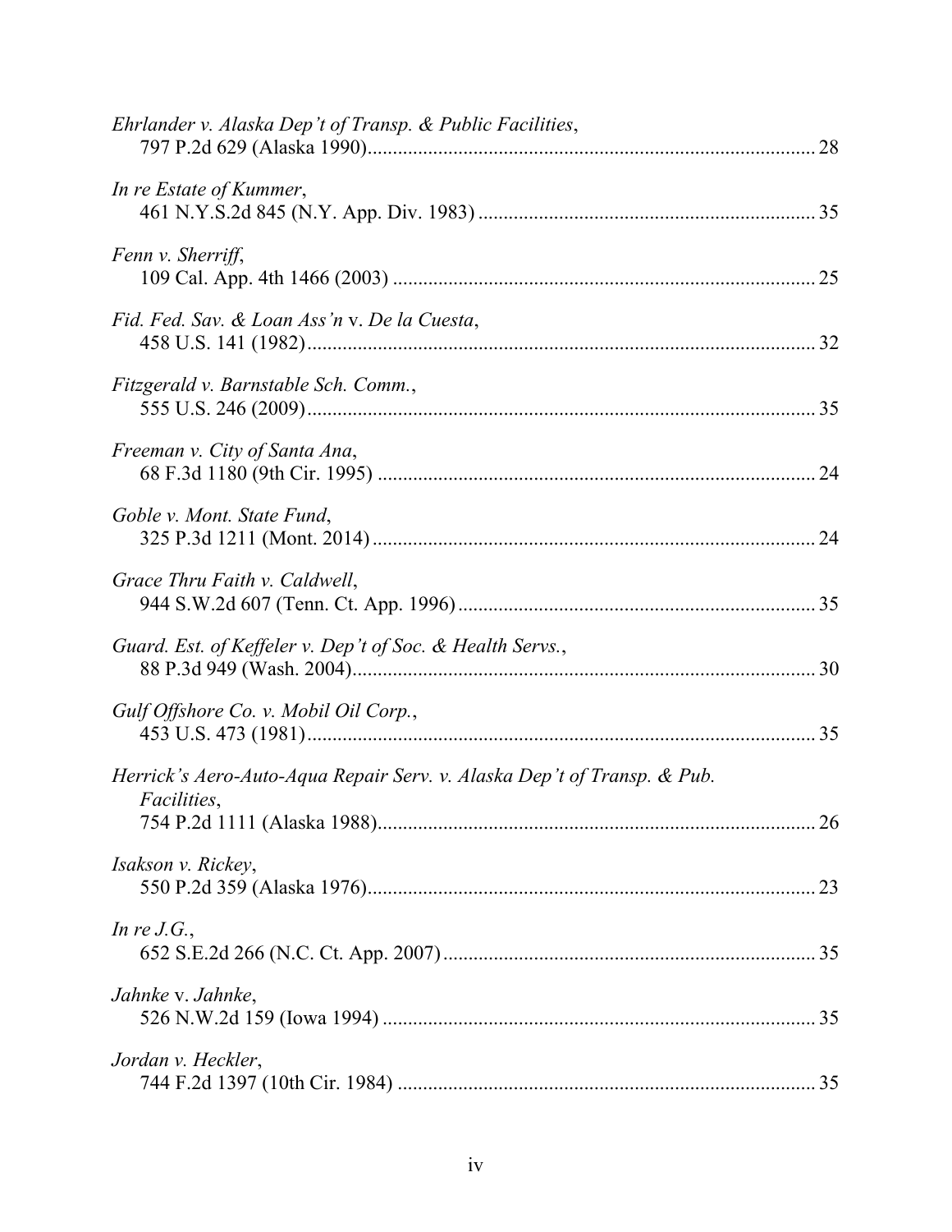*Ehrlander v. Alaska Dep't of Transp. & Public Facilities*,
797 P.2d 629 (Alaska 1990) .......................................................................................... 28

*In re Estate of Kummer*,
461 N.Y.S.2d 845 (N.Y. App. Div. 1983) .................................................................. 35

*Fenn v. Sherriff*,
109 Cal. App. 4th 1466 (2003) .................................................................................... 25

*Fid. Fed. Sav. & Loan Ass'n* v. *De la Cuesta*,
458 U.S. 141 (1982) ..................................................................................................... 32

*Fitzgerald v. Barnstable Sch. Comm.*,
555 U.S. 246 (2009) ..................................................................................................... 35

*Freeman v. City of Santa Ana*,
68 F.3d 1180 (9th Cir. 1995) ....................................................................................... 24

*Goble v. Mont. State Fund*,
325 P.3d 1211 (Mont. 2014) ........................................................................................ 24

*Grace Thru Faith v. Caldwell*,
944 S.W.2d 607 (Tenn. Ct. App. 1996) ....................................................................... 35

*Guard. Est. of Keffeler v. Dep't of Soc. & Health Servs.*,
88 P.3d 949 (Wash. 2004) ............................................................................................ 30

*Gulf Offshore Co. v. Mobil Oil Corp.*,
453 U.S. 473 (1981) ..................................................................................................... 35

*Herrick's Aero-Auto-Aqua Repair Serv. v. Alaska Dep't of Transp. & Pub. Facilities*,
754 P.2d 1111 (Alaska 1988) ....................................................................................... 26

*Isakson v. Rickey*,
550 P.2d 359 (Alaska 1976) ......................................................................................... 23

*In re J.G.*,
652 S.E.2d 266 (N.C. Ct. App. 2007) .......................................................................... 35

*Jahnke* v. *Jahnke*,
526 N.W.2d 159 (Iowa 1994) ....................................................................................... 35

*Jordan v. Heckler*,
744 F.2d 1397 (10th Cir. 1984) ................................................................................... 35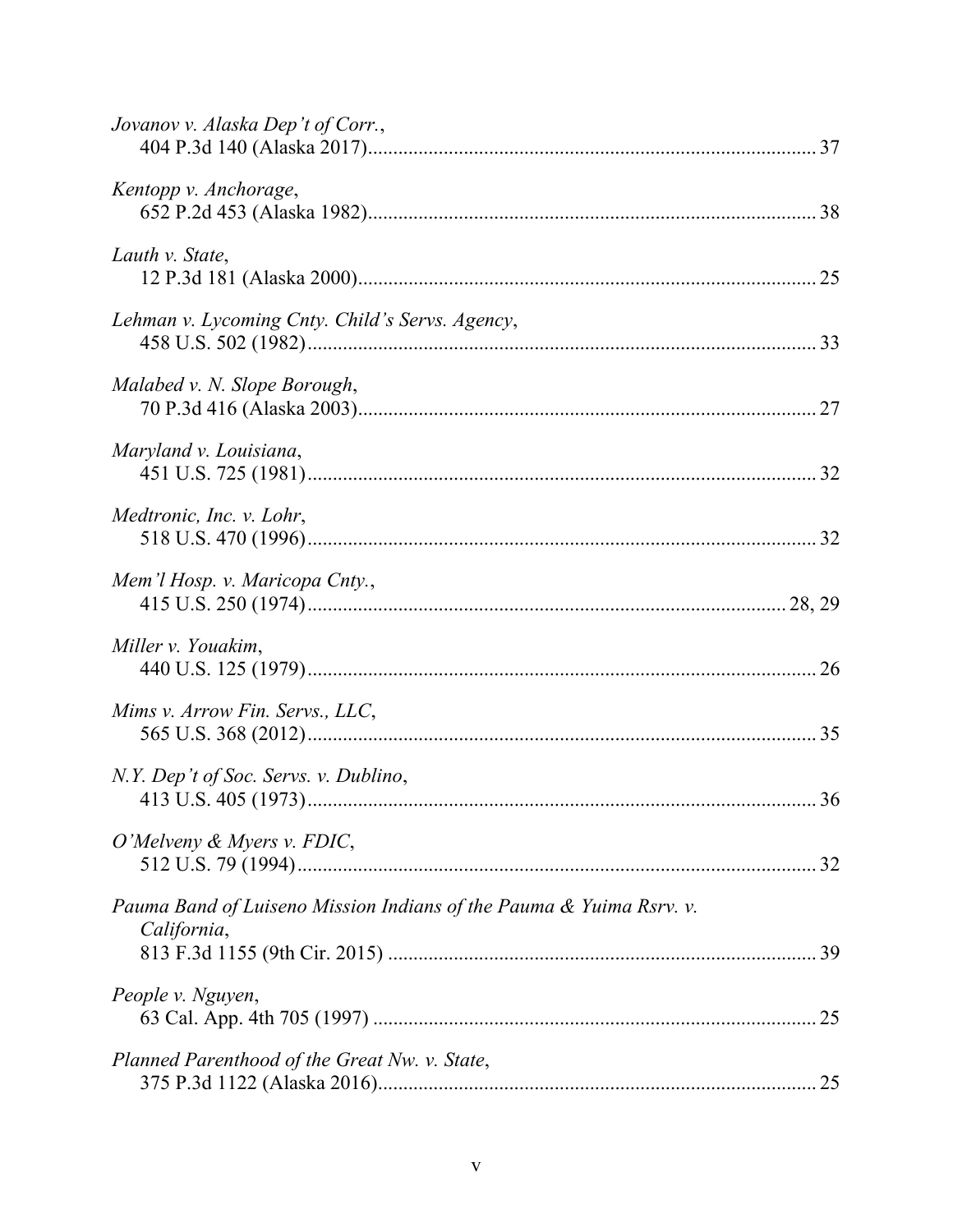*Jovanov v. Alaska Dep't of Corr.*,
404 P.3d 140 (Alaska 2017)........................................................................................ 37

*Kentopp v. Anchorage*,
652 P.2d 453 (Alaska 1982)........................................................................................ 38

*Lauth v. State*,
12 P.3d 181 (Alaska 2000).......................................................................................... 25

*Lehman v. Lycoming Cnty. Child's Servs. Agency*,
458 U.S. 502 (1982).................................................................................................... 33

*Malabed v. N. Slope Borough*,
70 P.3d 416 (Alaska 2003).......................................................................................... 27

*Maryland v. Louisiana*,
451 U.S. 725 (1981).................................................................................................... 32

*Medtronic, Inc. v. Lohr*,
518 U.S. 470 (1996).................................................................................................... 32

*Mem'l Hosp. v. Maricopa Cnty.*,
415 U.S. 250 (1974)............................................................................................... 28, 29

*Miller v. Youakim*,
440 U.S. 125 (1979).................................................................................................... 26

*Mims v. Arrow Fin. Servs., LLC*,
565 U.S. 368 (2012).................................................................................................... 35

*N.Y. Dep't of Soc. Servs. v. Dublino*,
413 U.S. 405 (1973).................................................................................................... 36

*O'Melveny & Myers v. FDIC*,
512 U.S. 79 (1994)...................................................................................................... 32

*Pauma Band of Luiseno Mission Indians of the Pauma & Yuima Rsrv. v. California*,
813 F.3d 1155 (9th Cir. 2015) .................................................................................... 39

*People v. Nguyen*,
63 Cal. App. 4th 705 (1997) ........................................................................................ 25

*Planned Parenthood of the Great Nw. v. State*,
375 P.3d 1122 (Alaska 2016)...................................................................................... 25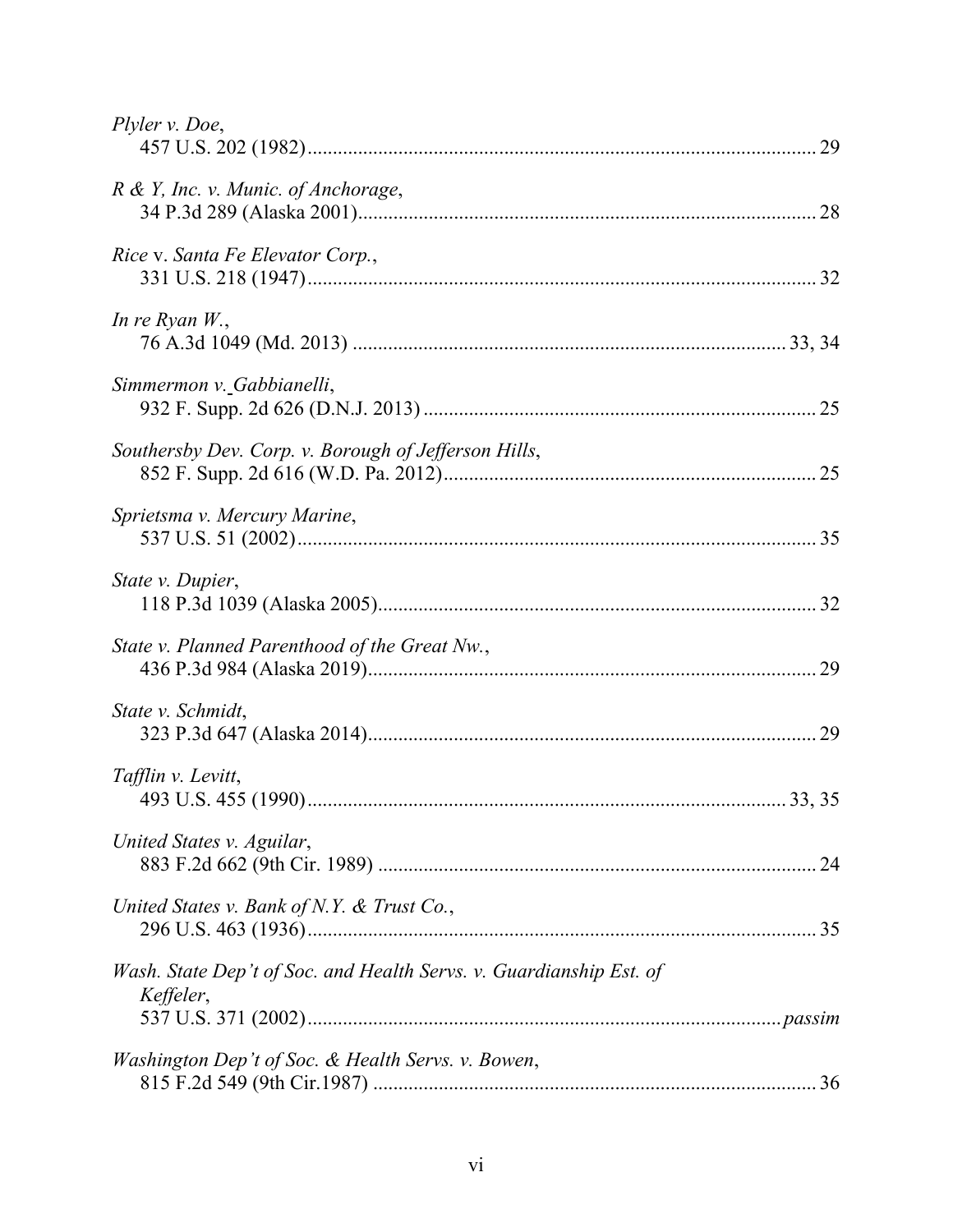*Plyler v. Doe*,
457 U.S. 202 (1982) .................................................................................................... 29

*R & Y, Inc. v. Munic. of Anchorage*,
34 P.3d 289 (Alaska 2001) .......................................................................................... 28

*Rice* v. *Santa Fe Elevator Corp.*,
331 U.S. 218 (1947) .................................................................................................... 32

*In re Ryan W.*,
76 A.3d 1049 (Md. 2013) ..................................................................................... 33, 34

*Simmermon v. Gabbianelli*,
932 F. Supp. 2d 626 (D.N.J. 2013) ............................................................................. 25

*Southersby Dev. Corp. v. Borough of Jefferson Hills*,
852 F. Supp. 2d 616 (W.D. Pa. 2012) ......................................................................... 25

*Sprietsma v. Mercury Marine*,
537 U.S. 51 (2002) ...................................................................................................... 35

*State v. Dupier*,
118 P.3d 1039 (Alaska 2005) ...................................................................................... 32

*State v. Planned Parenthood of the Great Nw.*,
436 P.3d 984 (Alaska 2019) ........................................................................................ 29

*State v. Schmidt*,
323 P.3d 647 (Alaska 2014) ........................................................................................ 29

*Tafflin v. Levitt*,
493 U.S. 455 (1990) ............................................................................................... 33, 35

*United States v. Aguilar*,
883 F.2d 662 (9th Cir. 1989) ...................................................................................... 24

*United States v. Bank of N.Y. & Trust Co.*,
296 U.S. 463 (1936) .................................................................................................... 35

*Wash. State Dep't of Soc. and Health Servs. v. Guardianship Est. of Keffeler*,
537 U.S. 371 (2002) .............................................................................................. *passim*

*Washington Dep't of Soc. & Health Servs. v. Bowen*,
815 F.2d 549 (9th Cir.1987) ....................................................................................... 36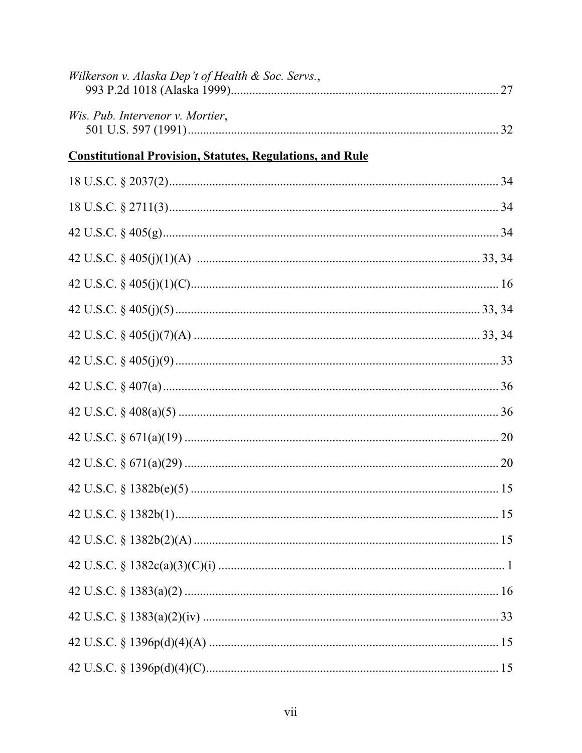*Wilkerson v. Alaska Dep't of Health & Soc. Servs.*,
993 P.2d 1018 (Alaska 1999) ........................................................................................ 27

*Wis. Pub. Intervenor v. Mortier*,
501 U.S. 597 (1991) ...................................................................................................... 32

**Constitutional Provision, Statutes, Regulations, and Rule**

18 U.S.C. § 2037(2) ........................................................................................................ 34

18 U.S.C. § 2711(3) ........................................................................................................ 34

42 U.S.C. § 405(g) .......................................................................................................... 34

42 U.S.C. § 405(j)(1)(A) ........................................................................................... 33, 34

42 U.S.C. § 405(j)(1)(C) .................................................................................................. 16

42 U.S.C. § 405(j)(5) ................................................................................................ 33, 34

42 U.S.C. § 405(j)(7)(A) ............................................................................................ 33, 34

42 U.S.C. § 405(j)(9) ....................................................................................................... 33

42 U.S.C. § 407(a) ........................................................................................................... 36

42 U.S.C. § 408(a)(5) ...................................................................................................... 36

42 U.S.C. § 671(a)(19) .................................................................................................... 20

42 U.S.C. § 671(a)(29) .................................................................................................... 20

42 U.S.C. § 1382b(e)(5) .................................................................................................. 15

42 U.S.C. § 1382b(1) ....................................................................................................... 15

42 U.S.C. § 1382b(2)(A) ................................................................................................. 15

42 U.S.C. § 1382c(a)(3)(C)(i) ........................................................................................... 1

42 U.S.C. § 1383(a)(2) .................................................................................................... 16

42 U.S.C. § 1383(a)(2)(iv) .............................................................................................. 33

42 U.S.C. § 1396p(d)(4)(A) ............................................................................................ 15

42 U.S.C. § 1396p(d)(4)(C) ............................................................................................. 15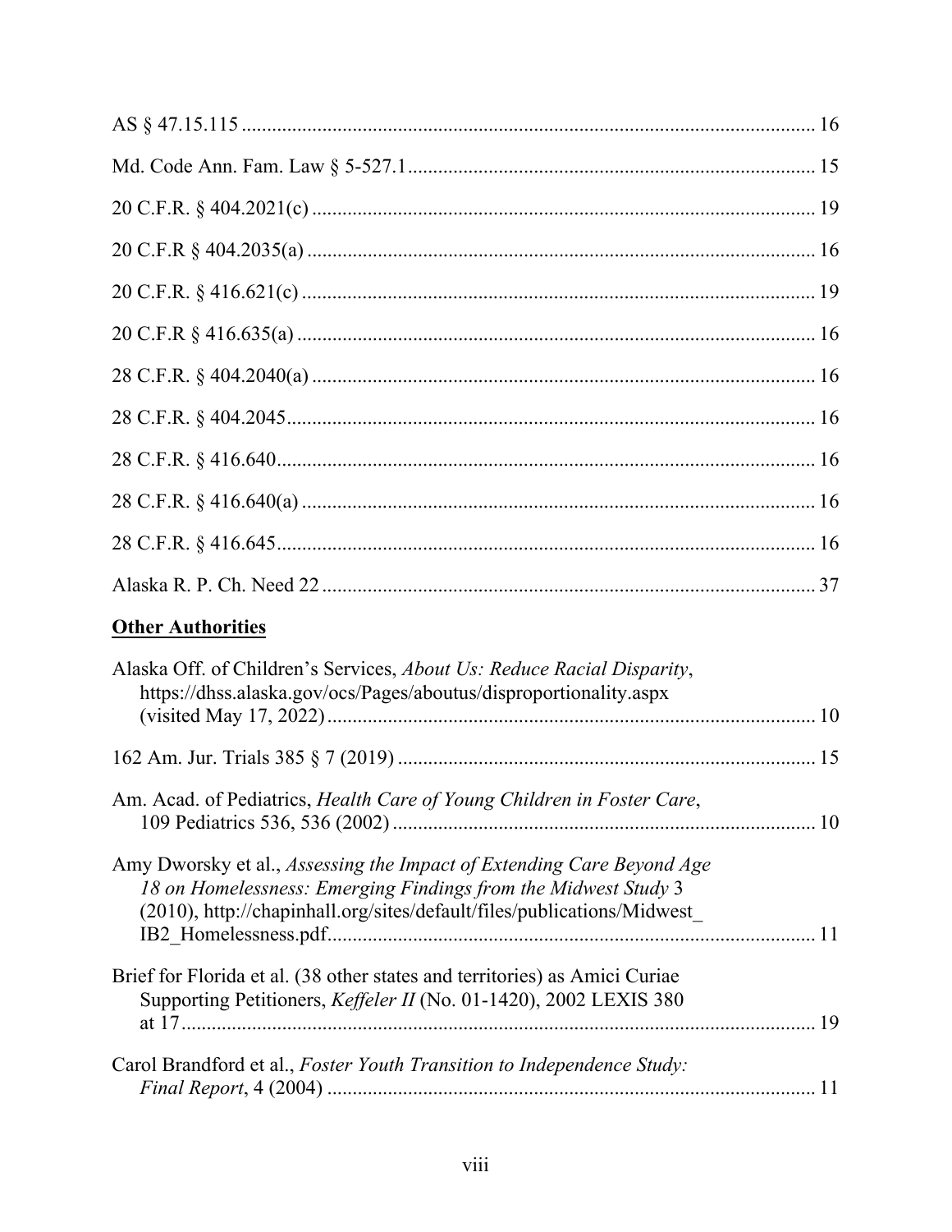AS § 47.15.115 ........................................................................................................ 16

Md. Code Ann. Fam. Law § 5-527.1 ................................................................................ 15

20 C.F.R. § 404.2021(c) .................................................................................................. 19

20 C.F.R § 404.2035(a) ................................................................................................... 16

20 C.F.R. § 416.621(c) .................................................................................................... 19

20 C.F.R § 416.635(a) ..................................................................................................... 16

28 C.F.R. § 404.2040(a) .................................................................................................. 16

28 C.F.R. § 404.2045 ....................................................................................................... 16

28 C.F.R. § 416.640 ......................................................................................................... 16

28 C.F.R. § 416.640(a) .................................................................................................... 16

28 C.F.R. § 416.645 ......................................................................................................... 16

Alaska R. P. Ch. Need 22 ................................................................................................ 37

**Other Authorities**

Alaska Off. of Children's Services, *About Us: Reduce Racial Disparity*, https://dhss.alaska.gov/ocs/Pages/aboutus/disproportionality.aspx (visited May 17, 2022) ................................................................................................ 10

162 Am. Jur. Trials 385 § 7 (2019) .................................................................................. 15

Am. Acad. of Pediatrics, *Health Care of Young Children in Foster Care*, 109 Pediatrics 536, 536 (2002) ................................................................................... 10

Amy Dworsky et al., *Assessing the Impact of Extending Care Beyond Age 18 on Homelessness: Emerging Findings from the Midwest Study* 3 (2010), http://chapinhall.org/sites/default/files/publications/Midwest_IB2_Homelessness.pdf ................................................................................................ 11

Brief for Florida et al. (38 other states and territories) as Amici Curiae Supporting Petitioners, *Keffeler II* (No. 01-1420), 2002 LEXIS 380 at 17 ............................................................................................................................ 19

Carol Brandford et al., *Foster Youth Transition to Independence Study: Final Report*, 4 (2004) ................................................................................................ 11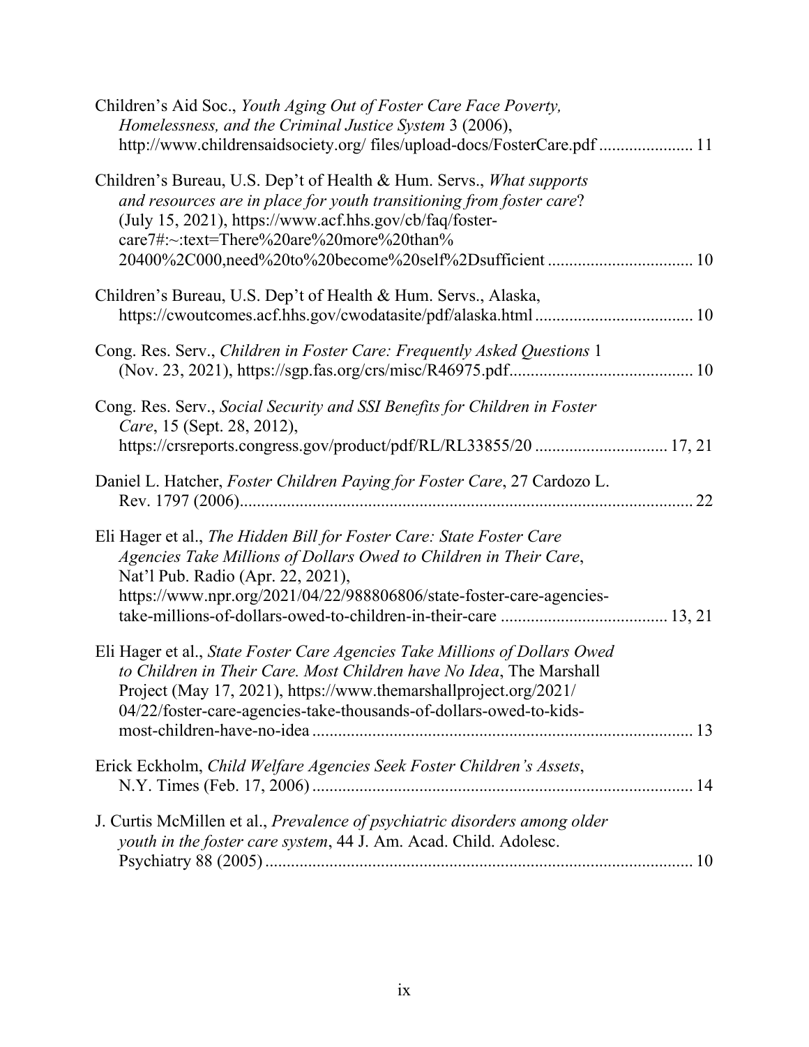Children's Aid Soc., *Youth Aging Out of Foster Care Face Poverty, Homelessness, and the Criminal Justice System* 3 (2006), http://www.childrensaidsociety.org/ files/upload-docs/FosterCare.pdf ..................... 11

Children's Bureau, U.S. Dep't of Health & Hum. Servs., *What supports and resources are in place for youth transitioning from foster care*? (July 15, 2021), https://www.acf.hhs.gov/cb/faq/foster-care7#:~:text=There%20are%20more%20than%20400%2C000,need%20to%20become%20self%2Dsufficient ................................. 10

Children's Bureau, U.S. Dep't of Health & Hum. Servs., Alaska, https://cwoutcomes.acf.hhs.gov/cwodatasite/pdf/alaska.html .................................... 10

Cong. Res. Serv., *Children in Foster Care: Frequently Asked Questions* 1 (Nov. 23, 2021), https://sgp.fas.org/crs/misc/R46975.pdf.......................................... 10

Cong. Res. Serv., *Social Security and SSI Benefits for Children in Foster Care*, 15 (Sept. 28, 2012), https://crsreports.congress.gov/product/pdf/RL/RL33855/20 .............................. 17, 21

Daniel L. Hatcher, *Foster Children Paying for Foster Care*, 27 Cardozo L. Rev. 1797 (2006)......................................................................................... 22

Eli Hager et al., *The Hidden Bill for Foster Care: State Foster Care Agencies Take Millions of Dollars Owed to Children in Their Care*, Nat'l Pub. Radio (Apr. 22, 2021), https://www.npr.org/2021/04/22/988806806/state-foster-care-agencies-take-millions-of-dollars-owed-to-children-in-their-care ...................................... 13, 21

Eli Hager et al., *State Foster Care Agencies Take Millions of Dollars Owed to Children in Their Care. Most Children have No Idea*, The Marshall Project (May 17, 2021), https://www.themarshallproject.org/2021/04/22/foster-care-agencies-take-thousands-of-dollars-owed-to-kids-most-children-have-no-idea ........................................................................ 13

Erick Eckholm, *Child Welfare Agencies Seek Foster Children's Assets*, N.Y. Times (Feb. 17, 2006) ........................................................................ 14

J. Curtis McMillen et al., *Prevalence of psychiatric disorders among older youth in the foster care system*, 44 J. Am. Acad. Child. Adolesc. Psychiatry 88 (2005) .................................................................................... 10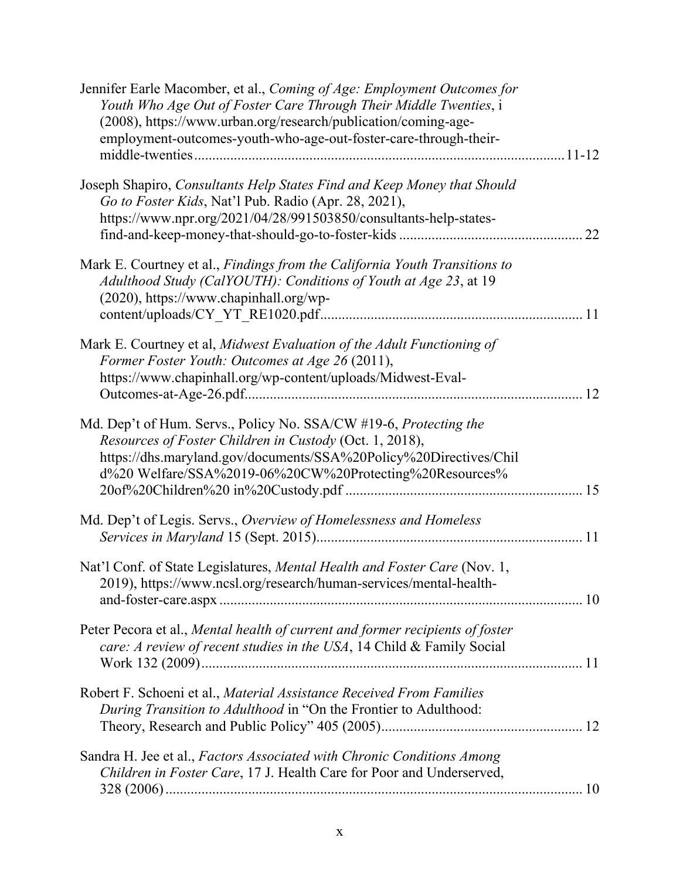Jennifer Earle Macomber, et al., *Coming of Age: Employment Outcomes for Youth Who Age Out of Foster Care Through Their Middle Twenties*, i (2008), https://www.urban.org/research/publication/coming-age-employment-outcomes-youth-who-age-out-foster-care-through-their-middle-twenties .......... 11-12

Joseph Shapiro, *Consultants Help States Find and Keep Money that Should Go to Foster Kids*, Nat'l Pub. Radio (Apr. 28, 2021), https://www.npr.org/2021/04/28/991503850/consultants-help-states-find-and-keep-money-that-should-go-to-foster-kids .......... 22

Mark E. Courtney et al., *Findings from the California Youth Transitions to Adulthood Study (CalYOUTH): Conditions of Youth at Age 23*, at 19 (2020), https://www.chapinhall.org/wp-content/uploads/CY_YT_RE1020.pdf .......... 11

Mark E. Courtney et al, *Midwest Evaluation of the Adult Functioning of Former Foster Youth: Outcomes at Age 26* (2011), https://www.chapinhall.org/wp-content/uploads/Midwest-Eval-Outcomes-at-Age-26.pdf .......... 12

Md. Dep't of Hum. Servs., Policy No. SSA/CW #19-6, *Protecting the Resources of Foster Children in Custody* (Oct. 1, 2018), https://dhs.maryland.gov/documents/SSA%20Policy%20Directives/Child%20 Welfare/SSA%2019-06%20CW%20Protecting%20Resources% 20of%20Children%20 in%20Custody.pdf .......... 15

Md. Dep't of Legis. Servs., *Overview of Homelessness and Homeless Services in Maryland* 15 (Sept. 2015) .......... 11

Nat'l Conf. of State Legislatures, *Mental Health and Foster Care* (Nov. 1, 2019), https://www.ncsl.org/research/human-services/mental-health-and-foster-care.aspx .......... 10

Peter Pecora et al., *Mental health of current and former recipients of foster care: A review of recent studies in the USA*, 14 Child & Family Social Work 132 (2009) .......... 11

Robert F. Schoeni et al., *Material Assistance Received From Families During Transition to Adulthood* in "On the Frontier to Adulthood: Theory, Research and Public Policy" 405 (2005) .......... 12

Sandra H. Jee et al., *Factors Associated with Chronic Conditions Among Children in Foster Care*, 17 J. Health Care for Poor and Underserved, 328 (2006) .......... 10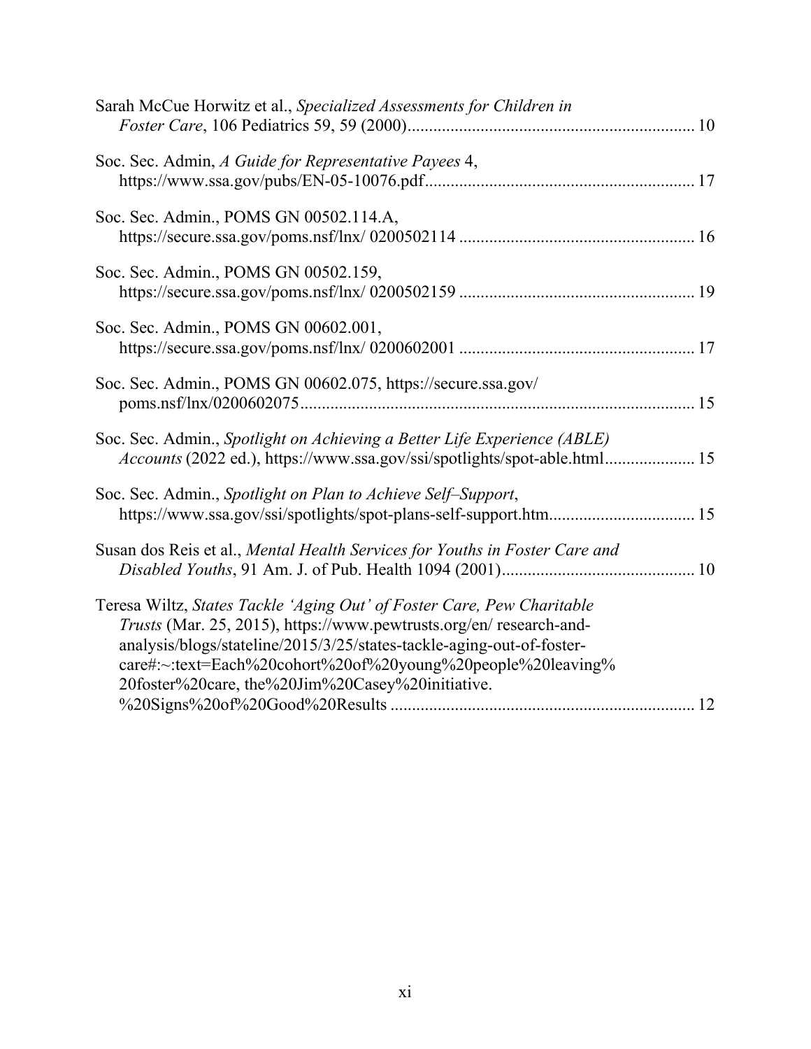Sarah McCue Horwitz et al., *Specialized Assessments for Children in Foster Care*, 106 Pediatrics 59, 59 (2000).................................................................. 10

Soc. Sec. Admin, *A Guide for Representative Payees* 4, https://www.ssa.gov/pubs/EN-05-10076.pdf.............................................................. 17

Soc. Sec. Admin., POMS GN 00502.114.A, https://secure.ssa.gov/poms.nsf/lnx/ 0200502114 ...................................................... 16

Soc. Sec. Admin., POMS GN 00502.159, https://secure.ssa.gov/poms.nsf/lnx/ 0200502159 ...................................................... 19

Soc. Sec. Admin., POMS GN 00602.001, https://secure.ssa.gov/poms.nsf/lnx/ 0200602001 ...................................................... 17

Soc. Sec. Admin., POMS GN 00602.075, https://secure.ssa.gov/ poms.nsf/lnx/0200602075........................................................................................... 15

Soc. Sec. Admin., *Spotlight on Achieving a Better Life Experience (ABLE) Accounts* (2022 ed.), https://www.ssa.gov/ssi/spotlights/spot-able.html.................... 15

Soc. Sec. Admin., *Spotlight on Plan to Achieve Self–Support*, https://www.ssa.gov/ssi/spotlights/spot-plans-self-support.htm................................. 15

Susan dos Reis et al., *Mental Health Services for Youths in Foster Care and Disabled Youths*, 91 Am. J. of Pub. Health 1094 (2001)............................................ 10

Teresa Wiltz, *States Tackle 'Aging Out' of Foster Care, Pew Charitable Trusts* (Mar. 25, 2015), https://www.pewtrusts.org/en/ research-and-analysis/blogs/stateline/2015/3/25/states-tackle-aging-out-of-foster-care#:~:text=Each%20cohort%20of%20young%20people%20leaving% 20foster%20care, the%20Jim%20Casey%20initiative. %20Signs%20of%20Good%20Results ...................................................................... 12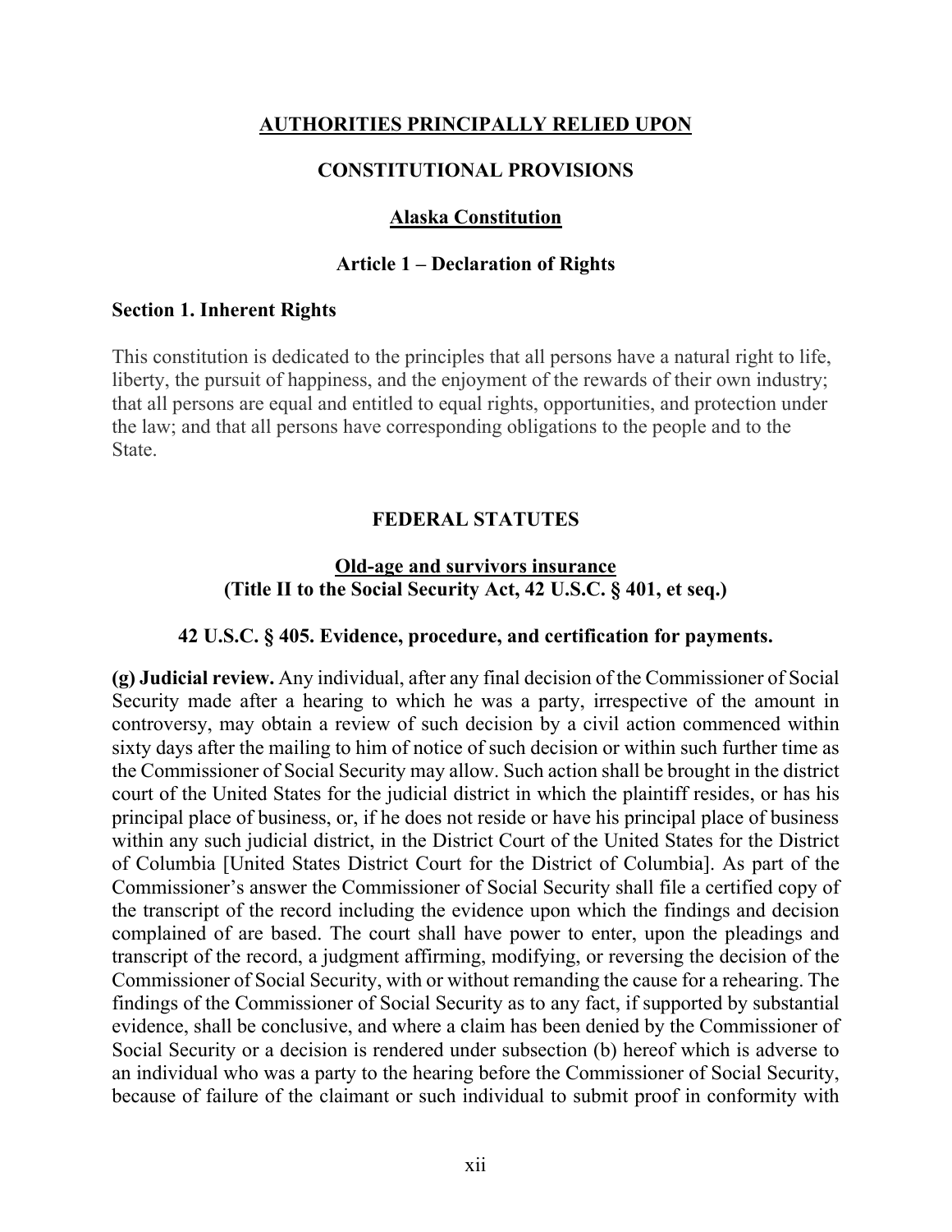## AUTHORITIES PRINCIPALLY RELIED UPON

### CONSTITUTIONAL PROVISIONS

### Alaska Constitution

#### Article 1 – Declaration of Rights

**Section 1. Inherent Rights**

This constitution is dedicated to the principles that all persons have a natural right to life, liberty, the pursuit of happiness, and the enjoyment of the rewards of their own industry; that all persons are equal and entitled to equal rights, opportunities, and protection under the law; and that all persons have corresponding obligations to the people and to the State.

### FEDERAL STATUTES

#### Old-age and survivors insurance (Title II to the Social Security Act, 42 U.S.C. § 401, et seq.)

#### 42 U.S.C. § 405. Evidence, procedure, and certification for payments.

**(g) Judicial review.** Any individual, after any final decision of the Commissioner of Social Security made after a hearing to which he was a party, irrespective of the amount in controversy, may obtain a review of such decision by a civil action commenced within sixty days after the mailing to him of notice of such decision or within such further time as the Commissioner of Social Security may allow. Such action shall be brought in the district court of the United States for the judicial district in which the plaintiff resides, or has his principal place of business, or, if he does not reside or have his principal place of business within any such judicial district, in the District Court of the United States for the District of Columbia [United States District Court for the District of Columbia]. As part of the Commissioner's answer the Commissioner of Social Security shall file a certified copy of the transcript of the record including the evidence upon which the findings and decision complained of are based. The court shall have power to enter, upon the pleadings and transcript of the record, a judgment affirming, modifying, or reversing the decision of the Commissioner of Social Security, with or without remanding the cause for a rehearing. The findings of the Commissioner of Social Security as to any fact, if supported by substantial evidence, shall be conclusive, and where a claim has been denied by the Commissioner of Social Security or a decision is rendered under subsection (b) hereof which is adverse to an individual who was a party to the hearing before the Commissioner of Social Security, because of failure of the claimant or such individual to submit proof in conformity with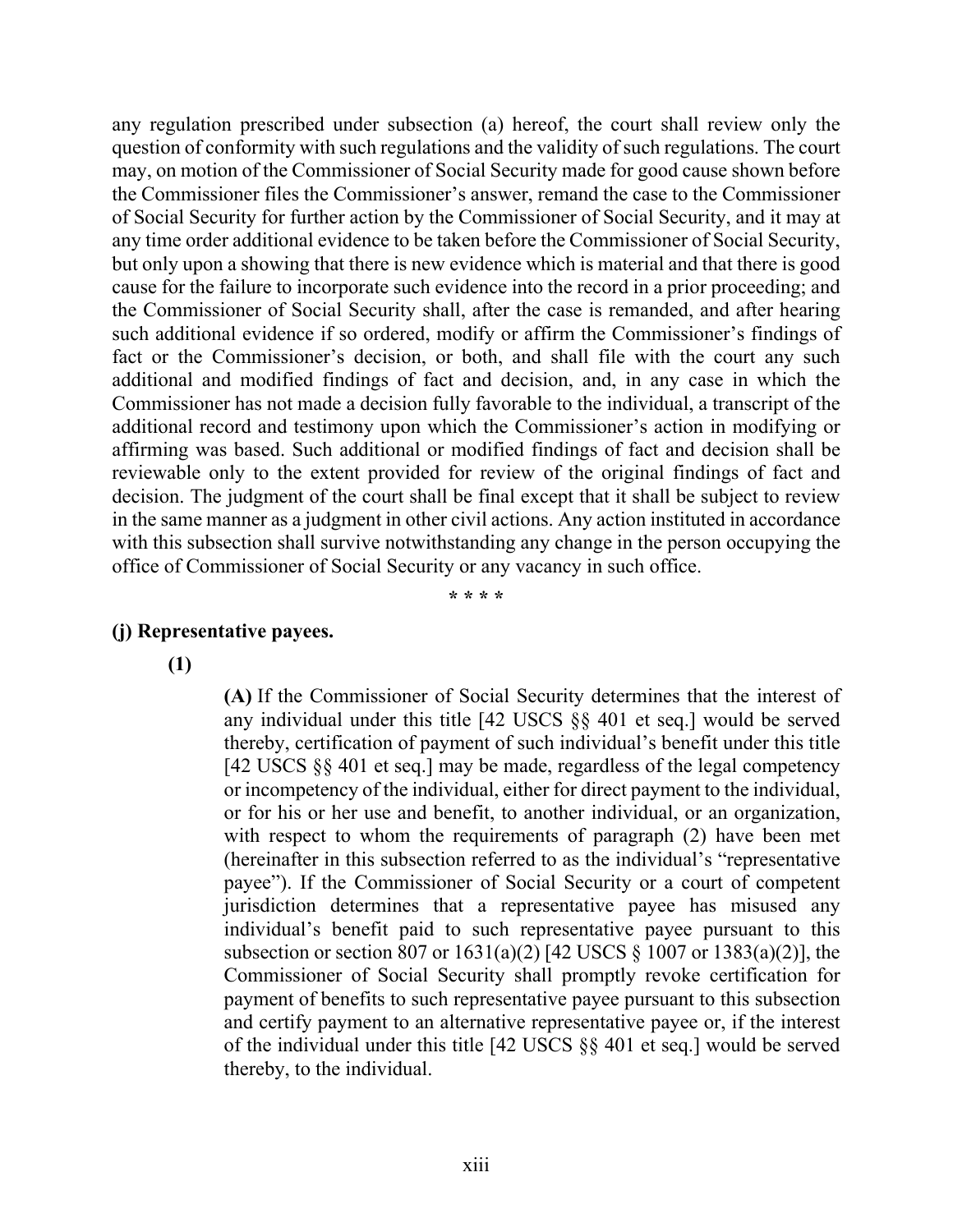any regulation prescribed under subsection (a) hereof, the court shall review only the question of conformity with such regulations and the validity of such regulations. The court may, on motion of the Commissioner of Social Security made for good cause shown before the Commissioner files the Commissioner's answer, remand the case to the Commissioner of Social Security for further action by the Commissioner of Social Security, and it may at any time order additional evidence to be taken before the Commissioner of Social Security, but only upon a showing that there is new evidence which is material and that there is good cause for the failure to incorporate such evidence into the record in a prior proceeding; and the Commissioner of Social Security shall, after the case is remanded, and after hearing such additional evidence if so ordered, modify or affirm the Commissioner's findings of fact or the Commissioner's decision, or both, and shall file with the court any such additional and modified findings of fact and decision, and, in any case in which the Commissioner has not made a decision fully favorable to the individual, a transcript of the additional record and testimony upon which the Commissioner's action in modifying or affirming was based. Such additional or modified findings of fact and decision shall be reviewable only to the extent provided for review of the original findings of fact and decision. The judgment of the court shall be final except that it shall be subject to review in the same manner as a judgment in other civil actions. Any action instituted in accordance with this subsection shall survive notwithstanding any change in the person occupying the office of Commissioner of Social Security or any vacancy in such office.

\* \* \* \*

**(j) Representative payees.**

**(1)**

**(A)** If the Commissioner of Social Security determines that the interest of any individual under this title [42 USCS §§ 401 et seq.] would be served thereby, certification of payment of such individual's benefit under this title [42 USCS §§ 401 et seq.] may be made, regardless of the legal competency or incompetency of the individual, either for direct payment to the individual, or for his or her use and benefit, to another individual, or an organization, with respect to whom the requirements of paragraph (2) have been met (hereinafter in this subsection referred to as the individual's "representative payee"). If the Commissioner of Social Security or a court of competent jurisdiction determines that a representative payee has misused any individual's benefit paid to such representative payee pursuant to this subsection or section 807 or 1631(a)(2) [42 USCS § 1007 or 1383(a)(2)], the Commissioner of Social Security shall promptly revoke certification for payment of benefits to such representative payee pursuant to this subsection and certify payment to an alternative representative payee or, if the interest of the individual under this title [42 USCS §§ 401 et seq.] would be served thereby, to the individual.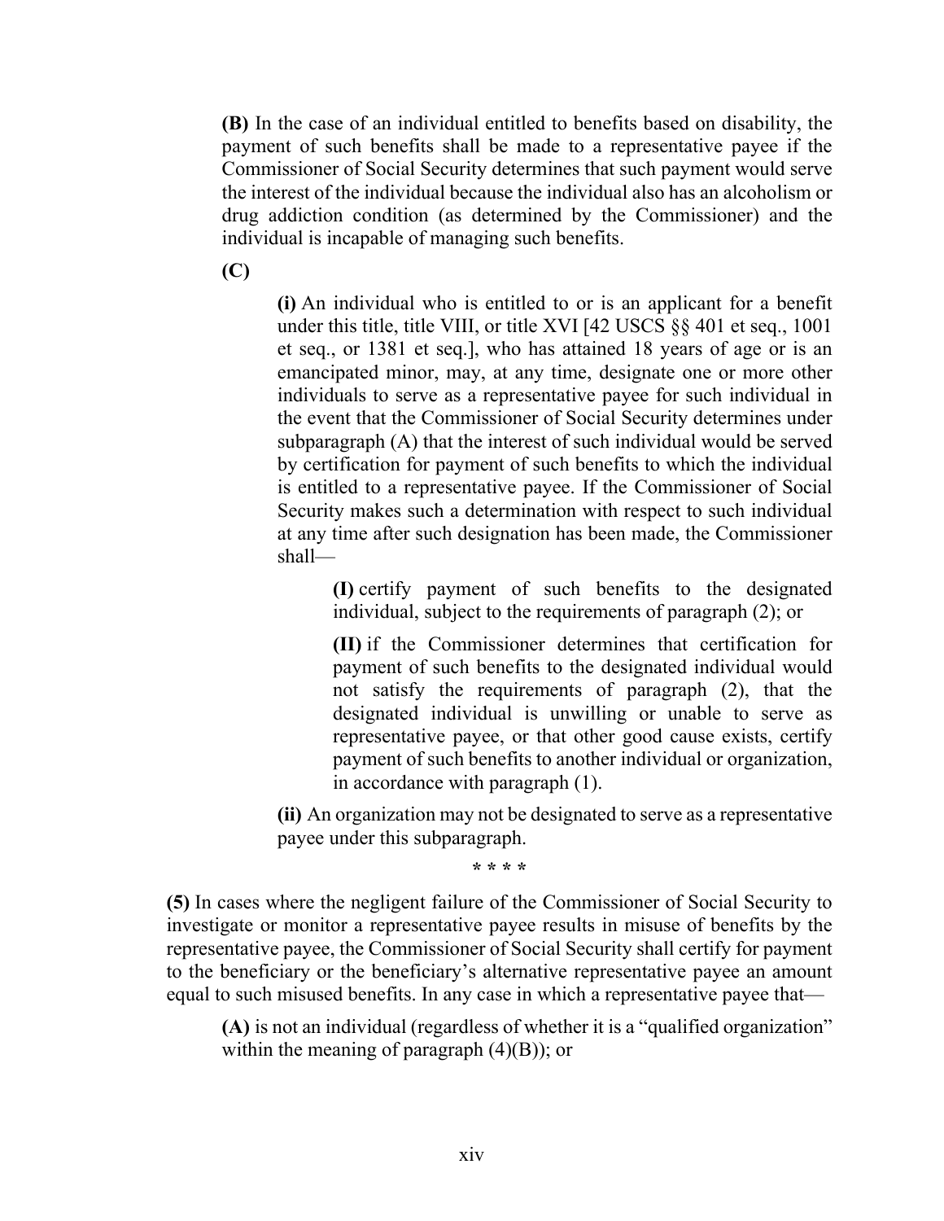**(B)** In the case of an individual entitled to benefits based on disability, the payment of such benefits shall be made to a representative payee if the Commissioner of Social Security determines that such payment would serve the interest of the individual because the individual also has an alcoholism or drug addiction condition (as determined by the Commissioner) and the individual is incapable of managing such benefits.

**(C)**

**(i)** An individual who is entitled to or is an applicant for a benefit under this title, title VIII, or title XVI [42 USCS §§ 401 et seq., 1001 et seq., or 1381 et seq.], who has attained 18 years of age or is an emancipated minor, may, at any time, designate one or more other individuals to serve as a representative payee for such individual in the event that the Commissioner of Social Security determines under subparagraph (A) that the interest of such individual would be served by certification for payment of such benefits to which the individual is entitled to a representative payee. If the Commissioner of Social Security makes such a determination with respect to such individual at any time after such designation has been made, the Commissioner shall—

**(I)** certify payment of such benefits to the designated individual, subject to the requirements of paragraph (2); or

**(II)** if the Commissioner determines that certification for payment of such benefits to the designated individual would not satisfy the requirements of paragraph (2), that the designated individual is unwilling or unable to serve as representative payee, or that other good cause exists, certify payment of such benefits to another individual or organization, in accordance with paragraph (1).

**(ii)** An organization may not be designated to serve as a representative payee under this subparagraph.

\* \* \* \*

**(5)** In cases where the negligent failure of the Commissioner of Social Security to investigate or monitor a representative payee results in misuse of benefits by the representative payee, the Commissioner of Social Security shall certify for payment to the beneficiary or the beneficiary's alternative representative payee an amount equal to such misused benefits. In any case in which a representative payee that—

**(A)** is not an individual (regardless of whether it is a "qualified organization" within the meaning of paragraph (4)(B)); or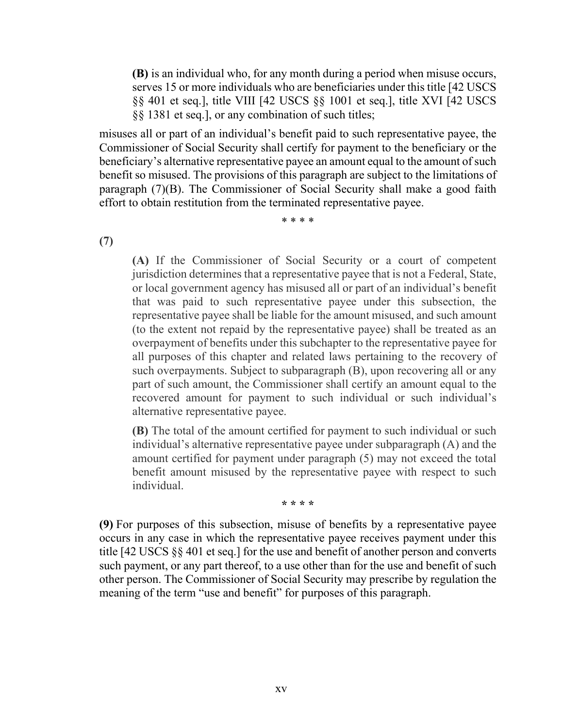**(B)** is an individual who, for any month during a period when misuse occurs, serves 15 or more individuals who are beneficiaries under this title [42 USCS §§ 401 et seq.], title VIII [42 USCS §§ 1001 et seq.], title XVI [42 USCS §§ 1381 et seq.], or any combination of such titles;

misuses all or part of an individual's benefit paid to such representative payee, the Commissioner of Social Security shall certify for payment to the beneficiary or the beneficiary's alternative representative payee an amount equal to the amount of such benefit so misused. The provisions of this paragraph are subject to the limitations of paragraph (7)(B). The Commissioner of Social Security shall make a good faith effort to obtain restitution from the terminated representative payee.

\* \* \* \*

**(7)**

**(A)** If the Commissioner of Social Security or a court of competent jurisdiction determines that a representative payee that is not a Federal, State, or local government agency has misused all or part of an individual's benefit that was paid to such representative payee under this subsection, the representative payee shall be liable for the amount misused, and such amount (to the extent not repaid by the representative payee) shall be treated as an overpayment of benefits under this subchapter to the representative payee for all purposes of this chapter and related laws pertaining to the recovery of such overpayments. Subject to subparagraph (B), upon recovering all or any part of such amount, the Commissioner shall certify an amount equal to the recovered amount for payment to such individual or such individual's alternative representative payee.

**(B)** The total of the amount certified for payment to such individual or such individual's alternative representative payee under subparagraph (A) and the amount certified for payment under paragraph (5) may not exceed the total benefit amount misused by the representative payee with respect to such individual.

\* \* \* \*

**(9)** For purposes of this subsection, misuse of benefits by a representative payee occurs in any case in which the representative payee receives payment under this title [42 USCS §§ 401 et seq.] for the use and benefit of another person and converts such payment, or any part thereof, to a use other than for the use and benefit of such other person. The Commissioner of Social Security may prescribe by regulation the meaning of the term "use and benefit" for purposes of this paragraph.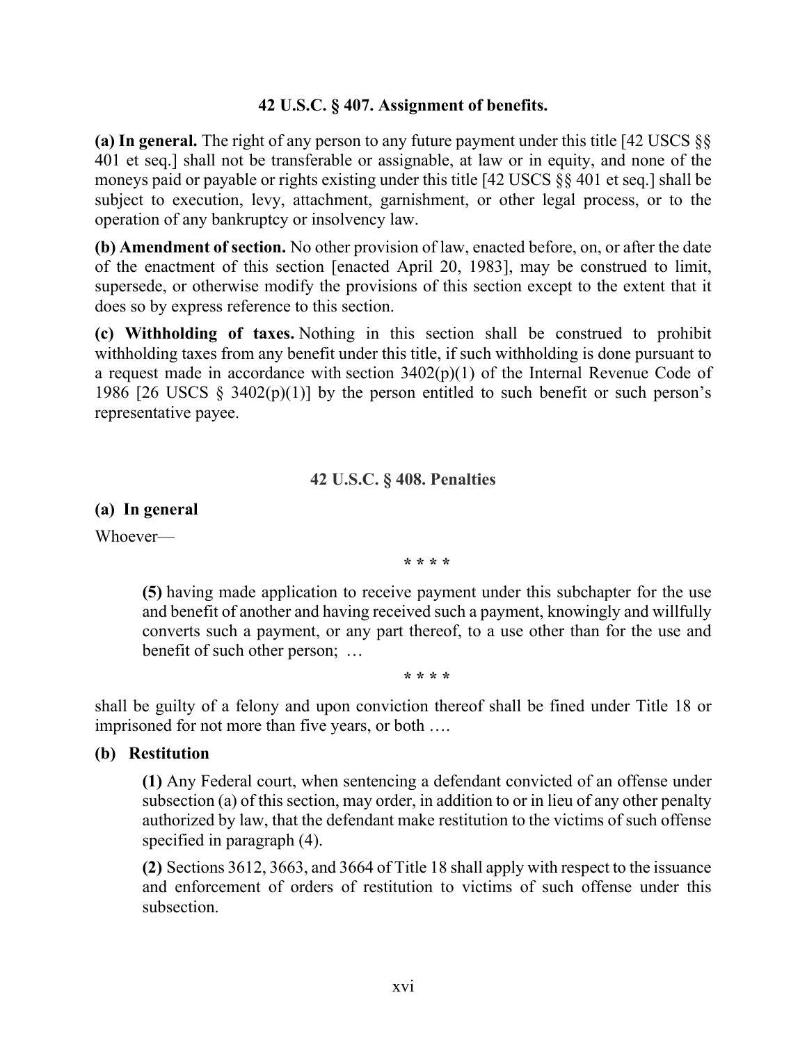### 42 U.S.C. § 407. Assignment of benefits.

**(a) In general.** The right of any person to any future payment under this title [42 USCS §§ 401 et seq.] shall not be transferable or assignable, at law or in equity, and none of the moneys paid or payable or rights existing under this title [42 USCS §§ 401 et seq.] shall be subject to execution, levy, attachment, garnishment, or other legal process, or to the operation of any bankruptcy or insolvency law.

**(b) Amendment of section.** No other provision of law, enacted before, on, or after the date of the enactment of this section [enacted April 20, 1983], may be construed to limit, supersede, or otherwise modify the provisions of this section except to the extent that it does so by express reference to this section.

**(c) Withholding of taxes.** Nothing in this section shall be construed to prohibit withholding taxes from any benefit under this title, if such withholding is done pursuant to a request made in accordance with section 3402(p)(1) of the Internal Revenue Code of 1986 [26 USCS § 3402(p)(1)] by the person entitled to such benefit or such person's representative payee.

### 42 U.S.C. § 408. Penalties

**(a) In general**

Whoever—

\* \* \* \*

> **(5)** having made application to receive payment under this subchapter for the use and benefit of another and having received such a payment, knowingly and willfully converts such a payment, or any part thereof, to a use other than for the use and benefit of such other person; …

\* \* \* \*

shall be guilty of a felony and upon conviction thereof shall be fined under Title 18 or imprisoned for not more than five years, or both ….

**(b) Restitution**

> **(1)** Any Federal court, when sentencing a defendant convicted of an offense under subsection (a) of this section, may order, in addition to or in lieu of any other penalty authorized by law, that the defendant make restitution to the victims of such offense specified in paragraph (4).
>
> **(2)** Sections 3612, 3663, and 3664 of Title 18 shall apply with respect to the issuance and enforcement of orders of restitution to victims of such offense under this subsection.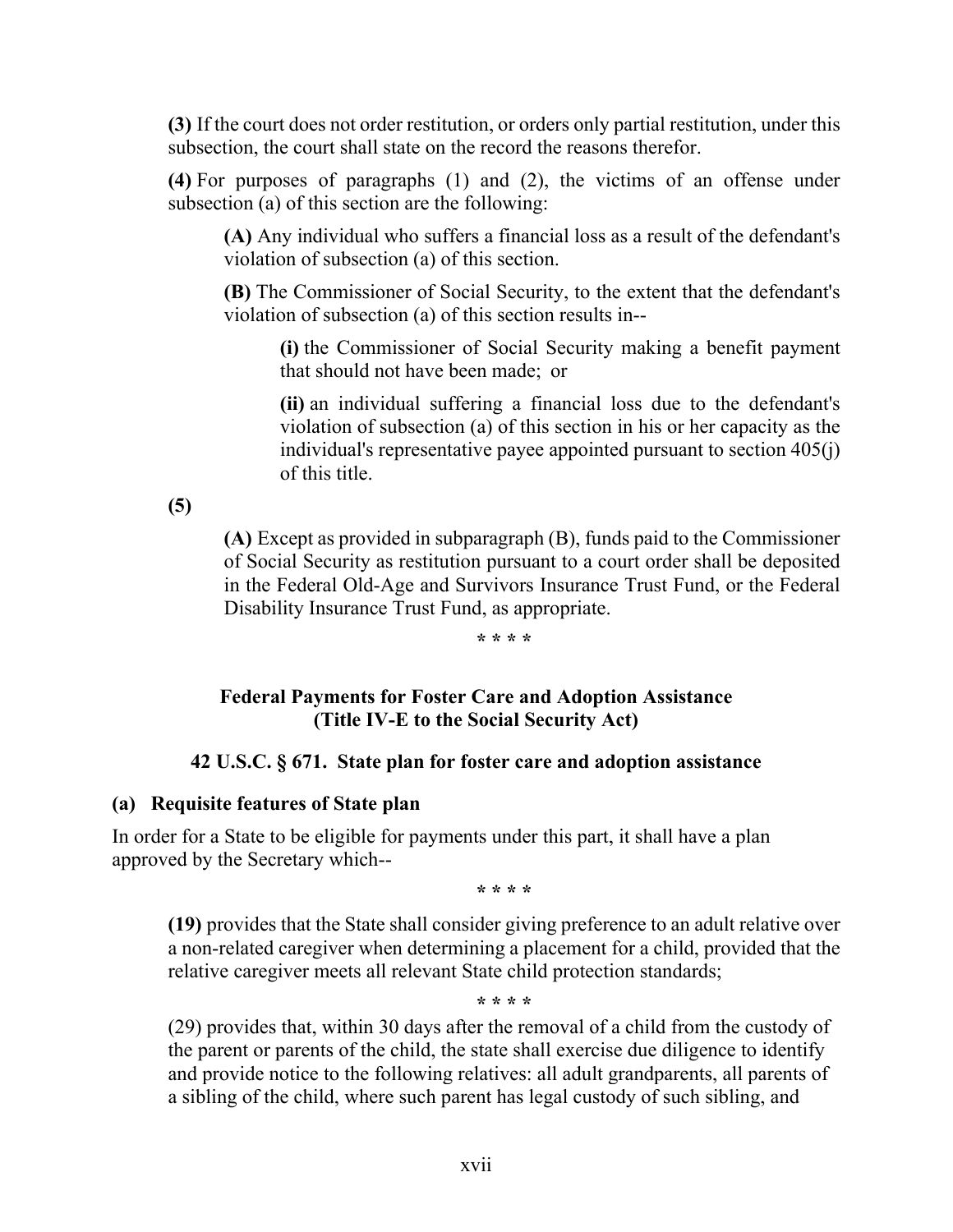**(3)** If the court does not order restitution, or orders only partial restitution, under this subsection, the court shall state on the record the reasons therefor.

**(4)** For purposes of paragraphs (1) and (2), the victims of an offense under subsection (a) of this section are the following:

> **(A)** Any individual who suffers a financial loss as a result of the defendant's violation of subsection (a) of this section.
>
> **(B)** The Commissioner of Social Security, to the extent that the defendant's violation of subsection (a) of this section results in--
>
> > **(i)** the Commissioner of Social Security making a benefit payment that should not have been made; or
> >
> > **(ii)** an individual suffering a financial loss due to the defendant's violation of subsection (a) of this section in his or her capacity as the individual's representative payee appointed pursuant to section 405(j) of this title.

**(5)**

> **(A)** Except as provided in subparagraph (B), funds paid to the Commissioner of Social Security as restitution pursuant to a court order shall be deposited in the Federal Old-Age and Survivors Insurance Trust Fund, or the Federal Disability Insurance Trust Fund, as appropriate.

\* \* \* \*

## Federal Payments for Foster Care and Adoption Assistance (Title IV-E to the Social Security Act)

### 42 U.S.C. § 671. State plan for foster care and adoption assistance

**(a) Requisite features of State plan**

In order for a State to be eligible for payments under this part, it shall have a plan approved by the Secretary which--

\* \* \* \*

> **(19)** provides that the State shall consider giving preference to an adult relative over a non-related caregiver when determining a placement for a child, provided that the relative caregiver meets all relevant State child protection standards;

\* \* \* \*

> (29) provides that, within 30 days after the removal of a child from the custody of the parent or parents of the child, the state shall exercise due diligence to identify and provide notice to the following relatives: all adult grandparents, all parents of a sibling of the child, where such parent has legal custody of such sibling, and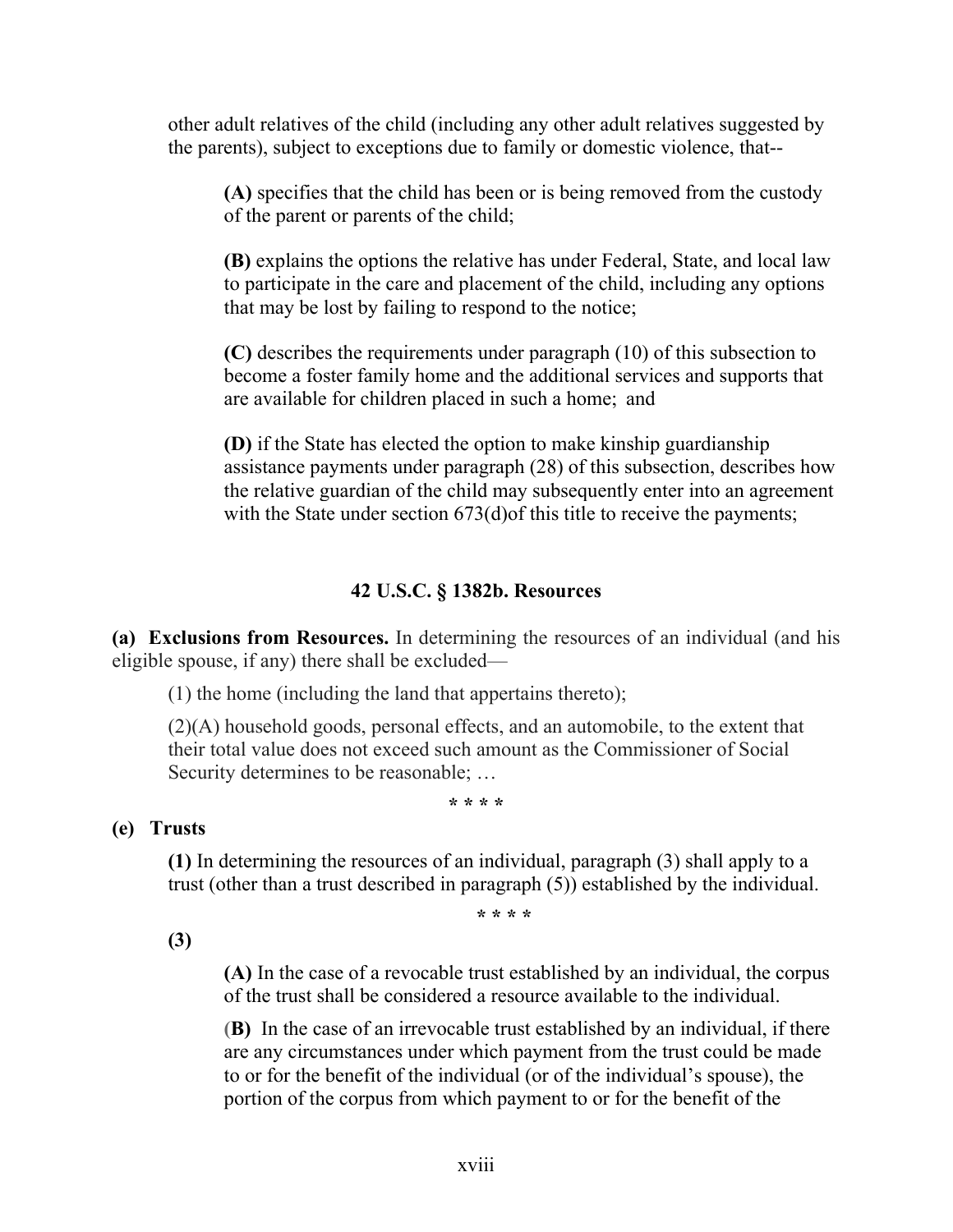other adult relatives of the child (including any other adult relatives suggested by the parents), subject to exceptions due to family or domestic violence, that--

> **(A)** specifies that the child has been or is being removed from the custody of the parent or parents of the child;
>
> **(B)** explains the options the relative has under Federal, State, and local law to participate in the care and placement of the child, including any options that may be lost by failing to respond to the notice;
>
> **(C)** describes the requirements under paragraph (10) of this subsection to become a foster family home and the additional services and supports that are available for children placed in such a home; and
>
> **(D)** if the State has elected the option to make kinship guardianship assistance payments under paragraph (28) of this subsection, describes how the relative guardian of the child may subsequently enter into an agreement with the State under section 673(d)of this title to receive the payments;

### 42 U.S.C. § 1382b. Resources

**(a) Exclusions from Resources.** In determining the resources of an individual (and his eligible spouse, if any) there shall be excluded—

> (1) the home (including the land that appertains thereto);
>
> (2)(A) household goods, personal effects, and an automobile, to the extent that their total value does not exceed such amount as the Commissioner of Social Security determines to be reasonable; …

\* \* \* \*

**(e) Trusts**

> **(1)** In determining the resources of an individual, paragraph (3) shall apply to a trust (other than a trust described in paragraph (5)) established by the individual.

\* \* \* \*

> **(3)**
>
> > **(A)** In the case of a revocable trust established by an individual, the corpus of the trust shall be considered a resource available to the individual.
> >
> > **(B)** In the case of an irrevocable trust established by an individual, if there are any circumstances under which payment from the trust could be made to or for the benefit of the individual (or of the individual's spouse), the portion of the corpus from which payment to or for the benefit of the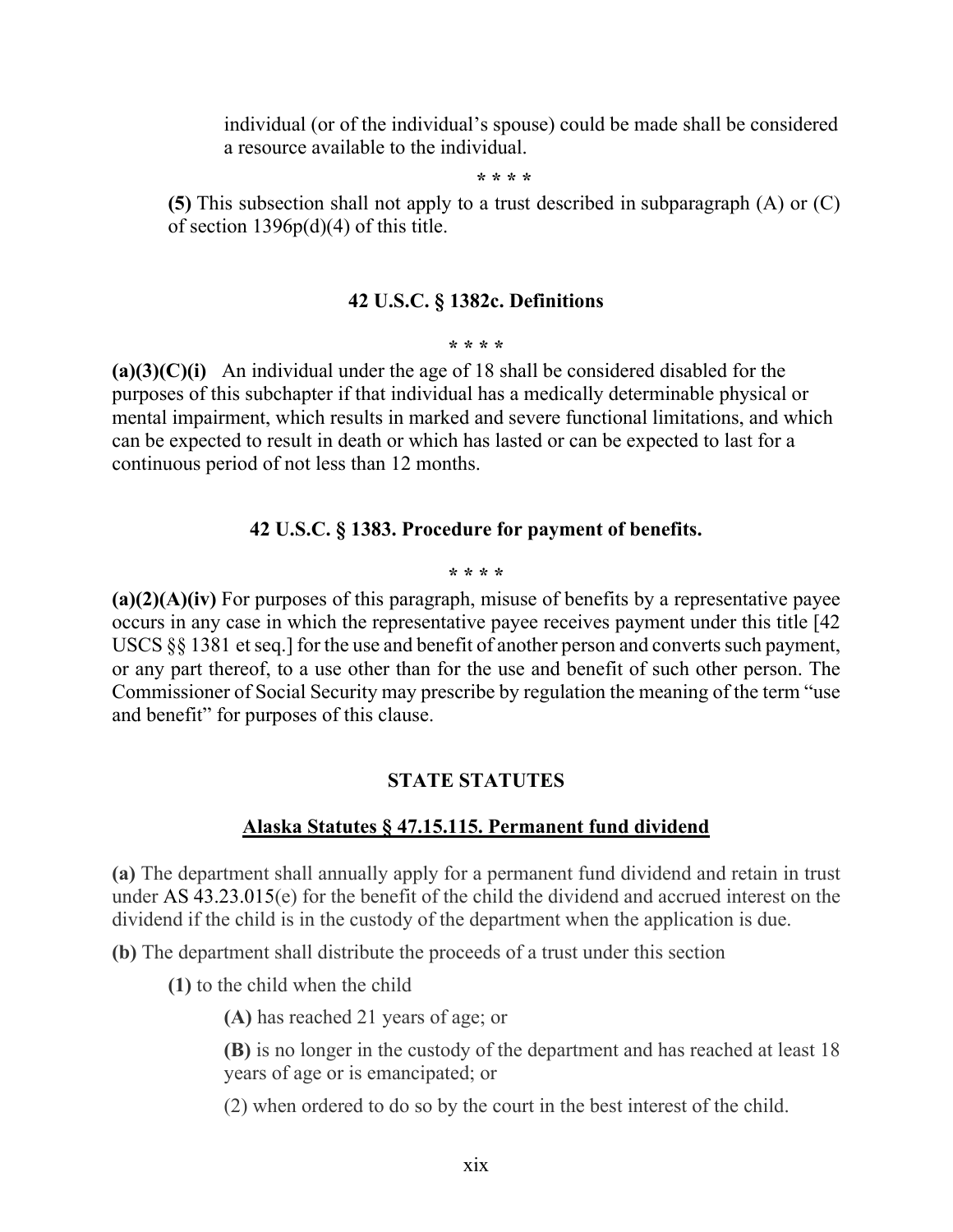individual (or of the individual's spouse) could be made shall be considered a resource available to the individual.

\* \* \* \*

**(5)** This subsection shall not apply to a trust described in subparagraph (A) or (C) of section 1396p(d)(4) of this title.

### 42 U.S.C. § 1382c. Definitions

\* \* \* \*

**(a)(3)(C)(i)** An individual under the age of 18 shall be considered disabled for the purposes of this subchapter if that individual has a medically determinable physical or mental impairment, which results in marked and severe functional limitations, and which can be expected to result in death or which has lasted or can be expected to last for a continuous period of not less than 12 months.

### 42 U.S.C. § 1383. Procedure for payment of benefits.

\* \* \* \*

**(a)(2)(A)(iv)** For purposes of this paragraph, misuse of benefits by a representative payee occurs in any case in which the representative payee receives payment under this title [42 USCS §§ 1381 et seq.] for the use and benefit of another person and converts such payment, or any part thereof, to a use other than for the use and benefit of such other person. The Commissioner of Social Security may prescribe by regulation the meaning of the term "use and benefit" for purposes of this clause.

## STATE STATUTES

### Alaska Statutes § 47.15.115. Permanent fund dividend

**(a)** The department shall annually apply for a permanent fund dividend and retain in trust under AS 43.23.015(e) for the benefit of the child the dividend and accrued interest on the dividend if the child is in the custody of the department when the application is due.

**(b)** The department shall distribute the proceeds of a trust under this section

**(1)** to the child when the child

**(A)** has reached 21 years of age; or

**(B)** is no longer in the custody of the department and has reached at least 18 years of age or is emancipated; or

(2) when ordered to do so by the court in the best interest of the child.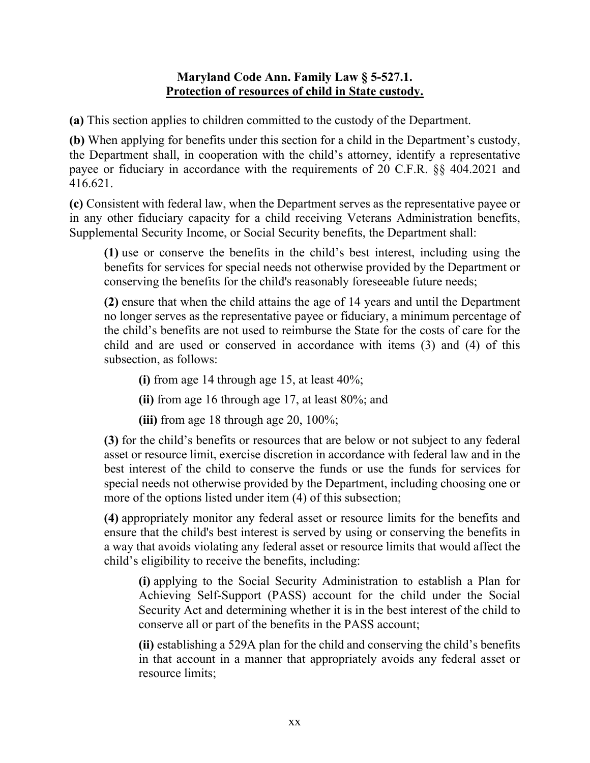**Maryland Code Ann. Family Law § 5-527.1.**
**Protection of resources of child in State custody.**

**(a)** This section applies to children committed to the custody of the Department.

**(b)** When applying for benefits under this section for a child in the Department's custody, the Department shall, in cooperation with the child's attorney, identify a representative payee or fiduciary in accordance with the requirements of 20 C.F.R. §§ 404.2021 and 416.621.

**(c)** Consistent with federal law, when the Department serves as the representative payee or in any other fiduciary capacity for a child receiving Veterans Administration benefits, Supplemental Security Income, or Social Security benefits, the Department shall:

> **(1)** use or conserve the benefits in the child's best interest, including using the benefits for services for special needs not otherwise provided by the Department or conserving the benefits for the child's reasonably foreseeable future needs;
>
> **(2)** ensure that when the child attains the age of 14 years and until the Department no longer serves as the representative payee or fiduciary, a minimum percentage of the child's benefits are not used to reimburse the State for the costs of care for the child and are used or conserved in accordance with items (3) and (4) of this subsection, as follows:
>
> > **(i)** from age 14 through age 15, at least 40%;
> >
> > **(ii)** from age 16 through age 17, at least 80%; and
> >
> > **(iii)** from age 18 through age 20, 100%;
>
> **(3)** for the child's benefits or resources that are below or not subject to any federal asset or resource limit, exercise discretion in accordance with federal law and in the best interest of the child to conserve the funds or use the funds for services for special needs not otherwise provided by the Department, including choosing one or more of the options listed under item (4) of this subsection;
>
> **(4)** appropriately monitor any federal asset or resource limits for the benefits and ensure that the child's best interest is served by using or conserving the benefits in a way that avoids violating any federal asset or resource limits that would affect the child's eligibility to receive the benefits, including:
>
> > **(i)** applying to the Social Security Administration to establish a Plan for Achieving Self-Support (PASS) account for the child under the Social Security Act and determining whether it is in the best interest of the child to conserve all or part of the benefits in the PASS account;
> >
> > **(ii)** establishing a 529A plan for the child and conserving the child's benefits in that account in a manner that appropriately avoids any federal asset or resource limits;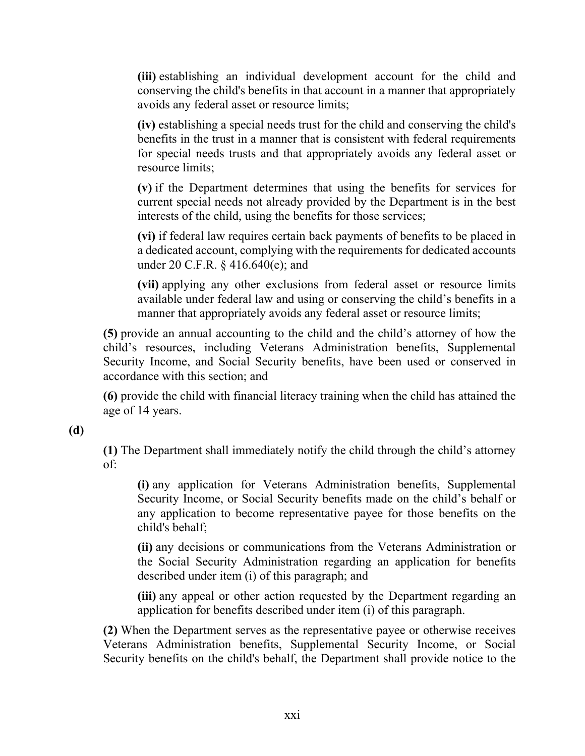**(iii)** establishing an individual development account for the child and conserving the child's benefits in that account in a manner that appropriately avoids any federal asset or resource limits;

**(iv)** establishing a special needs trust for the child and conserving the child's benefits in the trust in a manner that is consistent with federal requirements for special needs trusts and that appropriately avoids any federal asset or resource limits;

**(v)** if the Department determines that using the benefits for services for current special needs not already provided by the Department is in the best interests of the child, using the benefits for those services;

**(vi)** if federal law requires certain back payments of benefits to be placed in a dedicated account, complying with the requirements for dedicated accounts under 20 C.F.R. § 416.640(e); and

**(vii)** applying any other exclusions from federal asset or resource limits available under federal law and using or conserving the child's benefits in a manner that appropriately avoids any federal asset or resource limits;

**(5)** provide an annual accounting to the child and the child's attorney of how the child's resources, including Veterans Administration benefits, Supplemental Security Income, and Social Security benefits, have been used or conserved in accordance with this section; and

**(6)** provide the child with financial literacy training when the child has attained the age of 14 years.

**(d)**

**(1)** The Department shall immediately notify the child through the child's attorney of:

**(i)** any application for Veterans Administration benefits, Supplemental Security Income, or Social Security benefits made on the child's behalf or any application to become representative payee for those benefits on the child's behalf;

**(ii)** any decisions or communications from the Veterans Administration or the Social Security Administration regarding an application for benefits described under item (i) of this paragraph; and

**(iii)** any appeal or other action requested by the Department regarding an application for benefits described under item (i) of this paragraph.

**(2)** When the Department serves as the representative payee or otherwise receives Veterans Administration benefits, Supplemental Security Income, or Social Security benefits on the child's behalf, the Department shall provide notice to the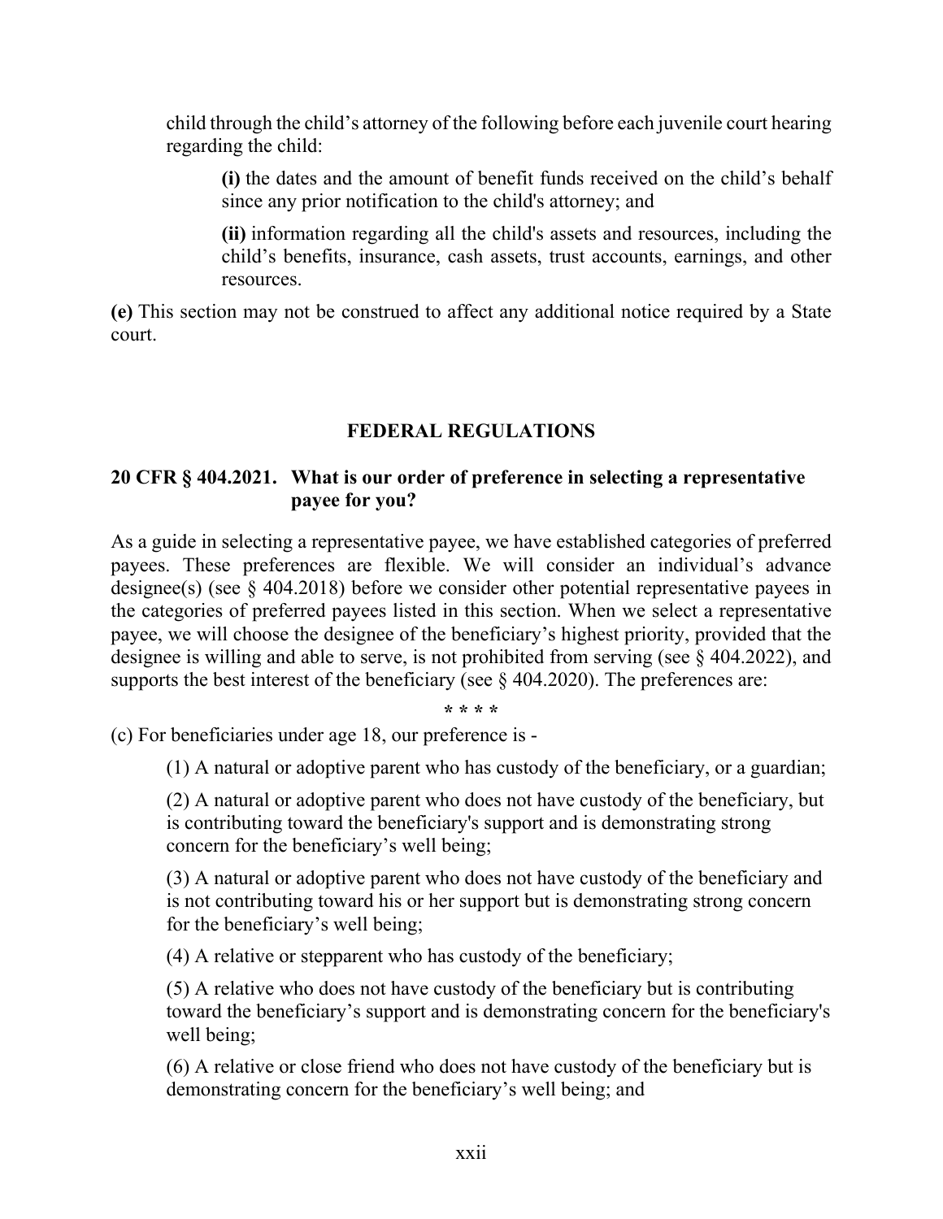child through the child's attorney of the following before each juvenile court hearing regarding the child:

> **(i)** the dates and the amount of benefit funds received on the child's behalf since any prior notification to the child's attorney; and
>
> **(ii)** information regarding all the child's assets and resources, including the child's benefits, insurance, cash assets, trust accounts, earnings, and other resources.

**(e)** This section may not be construed to affect any additional notice required by a State court.

## FEDERAL REGULATIONS

### 20 CFR § 404.2021. What is our order of preference in selecting a representative payee for you?

As a guide in selecting a representative payee, we have established categories of preferred payees. These preferences are flexible. We will consider an individual's advance designee(s) (see § 404.2018) before we consider other potential representative payees in the categories of preferred payees listed in this section. When we select a representative payee, we will choose the designee of the beneficiary's highest priority, provided that the designee is willing and able to serve, is not prohibited from serving (see § 404.2022), and supports the best interest of the beneficiary (see § 404.2020). The preferences are:

\* \* \* \*

(c) For beneficiaries under age 18, our preference is -

> (1) A natural or adoptive parent who has custody of the beneficiary, or a guardian;
>
> (2) A natural or adoptive parent who does not have custody of the beneficiary, but is contributing toward the beneficiary's support and is demonstrating strong concern for the beneficiary's well being;
>
> (3) A natural or adoptive parent who does not have custody of the beneficiary and is not contributing toward his or her support but is demonstrating strong concern for the beneficiary's well being;
>
> (4) A relative or stepparent who has custody of the beneficiary;
>
> (5) A relative who does not have custody of the beneficiary but is contributing toward the beneficiary's support and is demonstrating concern for the beneficiary's well being;
>
> (6) A relative or close friend who does not have custody of the beneficiary but is demonstrating concern for the beneficiary's well being; and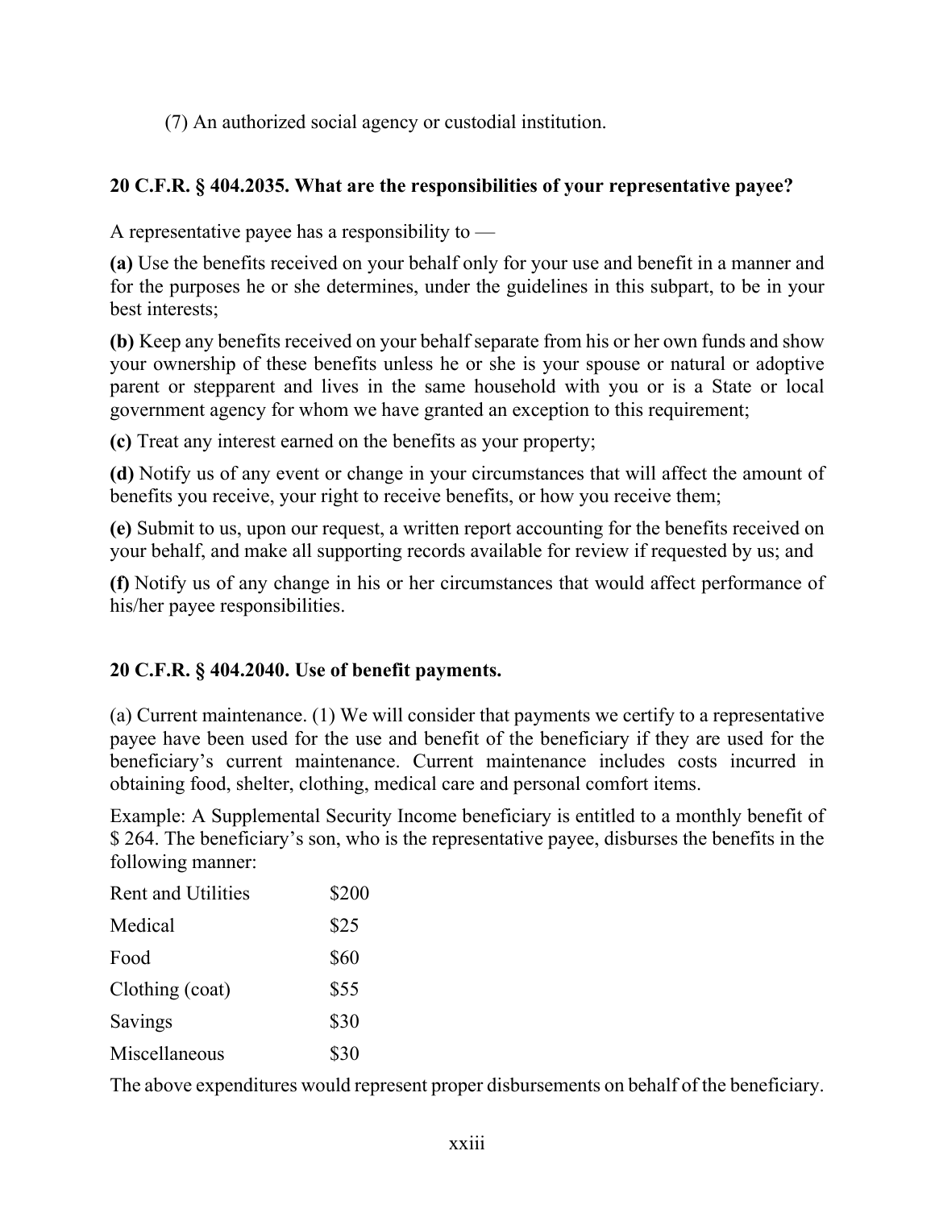(7) An authorized social agency or custodial institution.

**20 C.F.R. § 404.2035. What are the responsibilities of your representative payee?**

A representative payee has a responsibility to —

**(a)** Use the benefits received on your behalf only for your use and benefit in a manner and for the purposes he or she determines, under the guidelines in this subpart, to be in your best interests;

**(b)** Keep any benefits received on your behalf separate from his or her own funds and show your ownership of these benefits unless he or she is your spouse or natural or adoptive parent or stepparent and lives in the same household with you or is a State or local government agency for whom we have granted an exception to this requirement;

**(c)** Treat any interest earned on the benefits as your property;

**(d)** Notify us of any event or change in your circumstances that will affect the amount of benefits you receive, your right to receive benefits, or how you receive them;

**(e)** Submit to us, upon our request, a written report accounting for the benefits received on your behalf, and make all supporting records available for review if requested by us; and

**(f)** Notify us of any change in his or her circumstances that would affect performance of his/her payee responsibilities.

**20 C.F.R. § 404.2040. Use of benefit payments.**

(a) Current maintenance. (1) We will consider that payments we certify to a representative payee have been used for the use and benefit of the beneficiary if they are used for the beneficiary's current maintenance. Current maintenance includes costs incurred in obtaining food, shelter, clothing, medical care and personal comfort items.

Example: A Supplemental Security Income beneficiary is entitled to a monthly benefit of $ 264. The beneficiary's son, who is the representative payee, disburses the benefits in the following manner:

| | |
|---|---|
| Rent and Utilities | $200 |
| Medical | $25 |
| Food | $60 |
| Clothing (coat) | $55 |
| Savings | $30 |
| Miscellaneous | $30 |

The above expenditures would represent proper disbursements on behalf of the beneficiary.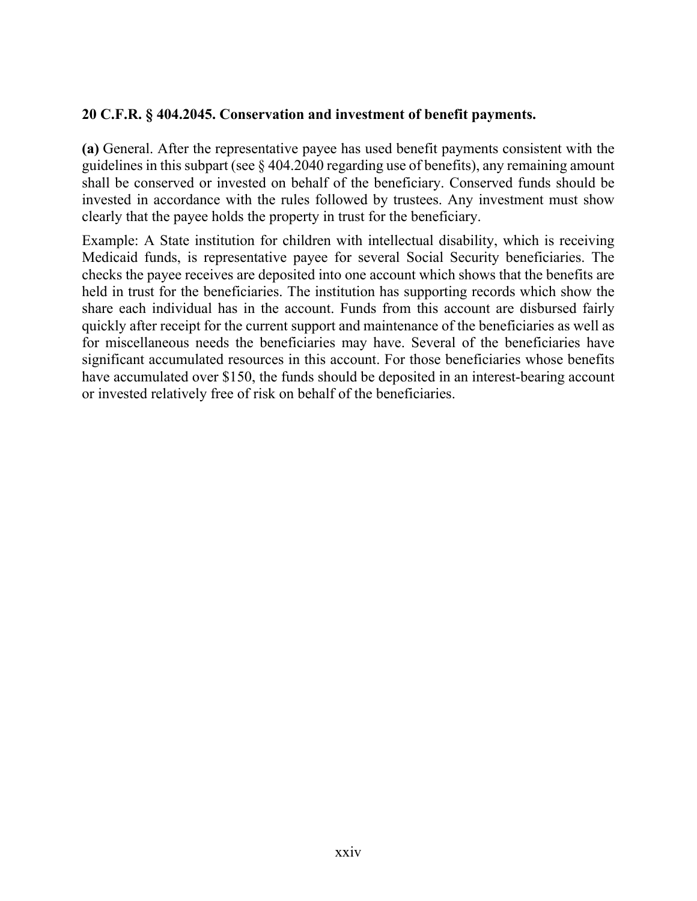**20 C.F.R. § 404.2045. Conservation and investment of benefit payments.**

**(a)** General. After the representative payee has used benefit payments consistent with the guidelines in this subpart (see § 404.2040 regarding use of benefits), any remaining amount shall be conserved or invested on behalf of the beneficiary. Conserved funds should be invested in accordance with the rules followed by trustees. Any investment must show clearly that the payee holds the property in trust for the beneficiary.

Example: A State institution for children with intellectual disability, which is receiving Medicaid funds, is representative payee for several Social Security beneficiaries. The checks the payee receives are deposited into one account which shows that the benefits are held in trust for the beneficiaries. The institution has supporting records which show the share each individual has in the account. Funds from this account are disbursed fairly quickly after receipt for the current support and maintenance of the beneficiaries as well as for miscellaneous needs the beneficiaries may have. Several of the beneficiaries have significant accumulated resources in this account. For those beneficiaries whose benefits have accumulated over $150, the funds should be deposited in an interest-bearing account or invested relatively free of risk on behalf of the beneficiaries.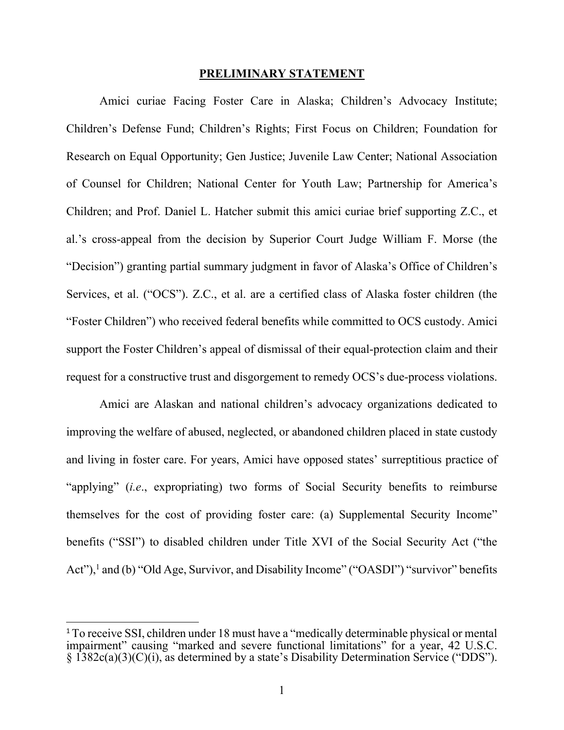## PRELIMINARY STATEMENT

Amici curiae Facing Foster Care in Alaska; Children's Advocacy Institute; Children's Defense Fund; Children's Rights; First Focus on Children; Foundation for Research on Equal Opportunity; Gen Justice; Juvenile Law Center; National Association of Counsel for Children; National Center for Youth Law; Partnership for America's Children; and Prof. Daniel L. Hatcher submit this amici curiae brief supporting Z.C., et al.'s cross-appeal from the decision by Superior Court Judge William F. Morse (the "Decision") granting partial summary judgment in favor of Alaska's Office of Children's Services, et al. ("OCS"). Z.C., et al. are a certified class of Alaska foster children (the "Foster Children") who received federal benefits while committed to OCS custody. Amici support the Foster Children's appeal of dismissal of their equal-protection claim and their request for a constructive trust and disgorgement to remedy OCS's due-process violations.

Amici are Alaskan and national children's advocacy organizations dedicated to improving the welfare of abused, neglected, or abandoned children placed in state custody and living in foster care. For years, Amici have opposed states' surreptitious practice of "applying" (*i.e.*, expropriating) two forms of Social Security benefits to reimburse themselves for the cost of providing foster care: (a) Supplemental Security Income" benefits ("SSI") to disabled children under Title XVI of the Social Security Act ("the Act"),[1] and (b) "Old Age, Survivor, and Disability Income" ("OASDI") "survivor" benefits

[1] To receive SSI, children under 18 must have a "medically determinable physical or mental impairment" causing "marked and severe functional limitations" for a year, 42 U.S.C. § 1382c(a)(3)(C)(i), as determined by a state's Disability Determination Service ("DDS").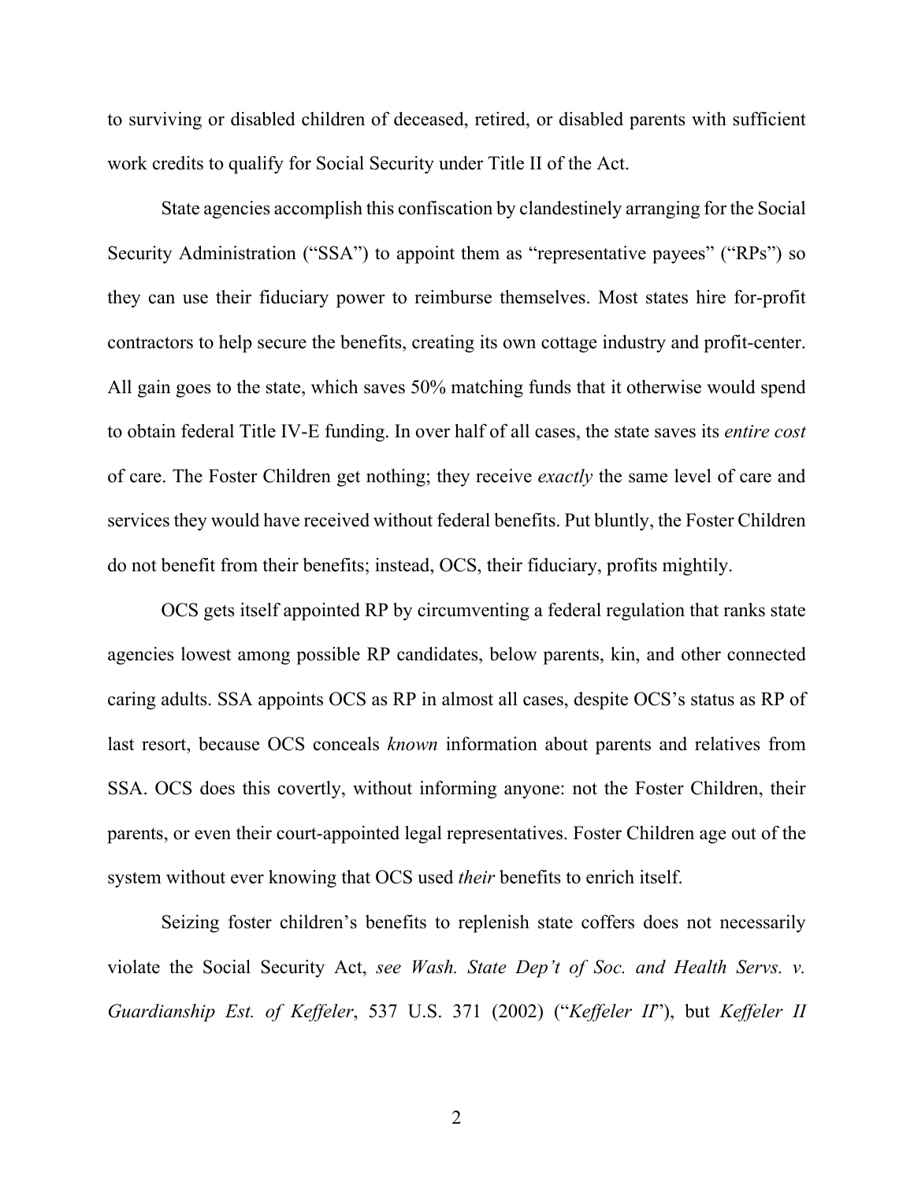to surviving or disabled children of deceased, retired, or disabled parents with sufficient work credits to qualify for Social Security under Title II of the Act.

State agencies accomplish this confiscation by clandestinely arranging for the Social Security Administration ("SSA") to appoint them as "representative payees" ("RPs") so they can use their fiduciary power to reimburse themselves. Most states hire for-profit contractors to help secure the benefits, creating its own cottage industry and profit-center. All gain goes to the state, which saves 50% matching funds that it otherwise would spend to obtain federal Title IV-E funding. In over half of all cases, the state saves its *entire cost* of care. The Foster Children get nothing; they receive *exactly* the same level of care and services they would have received without federal benefits. Put bluntly, the Foster Children do not benefit from their benefits; instead, OCS, their fiduciary, profits mightily.

OCS gets itself appointed RP by circumventing a federal regulation that ranks state agencies lowest among possible RP candidates, below parents, kin, and other connected caring adults. SSA appoints OCS as RP in almost all cases, despite OCS's status as RP of last resort, because OCS conceals *known* information about parents and relatives from SSA. OCS does this covertly, without informing anyone: not the Foster Children, their parents, or even their court-appointed legal representatives. Foster Children age out of the system without ever knowing that OCS used *their* benefits to enrich itself.

Seizing foster children's benefits to replenish state coffers does not necessarily violate the Social Security Act, *see Wash. State Dep't of Soc. and Health Servs. v. Guardianship Est. of Keffeler*, 537 U.S. 371 (2002) ("*Keffeler II*"), but *Keffeler II*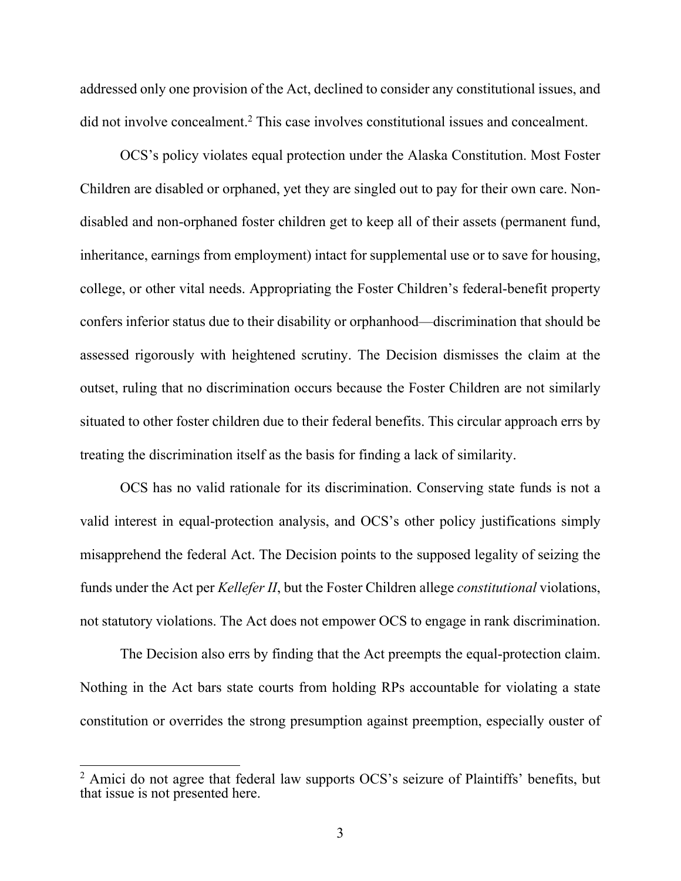addressed only one provision of the Act, declined to consider any constitutional issues, and did not involve concealment.[2] This case involves constitutional issues and concealment.

OCS's policy violates equal protection under the Alaska Constitution. Most Foster Children are disabled or orphaned, yet they are singled out to pay for their own care. Non-disabled and non-orphaned foster children get to keep all of their assets (permanent fund, inheritance, earnings from employment) intact for supplemental use or to save for housing, college, or other vital needs. Appropriating the Foster Children's federal-benefit property confers inferior status due to their disability or orphanhood—discrimination that should be assessed rigorously with heightened scrutiny. The Decision dismisses the claim at the outset, ruling that no discrimination occurs because the Foster Children are not similarly situated to other foster children due to their federal benefits. This circular approach errs by treating the discrimination itself as the basis for finding a lack of similarity.

OCS has no valid rationale for its discrimination. Conserving state funds is not a valid interest in equal-protection analysis, and OCS's other policy justifications simply misapprehend the federal Act. The Decision points to the supposed legality of seizing the funds under the Act per *Kellefer II*, but the Foster Children allege *constitutional* violations, not statutory violations. The Act does not empower OCS to engage in rank discrimination.

The Decision also errs by finding that the Act preempts the equal-protection claim. Nothing in the Act bars state courts from holding RPs accountable for violating a state constitution or overrides the strong presumption against preemption, especially ouster of

---

[2] Amici do not agree that federal law supports OCS's seizure of Plaintiffs' benefits, but that issue is not presented here.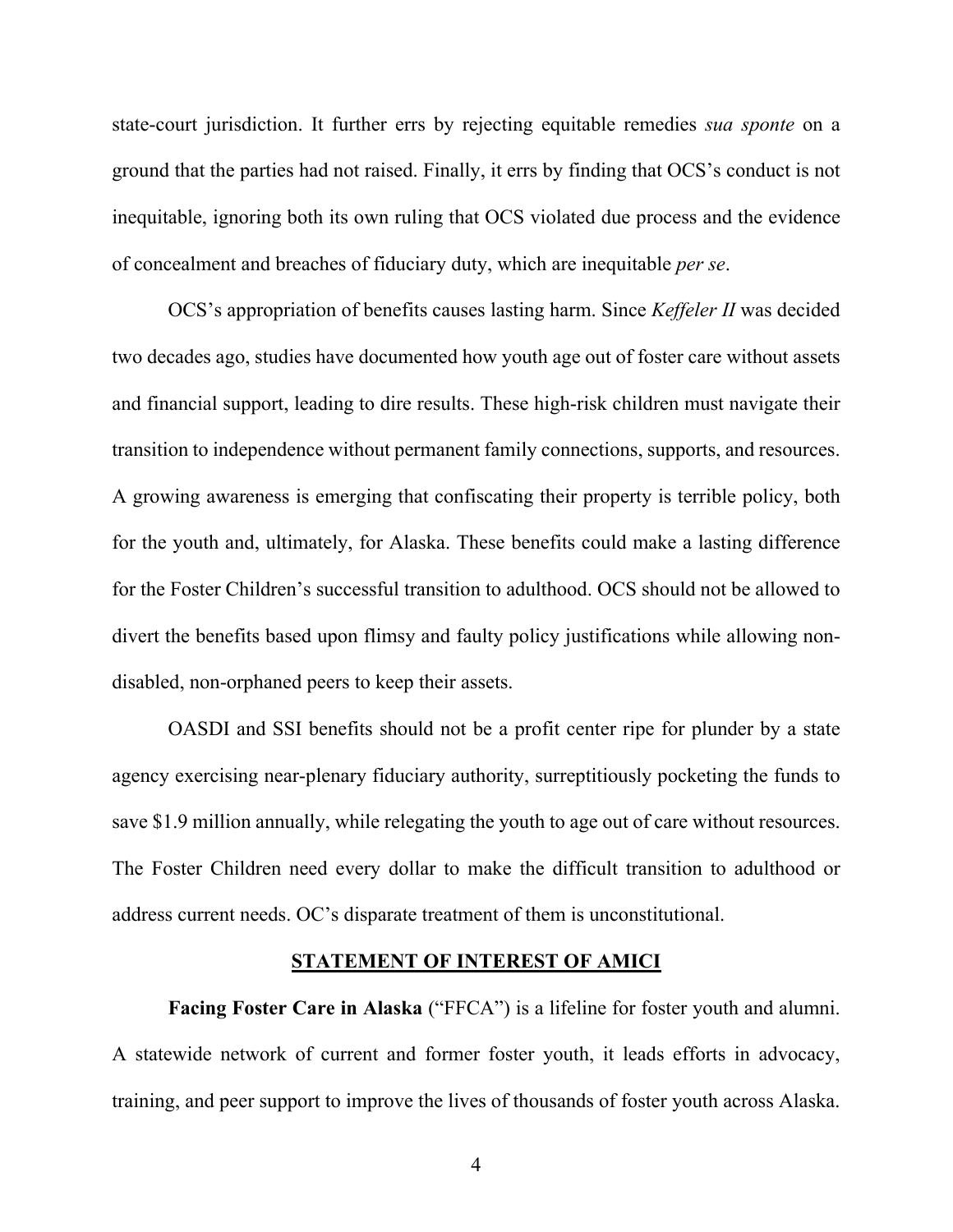state-court jurisdiction. It further errs by rejecting equitable remedies *sua sponte* on a ground that the parties had not raised. Finally, it errs by finding that OCS's conduct is not inequitable, ignoring both its own ruling that OCS violated due process and the evidence of concealment and breaches of fiduciary duty, which are inequitable *per se*.

OCS's appropriation of benefits causes lasting harm. Since *Keffeler II* was decided two decades ago, studies have documented how youth age out of foster care without assets and financial support, leading to dire results. These high-risk children must navigate their transition to independence without permanent family connections, supports, and resources. A growing awareness is emerging that confiscating their property is terrible policy, both for the youth and, ultimately, for Alaska. These benefits could make a lasting difference for the Foster Children's successful transition to adulthood. OCS should not be allowed to divert the benefits based upon flimsy and faulty policy justifications while allowing non-disabled, non-orphaned peers to keep their assets.

OASDI and SSI benefits should not be a profit center ripe for plunder by a state agency exercising near-plenary fiduciary authority, surreptitiously pocketing the funds to save $1.9 million annually, while relegating the youth to age out of care without resources. The Foster Children need every dollar to make the difficult transition to adulthood or address current needs. OC's disparate treatment of them is unconstitutional.

## STATEMENT OF INTEREST OF AMICI

**Facing Foster Care in Alaska** ("FFCA") is a lifeline for foster youth and alumni. A statewide network of current and former foster youth, it leads efforts in advocacy, training, and peer support to improve the lives of thousands of foster youth across Alaska.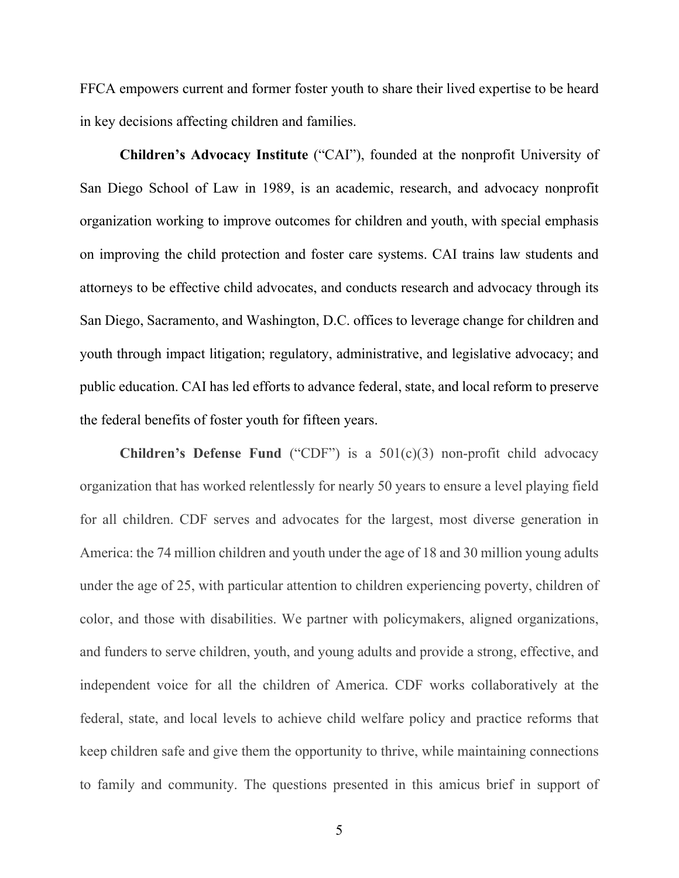FFCA empowers current and former foster youth to share their lived expertise to be heard in key decisions affecting children and families.

**Children's Advocacy Institute** ("CAI"), founded at the nonprofit University of San Diego School of Law in 1989, is an academic, research, and advocacy nonprofit organization working to improve outcomes for children and youth, with special emphasis on improving the child protection and foster care systems. CAI trains law students and attorneys to be effective child advocates, and conducts research and advocacy through its San Diego, Sacramento, and Washington, D.C. offices to leverage change for children and youth through impact litigation; regulatory, administrative, and legislative advocacy; and public education. CAI has led efforts to advance federal, state, and local reform to preserve the federal benefits of foster youth for fifteen years.

**Children's Defense Fund** ("CDF") is a 501(c)(3) non-profit child advocacy organization that has worked relentlessly for nearly 50 years to ensure a level playing field for all children. CDF serves and advocates for the largest, most diverse generation in America: the 74 million children and youth under the age of 18 and 30 million young adults under the age of 25, with particular attention to children experiencing poverty, children of color, and those with disabilities. We partner with policymakers, aligned organizations, and funders to serve children, youth, and young adults and provide a strong, effective, and independent voice for all the children of America. CDF works collaboratively at the federal, state, and local levels to achieve child welfare policy and practice reforms that keep children safe and give them the opportunity to thrive, while maintaining connections to family and community. The questions presented in this amicus brief in support of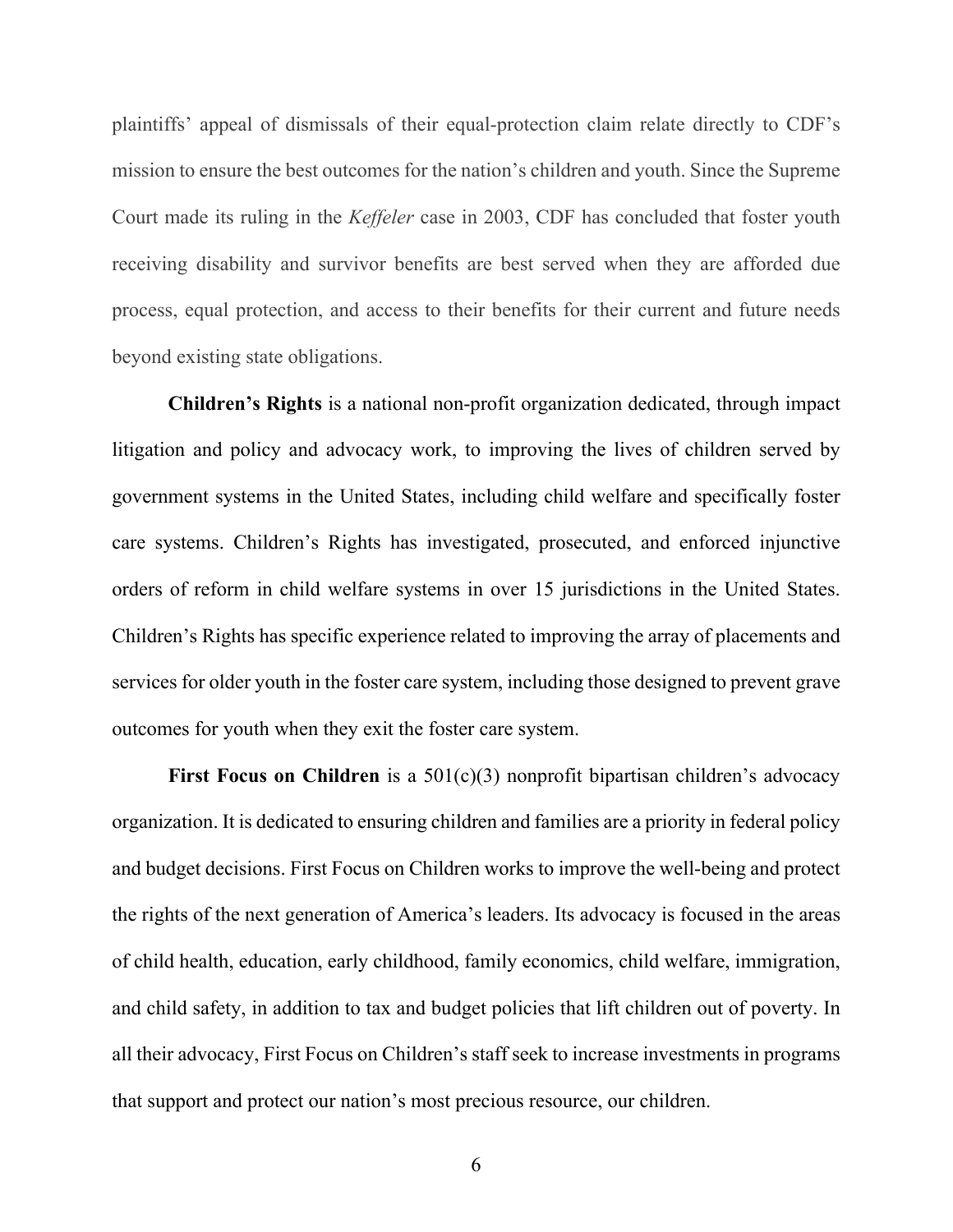plaintiffs' appeal of dismissals of their equal-protection claim relate directly to CDF's mission to ensure the best outcomes for the nation's children and youth. Since the Supreme Court made its ruling in the *Keffeler* case in 2003, CDF has concluded that foster youth receiving disability and survivor benefits are best served when they are afforded due process, equal protection, and access to their benefits for their current and future needs beyond existing state obligations.

**Children's Rights** is a national non-profit organization dedicated, through impact litigation and policy and advocacy work, to improving the lives of children served by government systems in the United States, including child welfare and specifically foster care systems. Children's Rights has investigated, prosecuted, and enforced injunctive orders of reform in child welfare systems in over 15 jurisdictions in the United States. Children's Rights has specific experience related to improving the array of placements and services for older youth in the foster care system, including those designed to prevent grave outcomes for youth when they exit the foster care system.

**First Focus on Children** is a 501(c)(3) nonprofit bipartisan children's advocacy organization. It is dedicated to ensuring children and families are a priority in federal policy and budget decisions. First Focus on Children works to improve the well-being and protect the rights of the next generation of America's leaders. Its advocacy is focused in the areas of child health, education, early childhood, family economics, child welfare, immigration, and child safety, in addition to tax and budget policies that lift children out of poverty. In all their advocacy, First Focus on Children's staff seek to increase investments in programs that support and protect our nation's most precious resource, our children.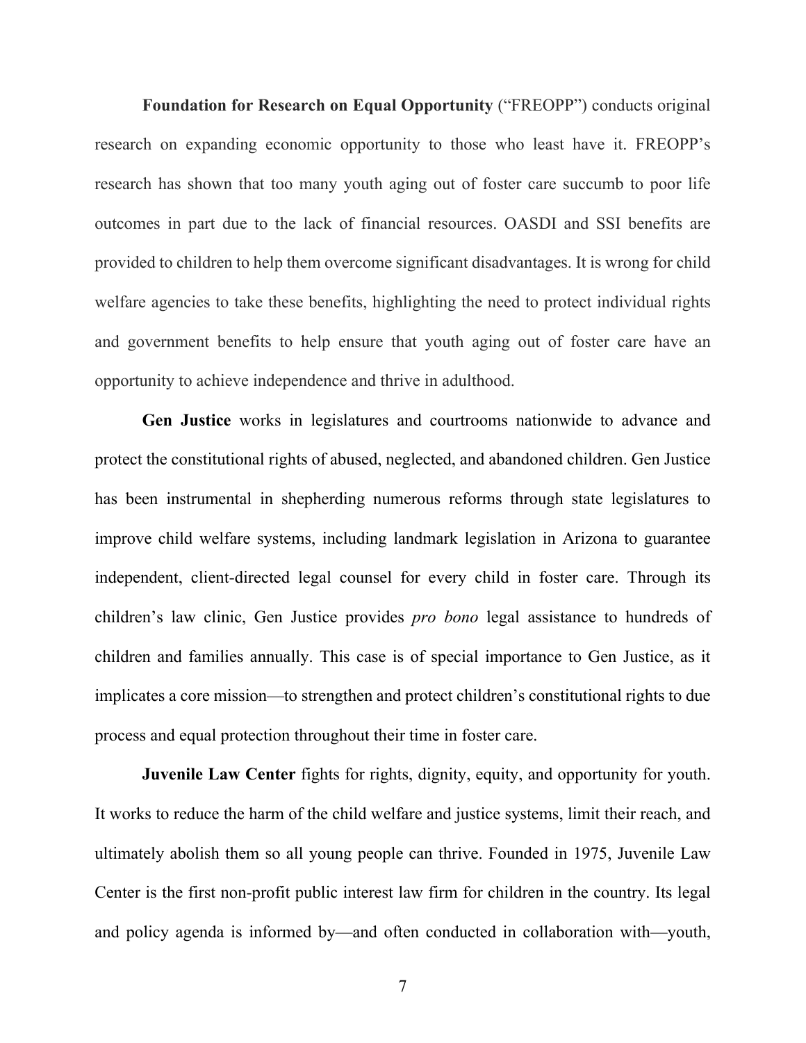**Foundation for Research on Equal Opportunity** ("FREOPP") conducts original research on expanding economic opportunity to those who least have it. FREOPP's research has shown that too many youth aging out of foster care succumb to poor life outcomes in part due to the lack of financial resources. OASDI and SSI benefits are provided to children to help them overcome significant disadvantages. It is wrong for child welfare agencies to take these benefits, highlighting the need to protect individual rights and government benefits to help ensure that youth aging out of foster care have an opportunity to achieve independence and thrive in adulthood.

**Gen Justice** works in legislatures and courtrooms nationwide to advance and protect the constitutional rights of abused, neglected, and abandoned children. Gen Justice has been instrumental in shepherding numerous reforms through state legislatures to improve child welfare systems, including landmark legislation in Arizona to guarantee independent, client-directed legal counsel for every child in foster care. Through its children's law clinic, Gen Justice provides *pro bono* legal assistance to hundreds of children and families annually. This case is of special importance to Gen Justice, as it implicates a core mission—to strengthen and protect children's constitutional rights to due process and equal protection throughout their time in foster care.

**Juvenile Law Center** fights for rights, dignity, equity, and opportunity for youth. It works to reduce the harm of the child welfare and justice systems, limit their reach, and ultimately abolish them so all young people can thrive. Founded in 1975, Juvenile Law Center is the first non-profit public interest law firm for children in the country. Its legal and policy agenda is informed by—and often conducted in collaboration with—youth,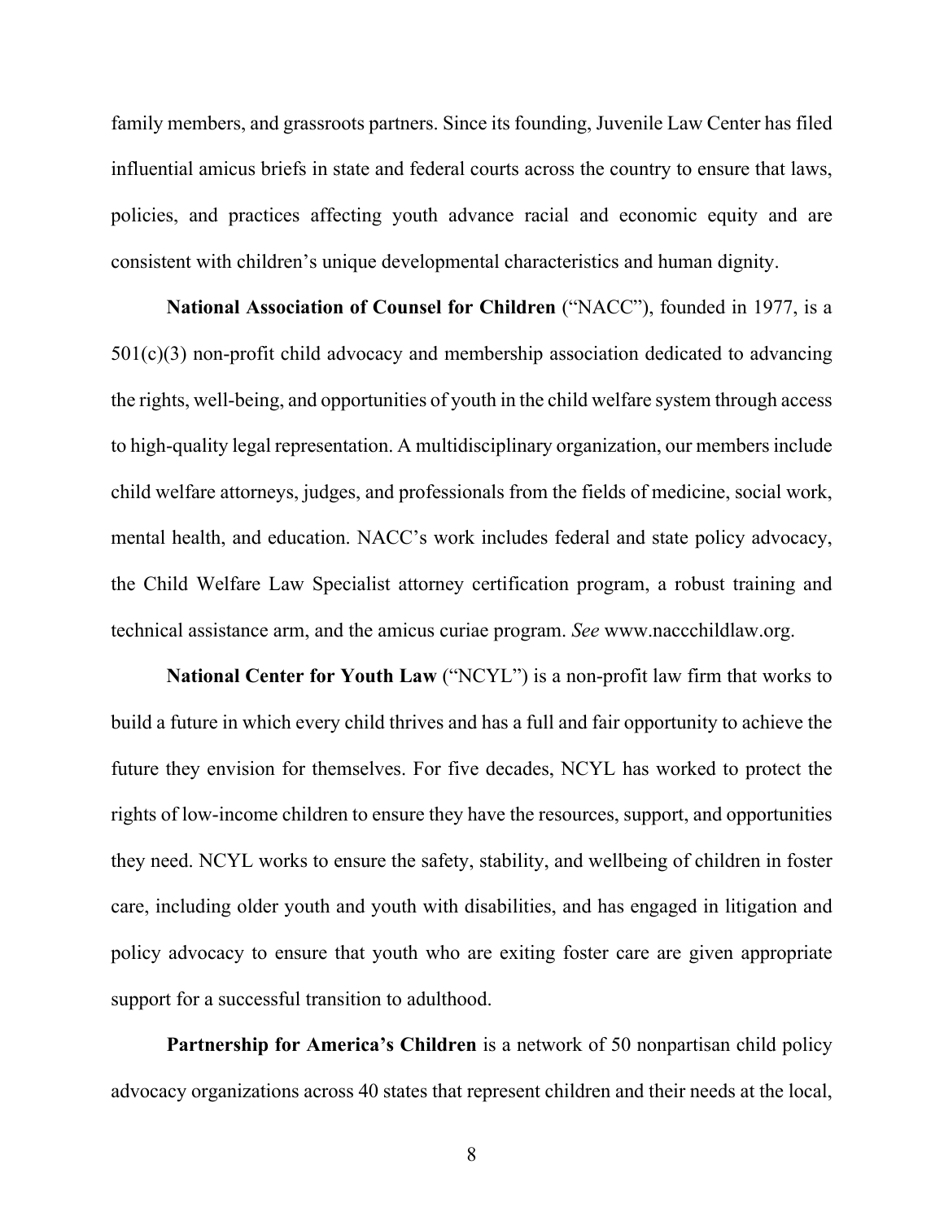family members, and grassroots partners. Since its founding, Juvenile Law Center has filed influential amicus briefs in state and federal courts across the country to ensure that laws, policies, and practices affecting youth advance racial and economic equity and are consistent with children's unique developmental characteristics and human dignity.

**National Association of Counsel for Children** ("NACC"), founded in 1977, is a 501(c)(3) non-profit child advocacy and membership association dedicated to advancing the rights, well-being, and opportunities of youth in the child welfare system through access to high-quality legal representation. A multidisciplinary organization, our members include child welfare attorneys, judges, and professionals from the fields of medicine, social work, mental health, and education. NACC's work includes federal and state policy advocacy, the Child Welfare Law Specialist attorney certification program, a robust training and technical assistance arm, and the amicus curiae program. *See* www.naccchildlaw.org.

**National Center for Youth Law** ("NCYL") is a non-profit law firm that works to build a future in which every child thrives and has a full and fair opportunity to achieve the future they envision for themselves. For five decades, NCYL has worked to protect the rights of low-income children to ensure they have the resources, support, and opportunities they need. NCYL works to ensure the safety, stability, and wellbeing of children in foster care, including older youth and youth with disabilities, and has engaged in litigation and policy advocacy to ensure that youth who are exiting foster care are given appropriate support for a successful transition to adulthood.

**Partnership for America's Children** is a network of 50 nonpartisan child policy advocacy organizations across 40 states that represent children and their needs at the local,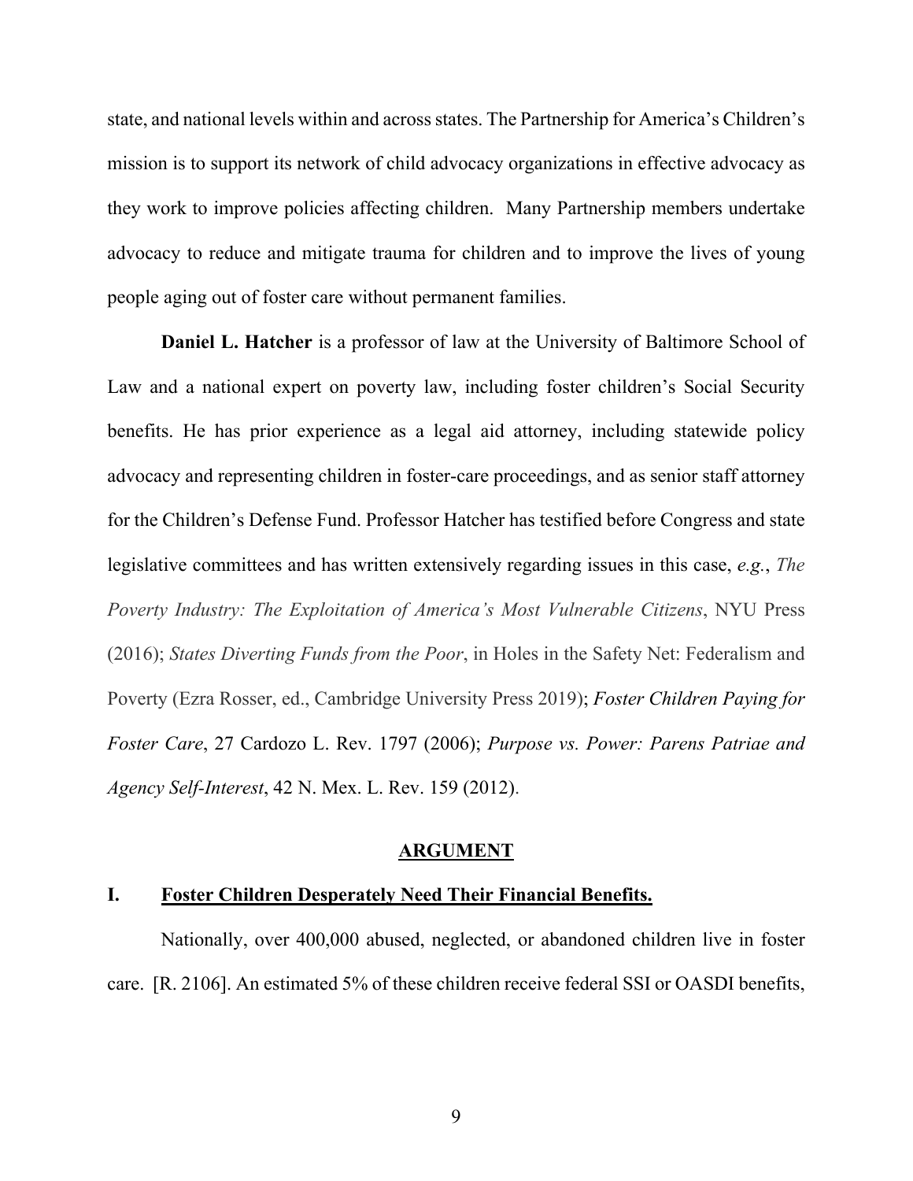state, and national levels within and across states. The Partnership for America's Children's mission is to support its network of child advocacy organizations in effective advocacy as they work to improve policies affecting children. Many Partnership members undertake advocacy to reduce and mitigate trauma for children and to improve the lives of young people aging out of foster care without permanent families.

**Daniel L. Hatcher** is a professor of law at the University of Baltimore School of Law and a national expert on poverty law, including foster children's Social Security benefits. He has prior experience as a legal aid attorney, including statewide policy advocacy and representing children in foster-care proceedings, and as senior staff attorney for the Children's Defense Fund. Professor Hatcher has testified before Congress and state legislative committees and has written extensively regarding issues in this case, *e.g.*, *The Poverty Industry: The Exploitation of America's Most Vulnerable Citizens*, NYU Press (2016); *States Diverting Funds from the Poor*, in Holes in the Safety Net: Federalism and Poverty (Ezra Rosser, ed., Cambridge University Press 2019); *Foster Children Paying for Foster Care*, 27 Cardozo L. Rev. 1797 (2006); *Purpose vs. Power: Parens Patriae and Agency Self-Interest*, 42 N. Mex. L. Rev. 159 (2012).

## ARGUMENT

### I. Foster Children Desperately Need Their Financial Benefits.

Nationally, over 400,000 abused, neglected, or abandoned children live in foster care. [R. 2106]. An estimated 5% of these children receive federal SSI or OASDI benefits,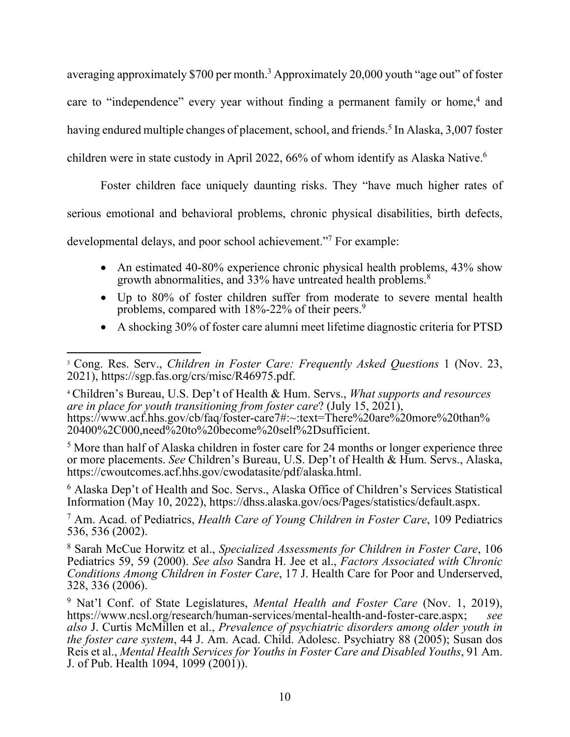averaging approximately $700 per month.[3] Approximately 20,000 youth "age out" of foster care to "independence" every year without finding a permanent family or home,[4] and having endured multiple changes of placement, school, and friends.[5] In Alaska, 3,007 foster children were in state custody in April 2022, 66% of whom identify as Alaska Native.[6]

Foster children face uniquely daunting risks. They "have much higher rates of serious emotional and behavioral problems, chronic physical disabilities, birth defects, developmental delays, and poor school achievement."[7] For example:

- An estimated 40-80% experience chronic physical health problems, 43% show growth abnormalities, and 33% have untreated health problems.[8]
- Up to 80% of foster children suffer from moderate to severe mental health problems, compared with 18%-22% of their peers.[9]
- A shocking 30% of foster care alumni meet lifetime diagnostic criteria for PTSD

---

[3] Cong. Res. Serv., *Children in Foster Care: Frequently Asked Questions* 1 (Nov. 23, 2021), https://sgp.fas.org/crs/misc/R46975.pdf.

[4] Children's Bureau, U.S. Dep't of Health & Hum. Servs., *What supports and resources are in place for youth transitioning from foster care*? (July 15, 2021), https://www.acf.hhs.gov/cb/faq/foster-care7#:~:text=There%20are%20more%20than%20400%2C000,need%20to%20become%20self%2Dsufficient.

[5] More than half of Alaska children in foster care for 24 months or longer experience three or more placements. *See* Children's Bureau, U.S. Dep't of Health & Hum. Servs., Alaska, https://cwoutcomes.acf.hhs.gov/cwodatasite/pdf/alaska.html.

[6] Alaska Dep't of Health and Soc. Servs., Alaska Office of Children's Services Statistical Information (May 10, 2022), https://dhss.alaska.gov/ocs/Pages/statistics/default.aspx.

[7] Am. Acad. of Pediatrics, *Health Care of Young Children in Foster Care*, 109 Pediatrics 536, 536 (2002).

[8] Sarah McCue Horwitz et al., *Specialized Assessments for Children in Foster Care*, 106 Pediatrics 59, 59 (2000). *See also* Sandra H. Jee et al., *Factors Associated with Chronic Conditions Among Children in Foster Care*, 17 J. Health Care for Poor and Underserved, 328, 336 (2006).

[9] Nat'l Conf. of State Legislatures, *Mental Health and Foster Care* (Nov. 1, 2019), https://www.ncsl.org/research/human-services/mental-health-and-foster-care.aspx; *see also* J. Curtis McMillen et al., *Prevalence of psychiatric disorders among older youth in the foster care system*, 44 J. Am. Acad. Child. Adolesc. Psychiatry 88 (2005); Susan dos Reis et al., *Mental Health Services for Youths in Foster Care and Disabled Youths*, 91 Am. J. of Pub. Health 1094, 1099 (2001)).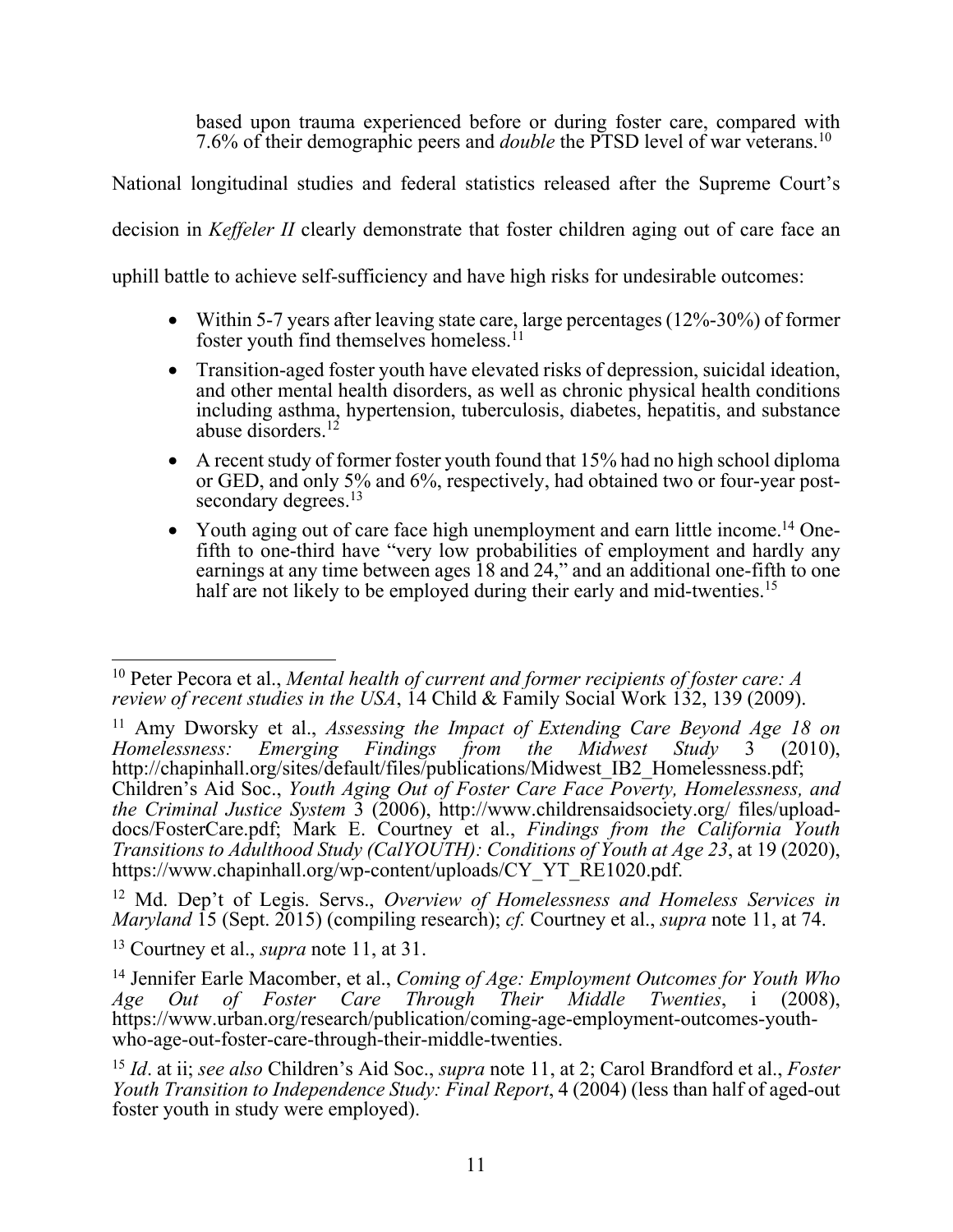> based upon trauma experienced before or during foster care, compared with 7.6% of their demographic peers and *double* the PTSD level of war veterans.[10]

National longitudinal studies and federal statistics released after the Supreme Court's decision in *Keffeler II* clearly demonstrate that foster children aging out of care face an uphill battle to achieve self-sufficiency and have high risks for undesirable outcomes:

- Within 5-7 years after leaving state care, large percentages (12%-30%) of former foster youth find themselves homeless.[11]
- Transition-aged foster youth have elevated risks of depression, suicidal ideation, and other mental health disorders, as well as chronic physical health conditions including asthma, hypertension, tuberculosis, diabetes, hepatitis, and substance abuse disorders.[12]
- A recent study of former foster youth found that 15% had no high school diploma or GED, and only 5% and 6%, respectively, had obtained two or four-year post-secondary degrees.[13]
- Youth aging out of care face high unemployment and earn little income.[14] One-fifth to one-third have "very low probabilities of employment and hardly any earnings at any time between ages 18 and 24," and an additional one-fifth to one half are not likely to be employed during their early and mid-twenties.[15]

---

[10] Peter Pecora et al., *Mental health of current and former recipients of foster care: A review of recent studies in the USA*, 14 Child & Family Social Work 132, 139 (2009).

[11] Amy Dworsky et al., *Assessing the Impact of Extending Care Beyond Age 18 on Homelessness: Emerging Findings from the Midwest Study* 3 (2010), http://chapinhall.org/sites/default/files/publications/Midwest_IB2_Homelessness.pdf; Children's Aid Soc., *Youth Aging Out of Foster Care Face Poverty, Homelessness, and the Criminal Justice System* 3 (2006), http://www.childrensaidsociety.org/ files/upload-docs/FosterCare.pdf; Mark E. Courtney et al., *Findings from the California Youth Transitions to Adulthood Study (CalYOUTH): Conditions of Youth at Age 23*, at 19 (2020), https://www.chapinhall.org/wp-content/uploads/CY_YT_RE1020.pdf.

[12] Md. Dep't of Legis. Servs., *Overview of Homelessness and Homeless Services in Maryland* 15 (Sept. 2015) (compiling research); *cf.* Courtney et al., *supra* note 11, at 74.

[13] Courtney et al., *supra* note 11, at 31.

[14] Jennifer Earle Macomber, et al., *Coming of Age: Employment Outcomes for Youth Who Age Out of Foster Care Through Their Middle Twenties*, i (2008), https://www.urban.org/research/publication/coming-age-employment-outcomes-youth-who-age-out-foster-care-through-their-middle-twenties.

[15] *Id*. at ii; *see also* Children's Aid Soc., *supra* note 11, at 2; Carol Brandford et al., *Foster Youth Transition to Independence Study: Final Report*, 4 (2004) (less than half of aged-out foster youth in study were employed).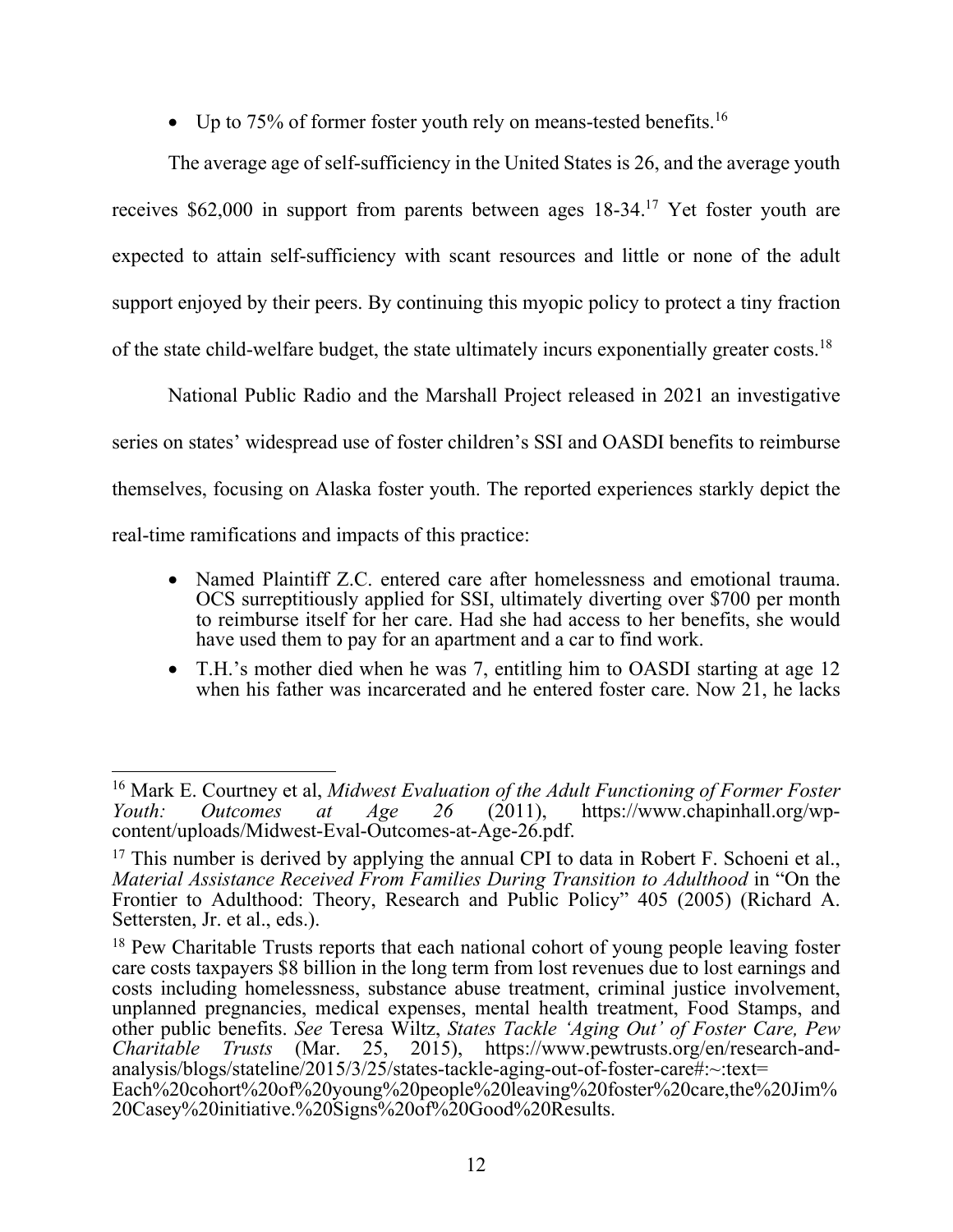- Up to 75% of former foster youth rely on means-tested benefits.[16]

The average age of self-sufficiency in the United States is 26, and the average youth receives $62,000 in support from parents between ages 18-34.[17] Yet foster youth are expected to attain self-sufficiency with scant resources and little or none of the adult support enjoyed by their peers. By continuing this myopic policy to protect a tiny fraction of the state child-welfare budget, the state ultimately incurs exponentially greater costs.[18]

National Public Radio and the Marshall Project released in 2021 an investigative series on states' widespread use of foster children's SSI and OASDI benefits to reimburse themselves, focusing on Alaska foster youth. The reported experiences starkly depict the real-time ramifications and impacts of this practice:

- Named Plaintiff Z.C. entered care after homelessness and emotional trauma. OCS surreptitiously applied for SSI, ultimately diverting over $700 per month to reimburse itself for her care. Had she had access to her benefits, she would have used them to pay for an apartment and a car to find work.
- T.H.'s mother died when he was 7, entitling him to OASDI starting at age 12 when his father was incarcerated and he entered foster care. Now 21, he lacks

---

[16] Mark E. Courtney et al, *Midwest Evaluation of the Adult Functioning of Former Foster Youth: Outcomes at Age 26* (2011), https://www.chapinhall.org/wp-content/uploads/Midwest-Eval-Outcomes-at-Age-26.pdf.

[17] This number is derived by applying the annual CPI to data in Robert F. Schoeni et al., *Material Assistance Received From Families During Transition to Adulthood* in "On the Frontier to Adulthood: Theory, Research and Public Policy" 405 (2005) (Richard A. Settersten, Jr. et al., eds.).

[18] Pew Charitable Trusts reports that each national cohort of young people leaving foster care costs taxpayers $8 billion in the long term from lost revenues due to lost earnings and costs including homelessness, substance abuse treatment, criminal justice involvement, unplanned pregnancies, medical expenses, mental health treatment, Food Stamps, and other public benefits. *See* Teresa Wiltz, *States Tackle 'Aging Out' of Foster Care, Pew Charitable Trusts* (Mar. 25, 2015), https://www.pewtrusts.org/en/research-and-analysis/blogs/stateline/2015/3/25/states-tackle-aging-out-of-foster-care#:~:text=Each%20cohort%20of%20young%20people%20leaving%20foster%20care,the%20Jim%20Casey%20initiative.%20Signs%20of%20Good%20Results.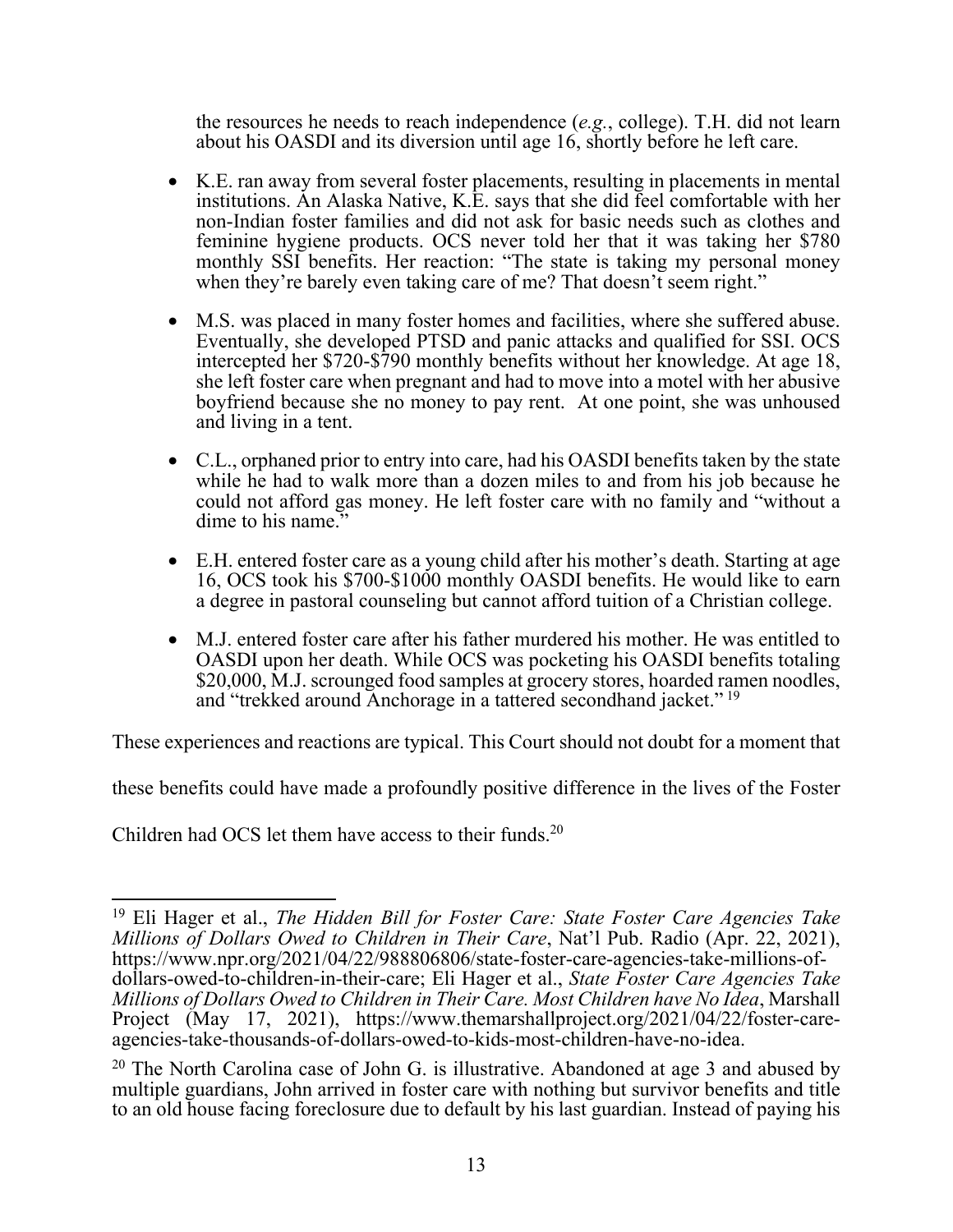the resources he needs to reach independence (*e.g.*, college). T.H. did not learn about his OASDI and its diversion until age 16, shortly before he left care.

- K.E. ran away from several foster placements, resulting in placements in mental institutions. An Alaska Native, K.E. says that she did feel comfortable with her non-Indian foster families and did not ask for basic needs such as clothes and feminine hygiene products. OCS never told her that it was taking her $780 monthly SSI benefits. Her reaction: "The state is taking my personal money when they're barely even taking care of me? That doesn't seem right."

- M.S. was placed in many foster homes and facilities, where she suffered abuse. Eventually, she developed PTSD and panic attacks and qualified for SSI. OCS intercepted her $720-$790 monthly benefits without her knowledge. At age 18, she left foster care when pregnant and had to move into a motel with her abusive boyfriend because she no money to pay rent. At one point, she was unhoused and living in a tent.

- C.L., orphaned prior to entry into care, had his OASDI benefits taken by the state while he had to walk more than a dozen miles to and from his job because he could not afford gas money. He left foster care with no family and "without a dime to his name."

- E.H. entered foster care as a young child after his mother's death. Starting at age 16, OCS took his $700-$1000 monthly OASDI benefits. He would like to earn a degree in pastoral counseling but cannot afford tuition of a Christian college.

- M.J. entered foster care after his father murdered his mother. He was entitled to OASDI upon her death. While OCS was pocketing his OASDI benefits totaling $20,000, M.J. scrounged food samples at grocery stores, hoarded ramen noodles, and "trekked around Anchorage in a tattered secondhand jacket." [19]

These experiences and reactions are typical. This Court should not doubt for a moment that these benefits could have made a profoundly positive difference in the lives of the Foster Children had OCS let them have access to their funds.[20]

---

[19] Eli Hager et al., *The Hidden Bill for Foster Care: State Foster Care Agencies Take Millions of Dollars Owed to Children in Their Care*, Nat'l Pub. Radio (Apr. 22, 2021), https://www.npr.org/2021/04/22/988806806/state-foster-care-agencies-take-millions-of-dollars-owed-to-children-in-their-care; Eli Hager et al., *State Foster Care Agencies Take Millions of Dollars Owed to Children in Their Care. Most Children have No Idea*, Marshall Project (May 17, 2021), https://www.themarshallproject.org/2021/04/22/foster-care-agencies-take-thousands-of-dollars-owed-to-kids-most-children-have-no-idea.

[20] The North Carolina case of John G. is illustrative. Abandoned at age 3 and abused by multiple guardians, John arrived in foster care with nothing but survivor benefits and title to an old house facing foreclosure due to default by his last guardian. Instead of paying his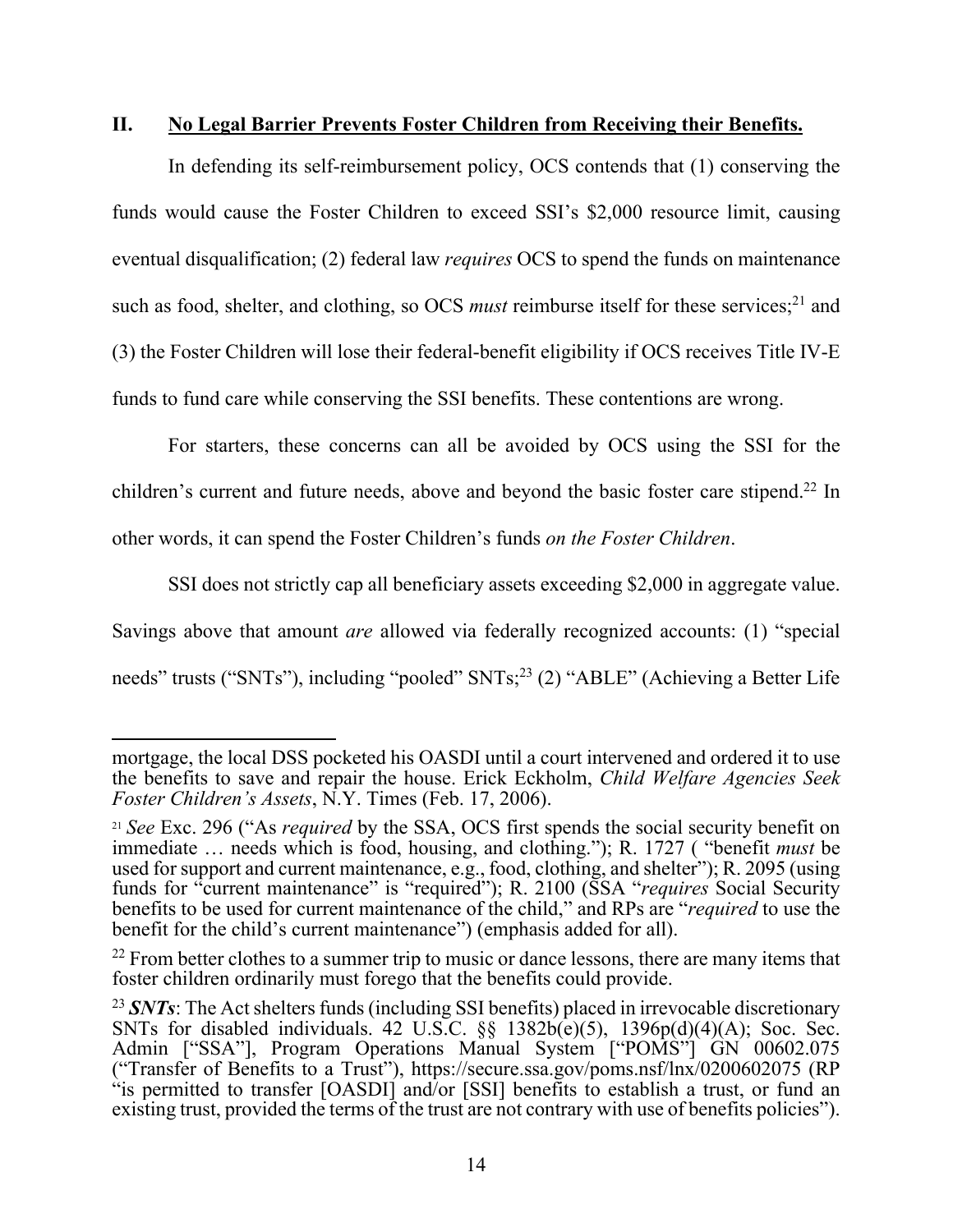## II. <u>No Legal Barrier Prevents Foster Children from Receiving their Benefits.</u>

In defending its self-reimbursement policy, OCS contends that (1) conserving the funds would cause the Foster Children to exceed SSI's $2,000 resource limit, causing eventual disqualification; (2) federal law *requires* OCS to spend the funds on maintenance such as food, shelter, and clothing, so OCS *must* reimburse itself for these services;[21] and (3) the Foster Children will lose their federal-benefit eligibility if OCS receives Title IV-E funds to fund care while conserving the SSI benefits. These contentions are wrong.

For starters, these concerns can all be avoided by OCS using the SSI for the children's current and future needs, above and beyond the basic foster care stipend.[22] In other words, it can spend the Foster Children's funds *on the Foster Children*.

SSI does not strictly cap all beneficiary assets exceeding $2,000 in aggregate value. Savings above that amount *are* allowed via federally recognized accounts: (1) "special needs" trusts ("SNTs"), including "pooled" SNTs;[23] (2) "ABLE" (Achieving a Better Life

---

mortgage, the local DSS pocketed his OASDI until a court intervened and ordered it to use the benefits to save and repair the house. Erick Eckholm, *Child Welfare Agencies Seek Foster Children's Assets*, N.Y. Times (Feb. 17, 2006).

[21] *See* Exc. 296 ("As *required* by the SSA, OCS first spends the social security benefit on immediate … needs which is food, housing, and clothing."); R. 1727 ( "benefit *must* be used for support and current maintenance, e.g., food, clothing, and shelter"); R. 2095 (using funds for "current maintenance" is "required"); R. 2100 (SSA "*requires* Social Security benefits to be used for current maintenance of the child," and RPs are "*required* to use the benefit for the child's current maintenance") (emphasis added for all).

[22] From better clothes to a summer trip to music or dance lessons, there are many items that foster children ordinarily must forego that the benefits could provide.

[23] ***SNTs***: The Act shelters funds (including SSI benefits) placed in irrevocable discretionary SNTs for disabled individuals. 42 U.S.C. §§ 1382b(e)(5), 1396p(d)(4)(A); Soc. Sec. Admin ["SSA"], Program Operations Manual System ["POMS"] GN 00602.075 ("Transfer of Benefits to a Trust"), https://secure.ssa.gov/poms.nsf/lnx/0200602075 (RP "is permitted to transfer [OASDI] and/or [SSI] benefits to establish a trust, or fund an existing trust, provided the terms of the trust are not contrary with use of benefits policies").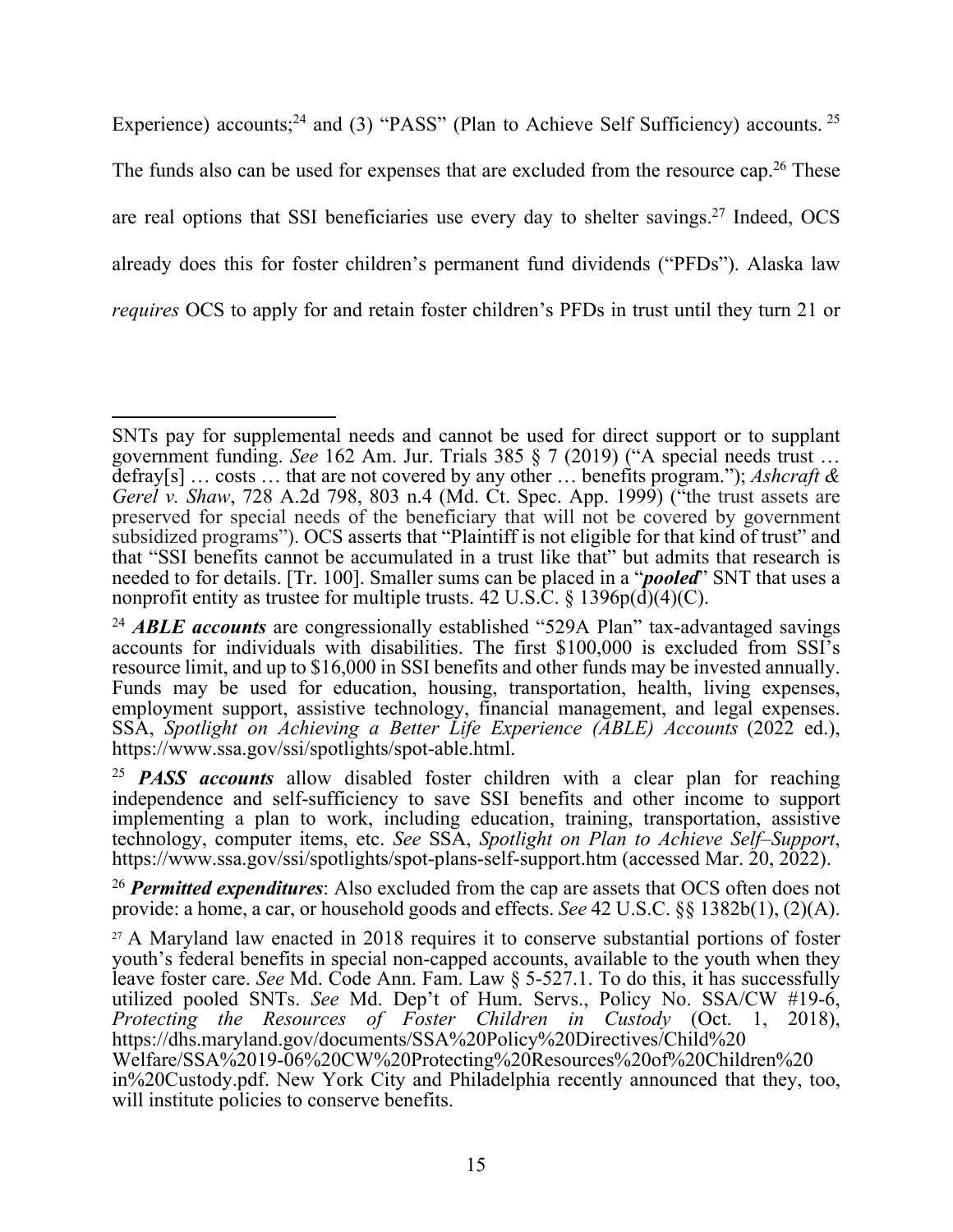Experience) accounts;[24] and (3) "PASS" (Plan to Achieve Self Sufficiency) accounts. [25] The funds also can be used for expenses that are excluded from the resource cap.[26] These are real options that SSI beneficiaries use every day to shelter savings.[27] Indeed, OCS already does this for foster children's permanent fund dividends ("PFDs"). Alaska law *requires* OCS to apply for and retain foster children's PFDs in trust until they turn 21 or

---

SNTs pay for supplemental needs and cannot be used for direct support or to supplant government funding. *See* 162 Am. Jur. Trials 385 § 7 (2019) ("A special needs trust … defray[s] … costs … that are not covered by any other … benefits program."); *Ashcraft & Gerel v. Shaw*, 728 A.2d 798, 803 n.4 (Md. Ct. Spec. App. 1999) ("the trust assets are preserved for special needs of the beneficiary that will not be covered by government subsidized programs"). OCS asserts that "Plaintiff is not eligible for that kind of trust" and that "SSI benefits cannot be accumulated in a trust like that" but admits that research is needed to for details. [Tr. 100]. Smaller sums can be placed in a "***pooled***" SNT that uses a nonprofit entity as trustee for multiple trusts. 42 U.S.C. § 1396p(d)(4)(C).

[24] ***ABLE accounts*** are congressionally established "529A Plan" tax-advantaged savings accounts for individuals with disabilities. The first $100,000 is excluded from SSI's resource limit, and up to $16,000 in SSI benefits and other funds may be invested annually. Funds may be used for education, housing, transportation, health, living expenses, employment support, assistive technology, financial management, and legal expenses. SSA, *Spotlight on Achieving a Better Life Experience (ABLE) Accounts* (2022 ed.), https://www.ssa.gov/ssi/spotlights/spot-able.html.

[25] ***PASS accounts*** allow disabled foster children with a clear plan for reaching independence and self-sufficiency to save SSI benefits and other income to support implementing a plan to work, including education, training, transportation, assistive technology, computer items, etc. *See* SSA, *Spotlight on Plan to Achieve Self–Support*, https://www.ssa.gov/ssi/spotlights/spot-plans-self-support.htm (accessed Mar. 20, 2022).

[26] ***Permitted expenditures***: Also excluded from the cap are assets that OCS often does not provide: a home, a car, or household goods and effects. *See* 42 U.S.C. §§ 1382b(1), (2)(A).

[27] A Maryland law enacted in 2018 requires it to conserve substantial portions of foster youth's federal benefits in special non-capped accounts, available to the youth when they leave foster care. *See* Md. Code Ann. Fam. Law § 5-527.1. To do this, it has successfully utilized pooled SNTs. *See* Md. Dep't of Hum. Servs., Policy No. SSA/CW #19-6, *Protecting the Resources of Foster Children in Custody* (Oct. 1, 2018), https://dhs.maryland.gov/documents/SSA%20Policy%20Directives/Child%20Welfare/SSA%2019-06%20CW%20Protecting%20Resources%20of%20Children%20in%20Custody.pdf. New York City and Philadelphia recently announced that they, too, will institute policies to conserve benefits.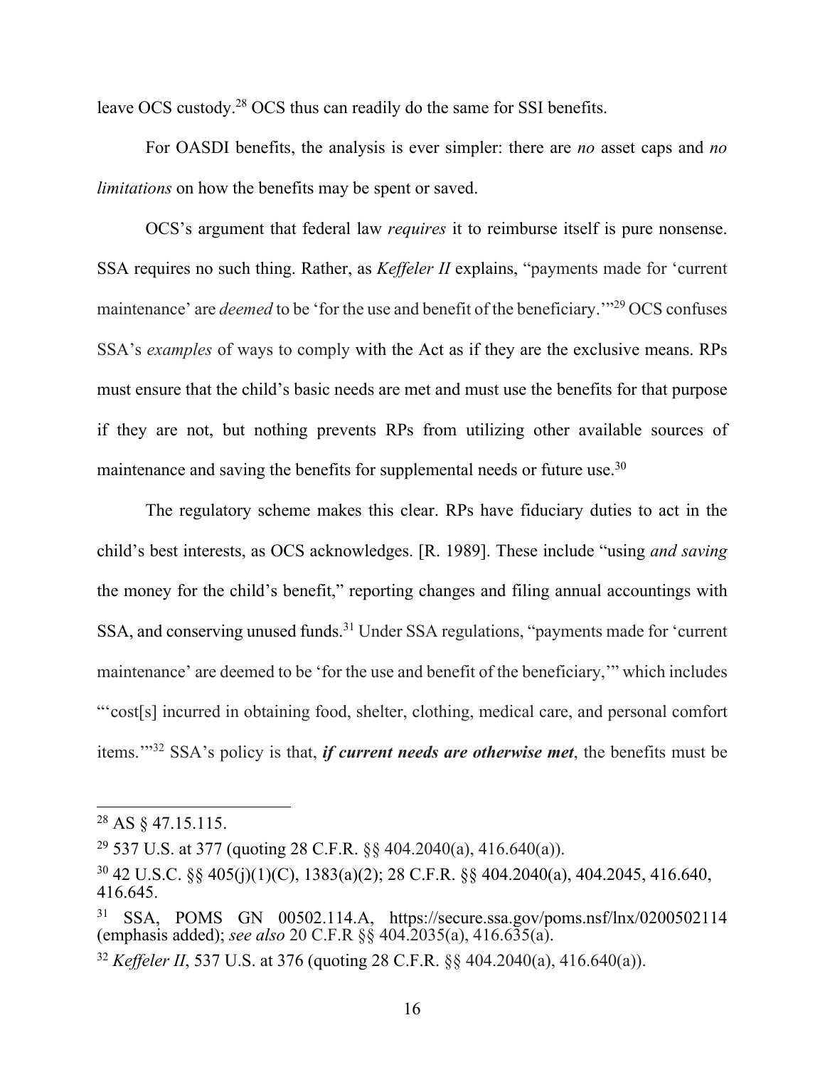leave OCS custody.[28] OCS thus can readily do the same for SSI benefits.

For OASDI benefits, the analysis is ever simpler: there are *no* asset caps and *no limitations* on how the benefits may be spent or saved.

OCS's argument that federal law *requires* it to reimburse itself is pure nonsense. SSA requires no such thing. Rather, as *Keffeler II* explains, "payments made for 'current maintenance' are *deemed* to be 'for the use and benefit of the beneficiary.'"[29] OCS confuses SSA's *examples* of ways to comply with the Act as if they are the exclusive means. RPs must ensure that the child's basic needs are met and must use the benefits for that purpose if they are not, but nothing prevents RPs from utilizing other available sources of maintenance and saving the benefits for supplemental needs or future use.[30]

The regulatory scheme makes this clear. RPs have fiduciary duties to act in the child's best interests, as OCS acknowledges. [R. 1989]. These include "using *and saving* the money for the child's benefit," reporting changes and filing annual accountings with SSA, and conserving unused funds.[31] Under SSA regulations, "payments made for 'current maintenance' are deemed to be 'for the use and benefit of the beneficiary,'" which includes "'cost[s] incurred in obtaining food, shelter, clothing, medical care, and personal comfort items.'"[32] SSA's policy is that, ***if current needs are otherwise met***, the benefits must be

---

[28] AS § 47.15.115.

[29] 537 U.S. at 377 (quoting 28 C.F.R. §§ 404.2040(a), 416.640(a)).

[30] 42 U.S.C. §§ 405(j)(1)(C), 1383(a)(2); 28 C.F.R. §§ 404.2040(a), 404.2045, 416.640, 416.645.

[31] SSA, POMS GN 00502.114.A, https://secure.ssa.gov/poms.nsf/lnx/0200502114 (emphasis added); *see also* 20 C.F.R §§ 404.2035(a), 416.635(a).

[32] *Keffeler II*, 537 U.S. at 376 (quoting 28 C.F.R. §§ 404.2040(a), 416.640(a)).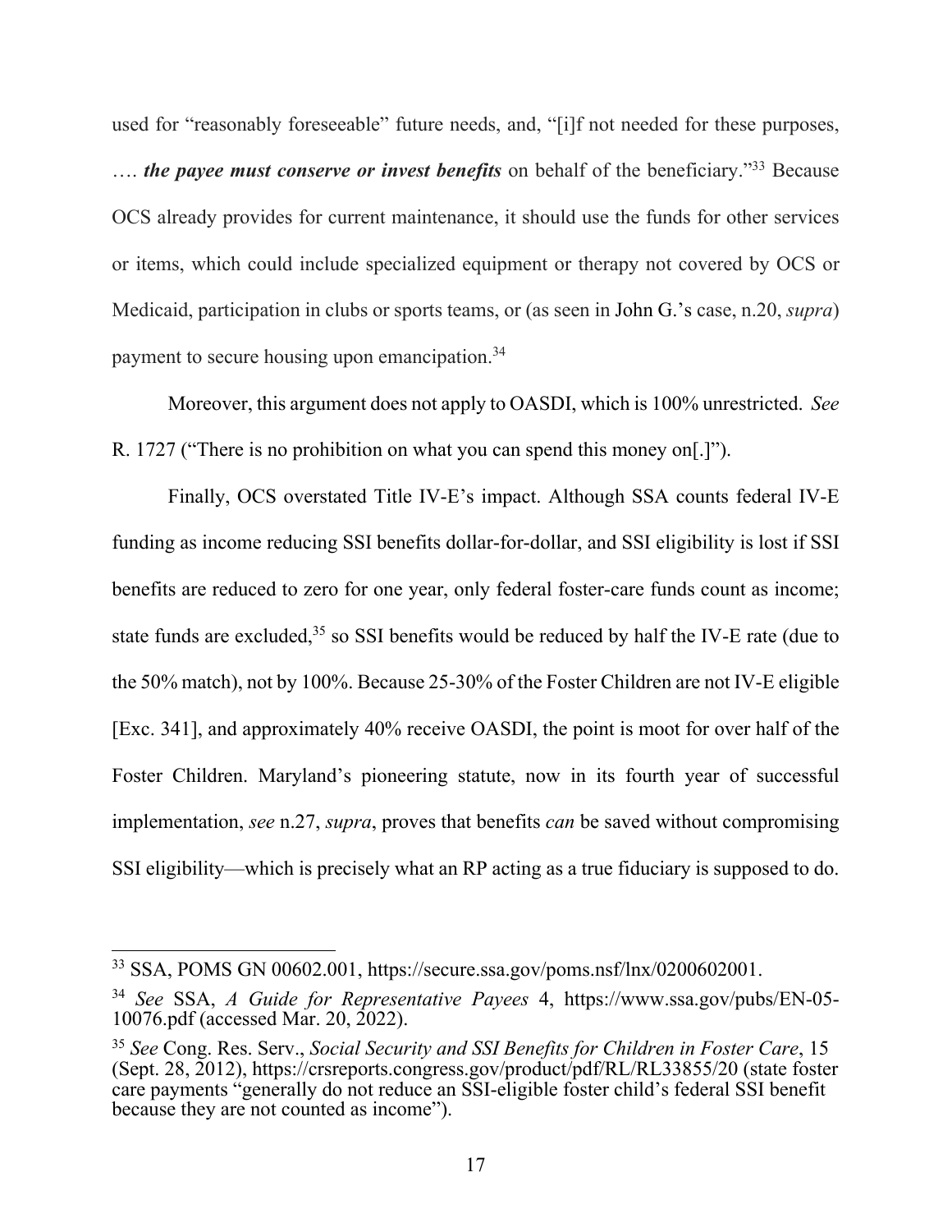used for "reasonably foreseeable" future needs, and, "[i]f not needed for these purposes, …. ***the payee must conserve or invest benefits*** on behalf of the beneficiary."[33] Because OCS already provides for current maintenance, it should use the funds for other services or items, which could include specialized equipment or therapy not covered by OCS or Medicaid, participation in clubs or sports teams, or (as seen in John G.'s case, n.20, *supra*) payment to secure housing upon emancipation.[34]

Moreover, this argument does not apply to OASDI, which is 100% unrestricted. *See* R. 1727 ("There is no prohibition on what you can spend this money on[.]").

Finally, OCS overstated Title IV-E's impact. Although SSA counts federal IV-E funding as income reducing SSI benefits dollar-for-dollar, and SSI eligibility is lost if SSI benefits are reduced to zero for one year, only federal foster-care funds count as income; state funds are excluded,[35] so SSI benefits would be reduced by half the IV-E rate (due to the 50% match), not by 100%. Because 25-30% of the Foster Children are not IV-E eligible [Exc. 341], and approximately 40% receive OASDI, the point is moot for over half of the Foster Children. Maryland's pioneering statute, now in its fourth year of successful implementation, *see* n.27, *supra*, proves that benefits *can* be saved without compromising SSI eligibility—which is precisely what an RP acting as a true fiduciary is supposed to do.

---

[33] SSA, POMS GN 00602.001, https://secure.ssa.gov/poms.nsf/lnx/0200602001.

[34] *See* SSA, *A Guide for Representative Payees* 4, https://www.ssa.gov/pubs/EN-05-10076.pdf (accessed Mar. 20, 2022).

[35] *See* Cong. Res. Serv., *Social Security and SSI Benefits for Children in Foster Care*, 15 (Sept. 28, 2012), https://crsreports.congress.gov/product/pdf/RL/RL33855/20 (state foster care payments "generally do not reduce an SSI-eligible foster child's federal SSI benefit because they are not counted as income").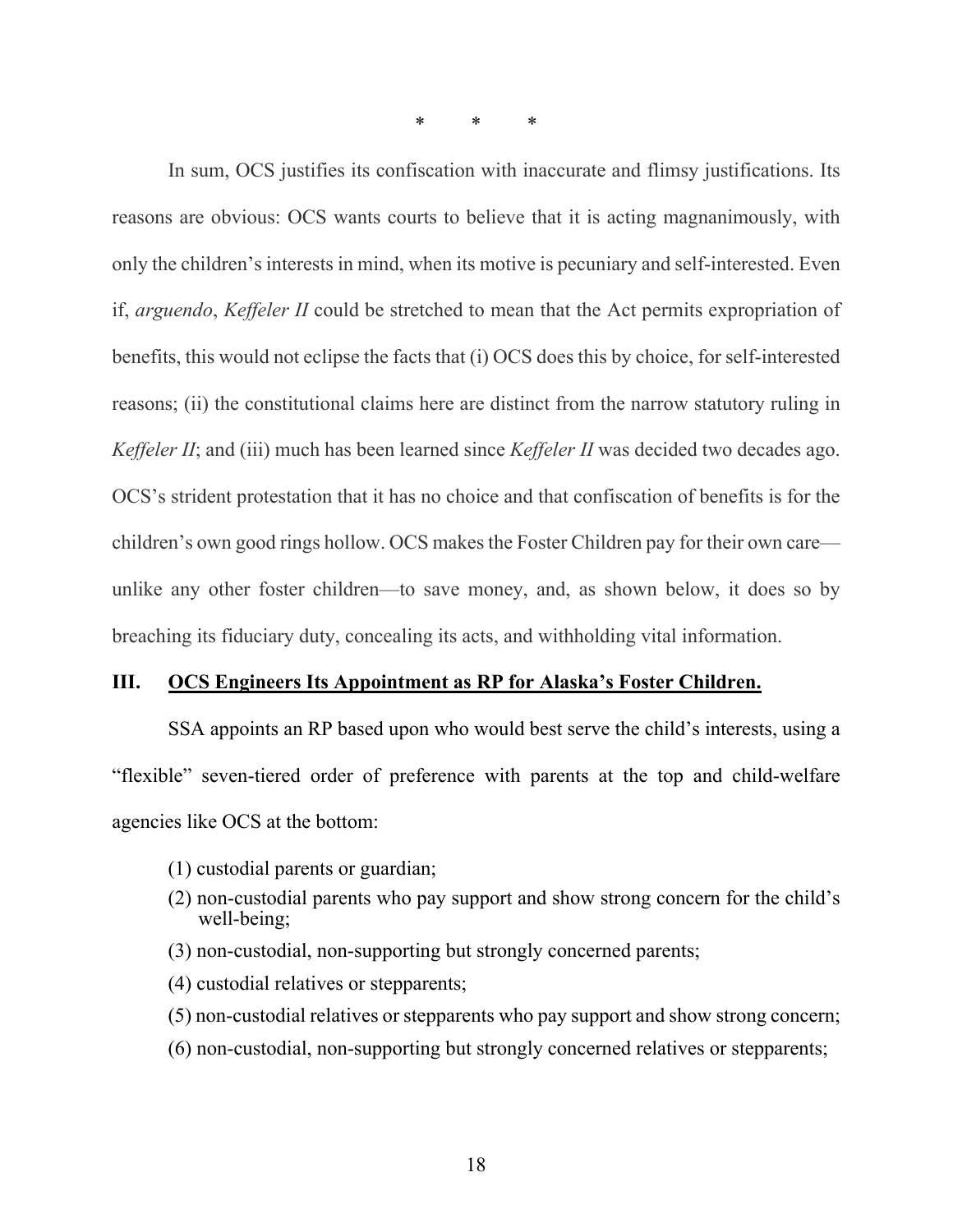\*  \*  \*

In sum, OCS justifies its confiscation with inaccurate and flimsy justifications. Its reasons are obvious: OCS wants courts to believe that it is acting magnanimously, with only the children's interests in mind, when its motive is pecuniary and self-interested. Even if, *arguendo*, *Keffeler II* could be stretched to mean that the Act permits expropriation of benefits, this would not eclipse the facts that (i) OCS does this by choice, for self-interested reasons; (ii) the constitutional claims here are distinct from the narrow statutory ruling in *Keffeler II*; and (iii) much has been learned since *Keffeler II* was decided two decades ago. OCS's strident protestation that it has no choice and that confiscation of benefits is for the children's own good rings hollow. OCS makes the Foster Children pay for their own care—unlike any other foster children—to save money, and, as shown below, it does so by breaching its fiduciary duty, concealing its acts, and withholding vital information.

## III. <u>OCS Engineers Its Appointment as RP for Alaska's Foster Children.</u>

SSA appoints an RP based upon who would best serve the child's interests, using a "flexible" seven-tiered order of preference with parents at the top and child-welfare agencies like OCS at the bottom:

(1) custodial parents or guardian;

(2) non-custodial parents who pay support and show strong concern for the child's well-being;

(3) non-custodial, non-supporting but strongly concerned parents;

(4) custodial relatives or stepparents;

(5) non-custodial relatives or stepparents who pay support and show strong concern;

(6) non-custodial, non-supporting but strongly concerned relatives or stepparents;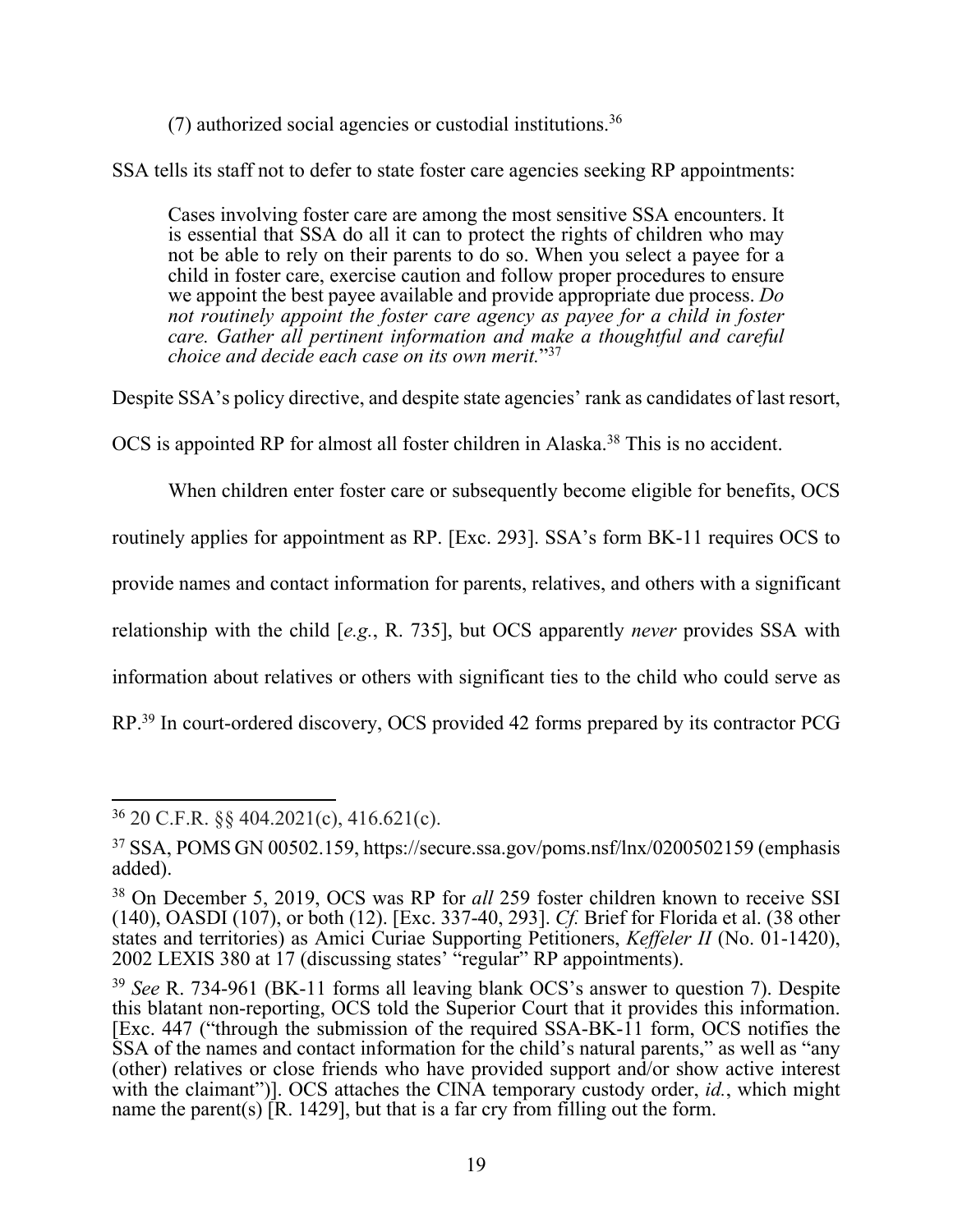(7) authorized social agencies or custodial institutions.[36]

SSA tells its staff not to defer to state foster care agencies seeking RP appointments:

> Cases involving foster care are among the most sensitive SSA encounters. It is essential that SSA do all it can to protect the rights of children who may not be able to rely on their parents to do so. When you select a payee for a child in foster care, exercise caution and follow proper procedures to ensure we appoint the best payee available and provide appropriate due process. *Do not routinely appoint the foster care agency as payee for a child in foster care. Gather all pertinent information and make a thoughtful and careful choice and decide each case on its own merit.*"[37]

Despite SSA's policy directive, and despite state agencies' rank as candidates of last resort, OCS is appointed RP for almost all foster children in Alaska.[38] This is no accident.

When children enter foster care or subsequently become eligible for benefits, OCS routinely applies for appointment as RP. [Exc. 293]. SSA's form BK-11 requires OCS to provide names and contact information for parents, relatives, and others with a significant relationship with the child [*e.g.*, R. 735], but OCS apparently *never* provides SSA with information about relatives or others with significant ties to the child who could serve as RP.[39] In court-ordered discovery, OCS provided 42 forms prepared by its contractor PCG

---

[36] 20 C.F.R. §§ 404.2021(c), 416.621(c).

[37] SSA, POMS GN 00502.159, https://secure.ssa.gov/poms.nsf/lnx/0200502159 (emphasis added).

[38] On December 5, 2019, OCS was RP for *all* 259 foster children known to receive SSI (140), OASDI (107), or both (12). [Exc. 337-40, 293]. *Cf.* Brief for Florida et al. (38 other states and territories) as Amici Curiae Supporting Petitioners, *Keffeler II* (No. 01-1420), 2002 LEXIS 380 at 17 (discussing states' "regular" RP appointments).

[39] *See* R. 734-961 (BK-11 forms all leaving blank OCS's answer to question 7). Despite this blatant non-reporting, OCS told the Superior Court that it provides this information. [Exc. 447 ("through the submission of the required SSA-BK-11 form, OCS notifies the SSA of the names and contact information for the child's natural parents," as well as "any (other) relatives or close friends who have provided support and/or show active interest with the claimant")]. OCS attaches the CINA temporary custody order, *id.*, which might name the parent(s) [R. 1429], but that is a far cry from filling out the form.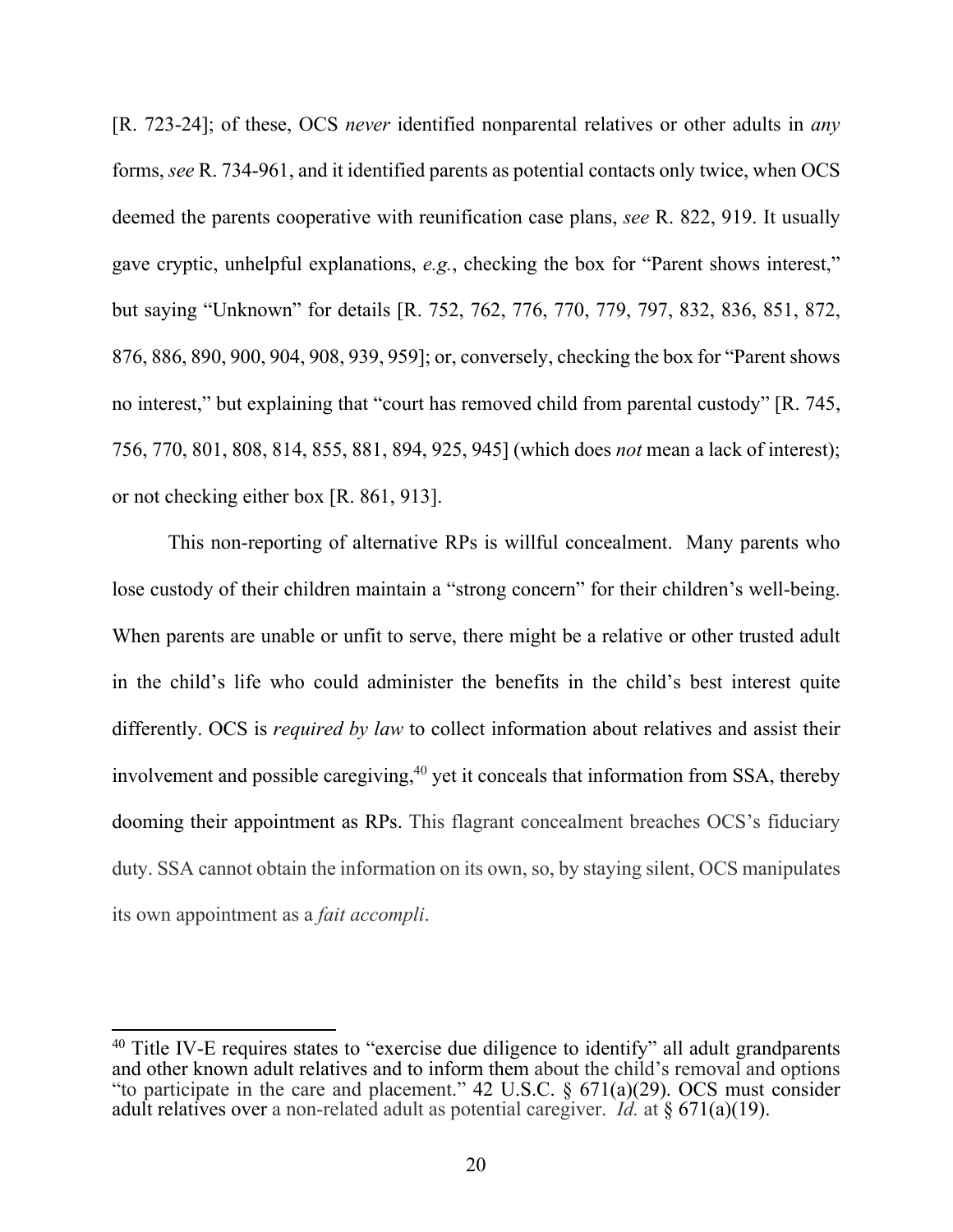[R. 723-24]; of these, OCS *never* identified nonparental relatives or other adults in *any* forms, *see* R. 734-961, and it identified parents as potential contacts only twice, when OCS deemed the parents cooperative with reunification case plans, *see* R. 822, 919. It usually gave cryptic, unhelpful explanations, *e.g.*, checking the box for "Parent shows interest," but saying "Unknown" for details [R. 752, 762, 776, 770, 779, 797, 832, 836, 851, 872, 876, 886, 890, 900, 904, 908, 939, 959]; or, conversely, checking the box for "Parent shows no interest," but explaining that "court has removed child from parental custody" [R. 745, 756, 770, 801, 808, 814, 855, 881, 894, 925, 945] (which does *not* mean a lack of interest); or not checking either box [R. 861, 913].

This non-reporting of alternative RPs is willful concealment. Many parents who lose custody of their children maintain a "strong concern" for their children's well-being. When parents are unable or unfit to serve, there might be a relative or other trusted adult in the child's life who could administer the benefits in the child's best interest quite differently. OCS is *required by law* to collect information about relatives and assist their involvement and possible caregiving,[40] yet it conceals that information from SSA, thereby dooming their appointment as RPs. This flagrant concealment breaches OCS's fiduciary duty. SSA cannot obtain the information on its own, so, by staying silent, OCS manipulates its own appointment as a *fait accompli*.

---

[40] Title IV-E requires states to "exercise due diligence to identify" all adult grandparents and other known adult relatives and to inform them about the child's removal and options "to participate in the care and placement." 42 U.S.C. § 671(a)(29). OCS must consider adult relatives over a non-related adult as potential caregiver. *Id.* at § 671(a)(19).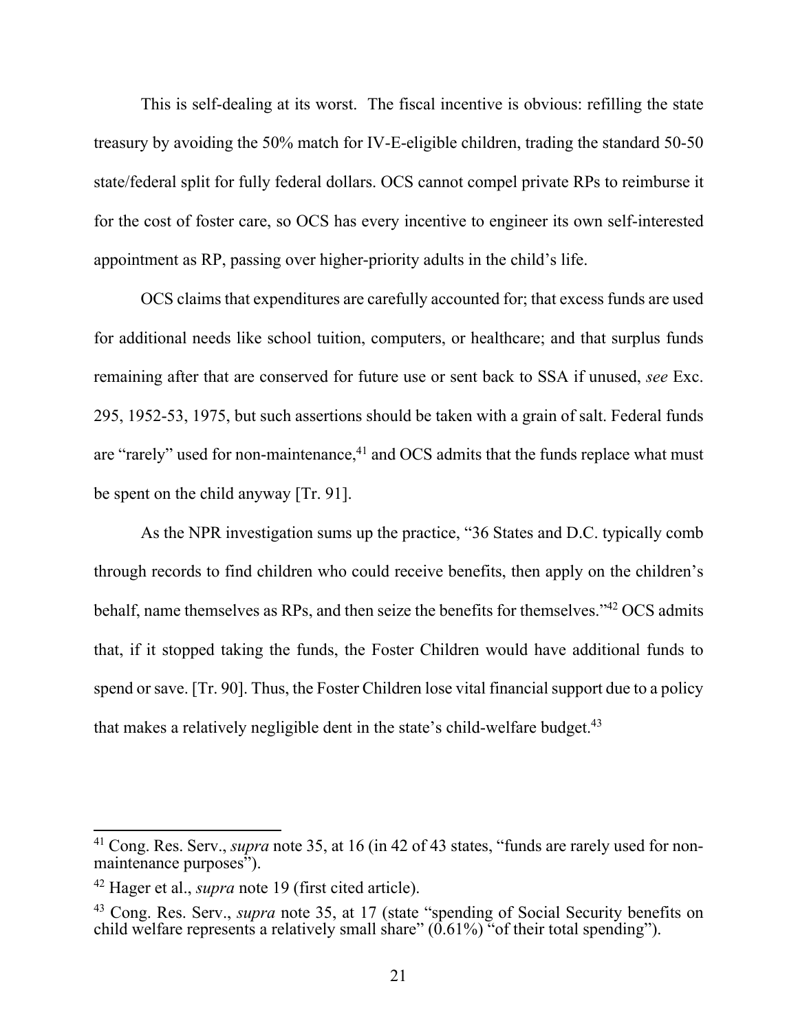This is self-dealing at its worst. The fiscal incentive is obvious: refilling the state treasury by avoiding the 50% match for IV-E-eligible children, trading the standard 50-50 state/federal split for fully federal dollars. OCS cannot compel private RPs to reimburse it for the cost of foster care, so OCS has every incentive to engineer its own self-interested appointment as RP, passing over higher-priority adults in the child's life.

OCS claims that expenditures are carefully accounted for; that excess funds are used for additional needs like school tuition, computers, or healthcare; and that surplus funds remaining after that are conserved for future use or sent back to SSA if unused, *see* Exc. 295, 1952-53, 1975, but such assertions should be taken with a grain of salt. Federal funds are "rarely" used for non-maintenance,[41] and OCS admits that the funds replace what must be spent on the child anyway [Tr. 91].

As the NPR investigation sums up the practice, "36 States and D.C. typically comb through records to find children who could receive benefits, then apply on the children's behalf, name themselves as RPs, and then seize the benefits for themselves."[42] OCS admits that, if it stopped taking the funds, the Foster Children would have additional funds to spend or save. [Tr. 90]. Thus, the Foster Children lose vital financial support due to a policy that makes a relatively negligible dent in the state's child-welfare budget.[43]

---

[41] Cong. Res. Serv., *supra* note 35, at 16 (in 42 of 43 states, "funds are rarely used for non-maintenance purposes").

[42] Hager et al., *supra* note 19 (first cited article).

[43] Cong. Res. Serv., *supra* note 35, at 17 (state "spending of Social Security benefits on child welfare represents a relatively small share" (0.61%) "of their total spending").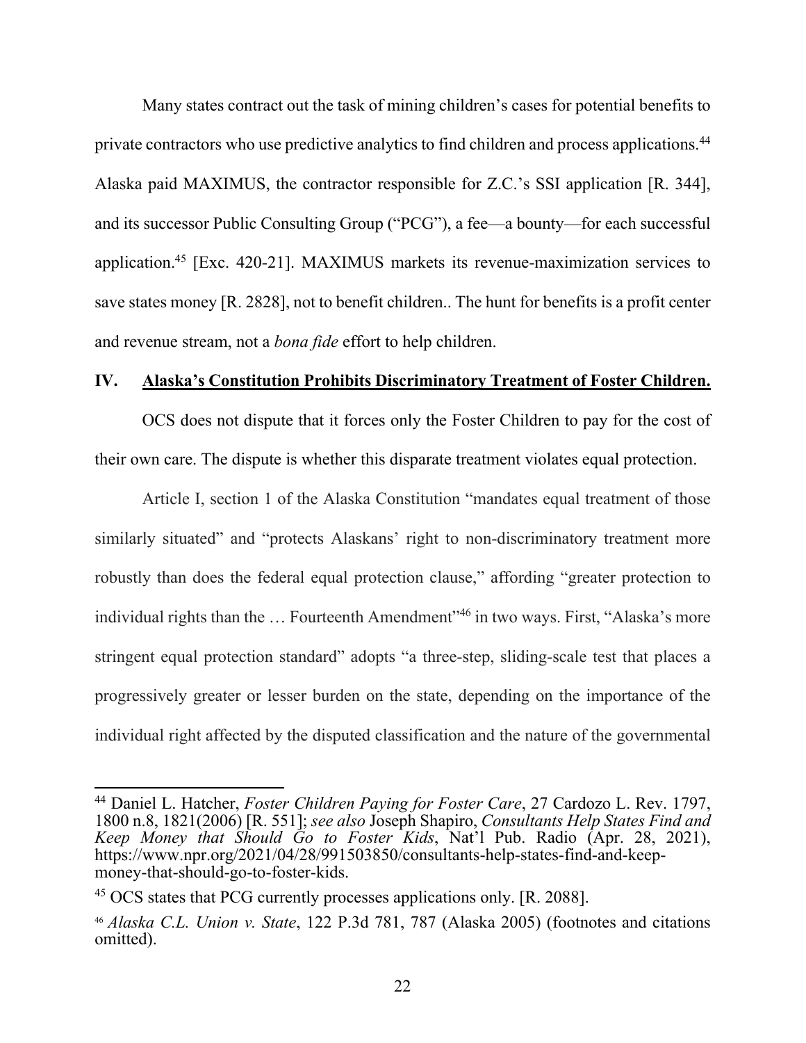Many states contract out the task of mining children's cases for potential benefits to private contractors who use predictive analytics to find children and process applications.[44] Alaska paid MAXIMUS, the contractor responsible for Z.C.'s SSI application [R. 344], and its successor Public Consulting Group ("PCG"), a fee—a bounty—for each successful application.[45] [Exc. 420-21]. MAXIMUS markets its revenue-maximization services to save states money [R. 2828], not to benefit children.. The hunt for benefits is a profit center and revenue stream, not a *bona fide* effort to help children.

## IV. Alaska's Constitution Prohibits Discriminatory Treatment of Foster Children.

OCS does not dispute that it forces only the Foster Children to pay for the cost of their own care. The dispute is whether this disparate treatment violates equal protection.

Article I, section 1 of the Alaska Constitution "mandates equal treatment of those similarly situated" and "protects Alaskans' right to non-discriminatory treatment more robustly than does the federal equal protection clause," affording "greater protection to individual rights than the … Fourteenth Amendment"[46] in two ways. First, "Alaska's more stringent equal protection standard" adopts "a three-step, sliding-scale test that places a progressively greater or lesser burden on the state, depending on the importance of the individual right affected by the disputed classification and the nature of the governmental

---

[44] Daniel L. Hatcher, *Foster Children Paying for Foster Care*, 27 Cardozo L. Rev. 1797, 1800 n.8, 1821(2006) [R. 551]; *see also* Joseph Shapiro, *Consultants Help States Find and Keep Money that Should Go to Foster Kids*, Nat'l Pub. Radio (Apr. 28, 2021), https://www.npr.org/2021/04/28/991503850/consultants-help-states-find-and-keep-money-that-should-go-to-foster-kids.

[45] OCS states that PCG currently processes applications only. [R. 2088].

[46] *Alaska C.L. Union v. State*, 122 P.3d 781, 787 (Alaska 2005) (footnotes and citations omitted).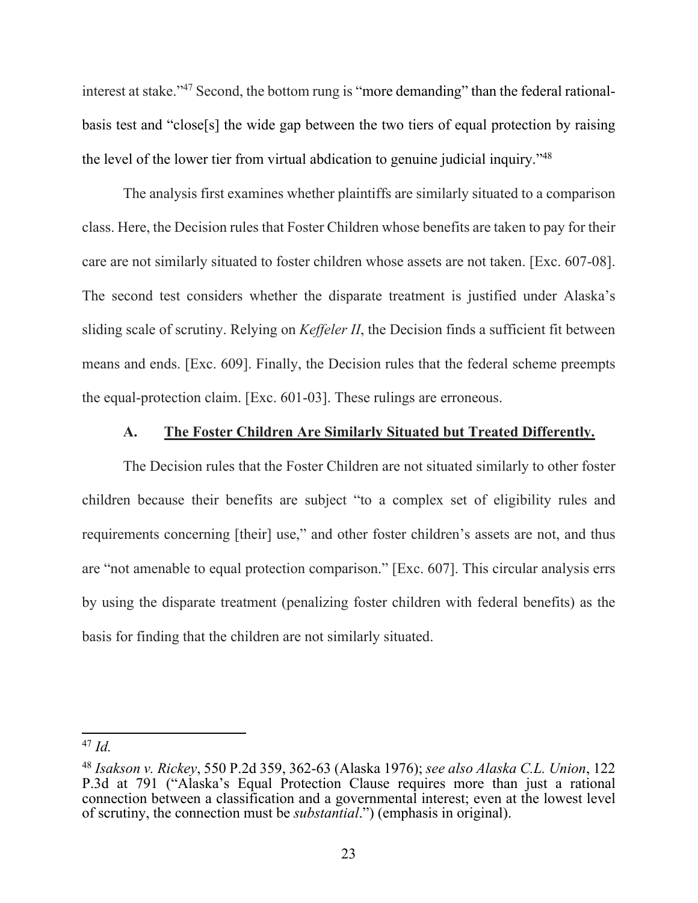interest at stake."[47] Second, the bottom rung is "more demanding" than the federal rational-basis test and "close[s] the wide gap between the two tiers of equal protection by raising the level of the lower tier from virtual abdication to genuine judicial inquiry."[48]

The analysis first examines whether plaintiffs are similarly situated to a comparison class. Here, the Decision rules that Foster Children whose benefits are taken to pay for their care are not similarly situated to foster children whose assets are not taken. [Exc. 607-08]. The second test considers whether the disparate treatment is justified under Alaska's sliding scale of scrutiny. Relying on *Keffeler II*, the Decision finds a sufficient fit between means and ends. [Exc. 609]. Finally, the Decision rules that the federal scheme preempts the equal-protection claim. [Exc. 601-03]. These rulings are erroneous.

### A. <u>The Foster Children Are Similarly Situated but Treated Differently.</u>

The Decision rules that the Foster Children are not situated similarly to other foster children because their benefits are subject "to a complex set of eligibility rules and requirements concerning [their] use," and other foster children's assets are not, and thus are "not amenable to equal protection comparison." [Exc. 607]. This circular analysis errs by using the disparate treatment (penalizing foster children with federal benefits) as the basis for finding that the children are not similarly situated.

---

[47] *Id.*

[48] *Isakson v. Rickey*, 550 P.2d 359, 362-63 (Alaska 1976); *see also Alaska C.L. Union*, 122 P.3d at 791 ("Alaska's Equal Protection Clause requires more than just a rational connection between a classification and a governmental interest; even at the lowest level of scrutiny, the connection must be *substantial*.") (emphasis in original).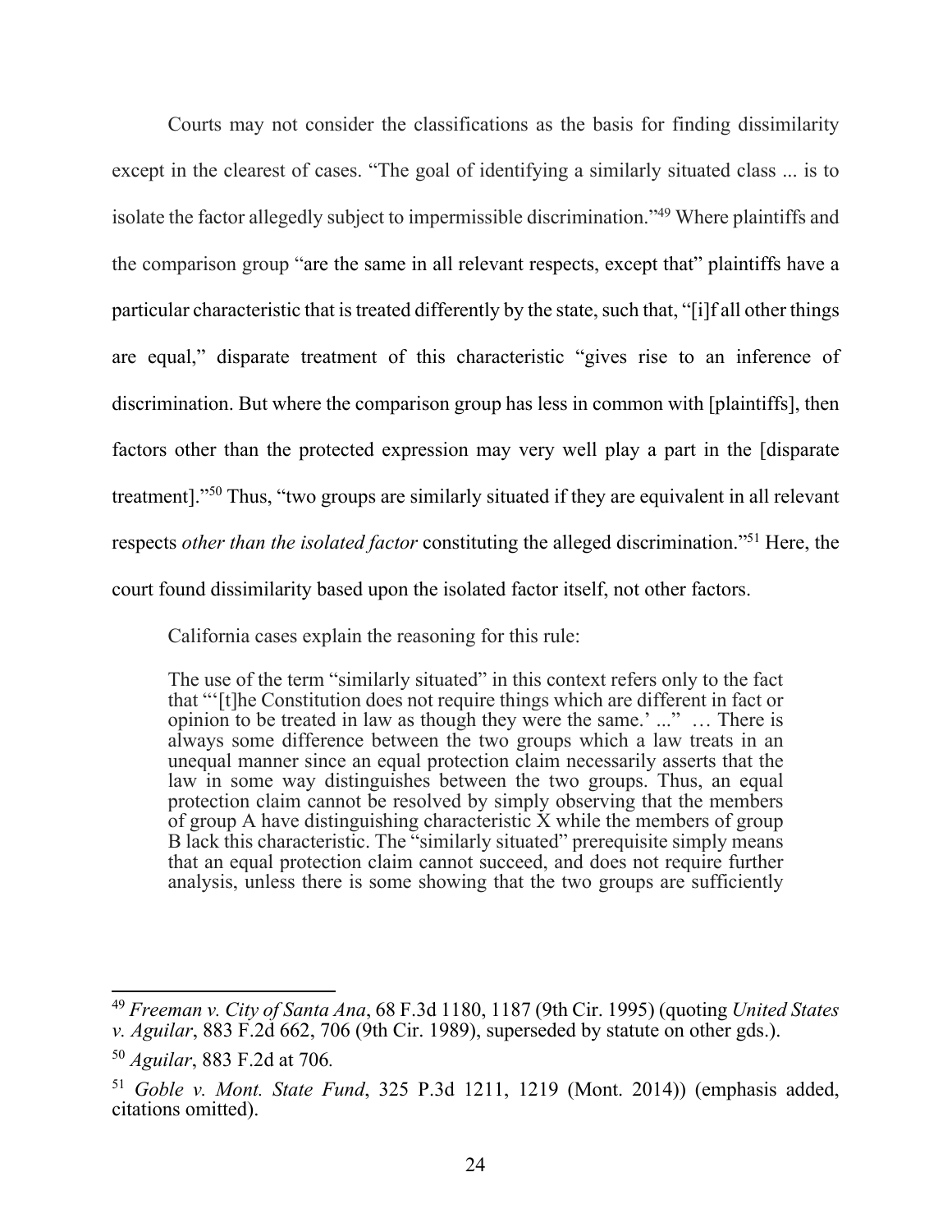Courts may not consider the classifications as the basis for finding dissimilarity except in the clearest of cases. "The goal of identifying a similarly situated class ... is to isolate the factor allegedly subject to impermissible discrimination."[49] Where plaintiffs and the comparison group "are the same in all relevant respects, except that" plaintiffs have a particular characteristic that is treated differently by the state, such that, "[i]f all other things are equal," disparate treatment of this characteristic "gives rise to an inference of discrimination. But where the comparison group has less in common with [plaintiffs], then factors other than the protected expression may very well play a part in the [disparate treatment]."[50] Thus, "two groups are similarly situated if they are equivalent in all relevant respects *other than the isolated factor* constituting the alleged discrimination."[51] Here, the court found dissimilarity based upon the isolated factor itself, not other factors.

California cases explain the reasoning for this rule:

> The use of the term "similarly situated" in this context refers only to the fact that "'[t]he Constitution does not require things which are different in fact or opinion to be treated in law as though they were the same.' ..." … There is always some difference between the two groups which a law treats in an unequal manner since an equal protection claim necessarily asserts that the law in some way distinguishes between the two groups. Thus, an equal protection claim cannot be resolved by simply observing that the members of group A have distinguishing characteristic X while the members of group B lack this characteristic. The "similarly situated" prerequisite simply means that an equal protection claim cannot succeed, and does not require further analysis, unless there is some showing that the two groups are sufficiently

---

[49] *Freeman v. City of Santa Ana*, 68 F.3d 1180, 1187 (9th Cir. 1995) (quoting *United States v. Aguilar*, 883 F.2d 662, 706 (9th Cir. 1989), superseded by statute on other gds.).

[50] *Aguilar*, 883 F.2d at 706.

[51] *Goble v. Mont. State Fund*, 325 P.3d 1211, 1219 (Mont. 2014)) (emphasis added, citations omitted).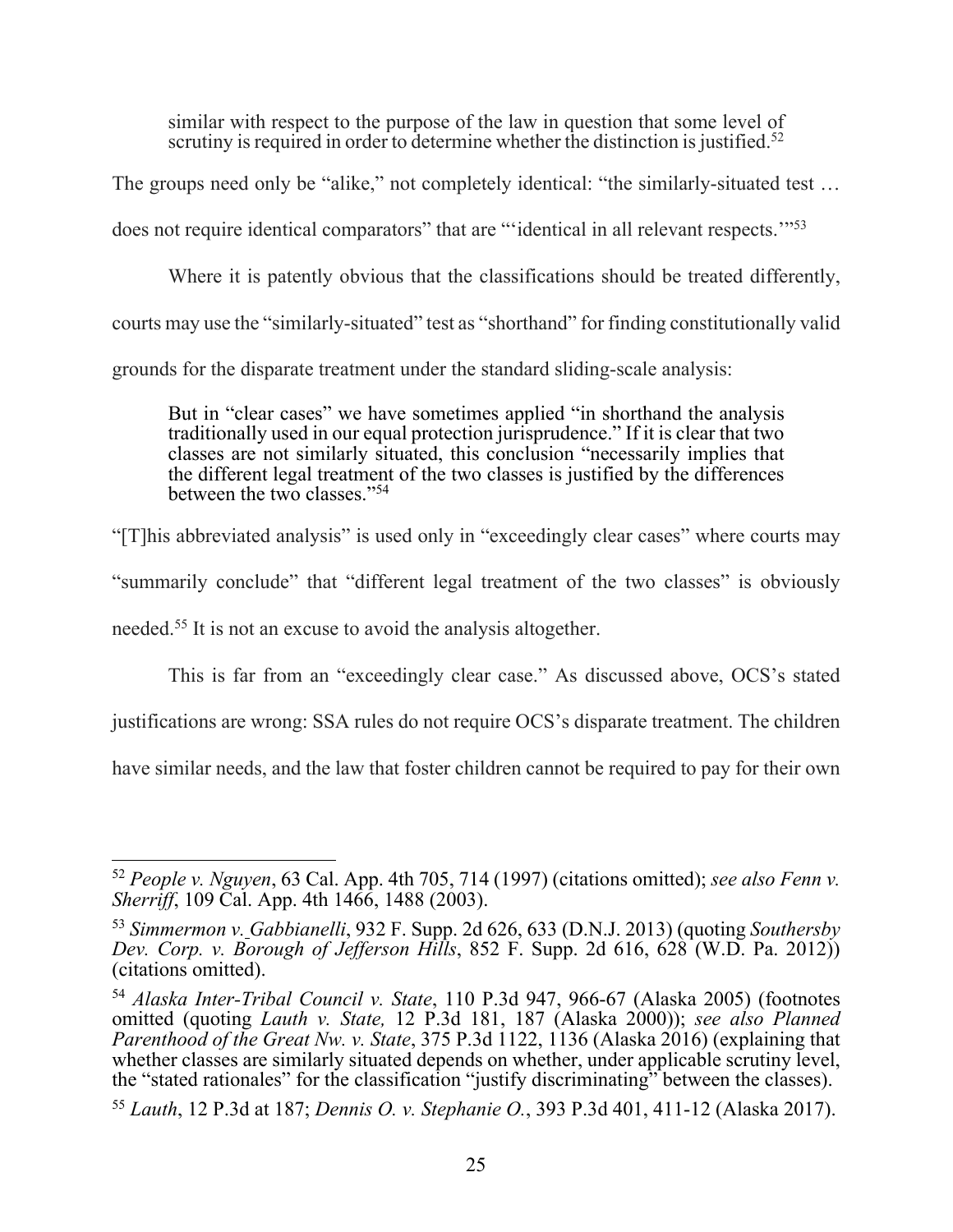> similar with respect to the purpose of the law in question that some level of scrutiny is required in order to determine whether the distinction is justified.[52]

The groups need only be "alike," not completely identical: "the similarly-situated test … does not require identical comparators" that are "'identical in all relevant respects.'"[53]

Where it is patently obvious that the classifications should be treated differently, courts may use the "similarly-situated" test as "shorthand" for finding constitutionally valid grounds for the disparate treatment under the standard sliding-scale analysis:

> But in "clear cases" we have sometimes applied "in shorthand the analysis traditionally used in our equal protection jurisprudence." If it is clear that two classes are not similarly situated, this conclusion "necessarily implies that the different legal treatment of the two classes is justified by the differences between the two classes."[54]

"[T]his abbreviated analysis" is used only in "exceedingly clear cases" where courts may "summarily conclude" that "different legal treatment of the two classes" is obviously needed.[55] It is not an excuse to avoid the analysis altogether.

This is far from an "exceedingly clear case." As discussed above, OCS's stated justifications are wrong: SSA rules do not require OCS's disparate treatment. The children have similar needs, and the law that foster children cannot be required to pay for their own

---

[52] *People v. Nguyen*, 63 Cal. App. 4th 705, 714 (1997) (citations omitted); *see also Fenn v. Sherriff*, 109 Cal. App. 4th 1466, 1488 (2003).

[53] *Simmermon v. Gabbianelli*, 932 F. Supp. 2d 626, 633 (D.N.J. 2013) (quoting *Southersby Dev. Corp. v. Borough of Jefferson Hills*, 852 F. Supp. 2d 616, 628 (W.D. Pa. 2012)) (citations omitted).

[54] *Alaska Inter-Tribal Council v. State*, 110 P.3d 947, 966-67 (Alaska 2005) (footnotes omitted (quoting *Lauth v. State,* 12 P.3d 181, 187 (Alaska 2000)); *see also Planned Parenthood of the Great Nw. v. State*, 375 P.3d 1122, 1136 (Alaska 2016) (explaining that whether classes are similarly situated depends on whether, under applicable scrutiny level, the "stated rationales" for the classification "justify discriminating" between the classes).

[55] *Lauth*, 12 P.3d at 187; *Dennis O. v. Stephanie O.*, 393 P.3d 401, 411-12 (Alaska 2017).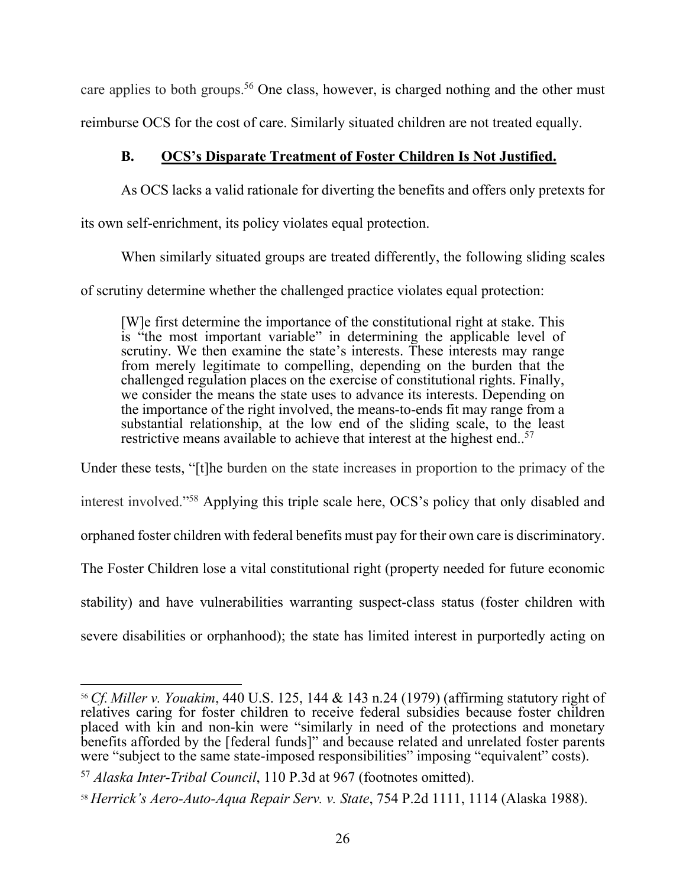care applies to both groups.[56] One class, however, is charged nothing and the other must reimburse OCS for the cost of care. Similarly situated children are not treated equally.

### B. OCS's Disparate Treatment of Foster Children Is Not Justified.

As OCS lacks a valid rationale for diverting the benefits and offers only pretexts for its own self-enrichment, its policy violates equal protection.

When similarly situated groups are treated differently, the following sliding scales of scrutiny determine whether the challenged practice violates equal protection:

> [W]e first determine the importance of the constitutional right at stake. This is "the most important variable" in determining the applicable level of scrutiny. We then examine the state's interests. These interests may range from merely legitimate to compelling, depending on the burden that the challenged regulation places on the exercise of constitutional rights. Finally, we consider the means the state uses to advance its interests. Depending on the importance of the right involved, the means-to-ends fit may range from a substantial relationship, at the low end of the sliding scale, to the least restrictive means available to achieve that interest at the highest end..[57]

Under these tests, "[t]he burden on the state increases in proportion to the primacy of the interest involved."[58] Applying this triple scale here, OCS's policy that only disabled and orphaned foster children with federal benefits must pay for their own care is discriminatory. The Foster Children lose a vital constitutional right (property needed for future economic stability) and have vulnerabilities warranting suspect-class status (foster children with severe disabilities or orphanhood); the state has limited interest in purportedly acting on

---

[56] *Cf. Miller v. Youakim*, 440 U.S. 125, 144 & 143 n.24 (1979) (affirming statutory right of relatives caring for foster children to receive federal subsidies because foster children placed with kin and non-kin were "similarly in need of the protections and monetary benefits afforded by the [federal funds]" and because related and unrelated foster parents were "subject to the same state-imposed responsibilities" imposing "equivalent" costs).

[57] *Alaska Inter-Tribal Council*, 110 P.3d at 967 (footnotes omitted).

[58] *Herrick's Aero-Auto-Aqua Repair Serv. v. State*, 754 P.2d 1111, 1114 (Alaska 1988).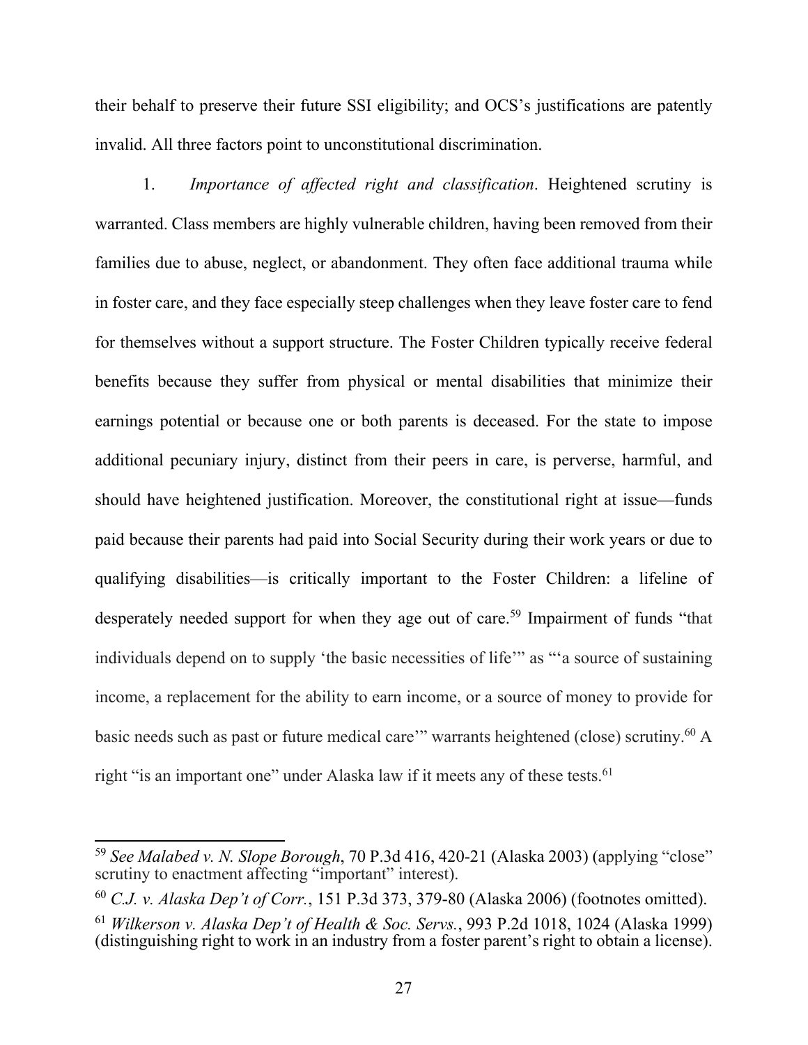their behalf to preserve their future SSI eligibility; and OCS's justifications are patently invalid. All three factors point to unconstitutional discrimination.

1. *Importance of affected right and classification*. Heightened scrutiny is warranted. Class members are highly vulnerable children, having been removed from their families due to abuse, neglect, or abandonment. They often face additional trauma while in foster care, and they face especially steep challenges when they leave foster care to fend for themselves without a support structure. The Foster Children typically receive federal benefits because they suffer from physical or mental disabilities that minimize their earnings potential or because one or both parents is deceased. For the state to impose additional pecuniary injury, distinct from their peers in care, is perverse, harmful, and should have heightened justification. Moreover, the constitutional right at issue—funds paid because their parents had paid into Social Security during their work years or due to qualifying disabilities—is critically important to the Foster Children: a lifeline of desperately needed support for when they age out of care.[59] Impairment of funds "that individuals depend on to supply 'the basic necessities of life'" as "'a source of sustaining income, a replacement for the ability to earn income, or a source of money to provide for basic needs such as past or future medical care'" warrants heightened (close) scrutiny.[60] A right "is an important one" under Alaska law if it meets any of these tests.[61]

---

[59] *See Malabed v. N. Slope Borough*, 70 P.3d 416, 420-21 (Alaska 2003) (applying "close" scrutiny to enactment affecting "important" interest).

[60] *C.J. v. Alaska Dep't of Corr.*, 151 P.3d 373, 379-80 (Alaska 2006) (footnotes omitted).

[61] *Wilkerson v. Alaska Dep't of Health & Soc. Servs.*, 993 P.2d 1018, 1024 (Alaska 1999) (distinguishing right to work in an industry from a foster parent's right to obtain a license).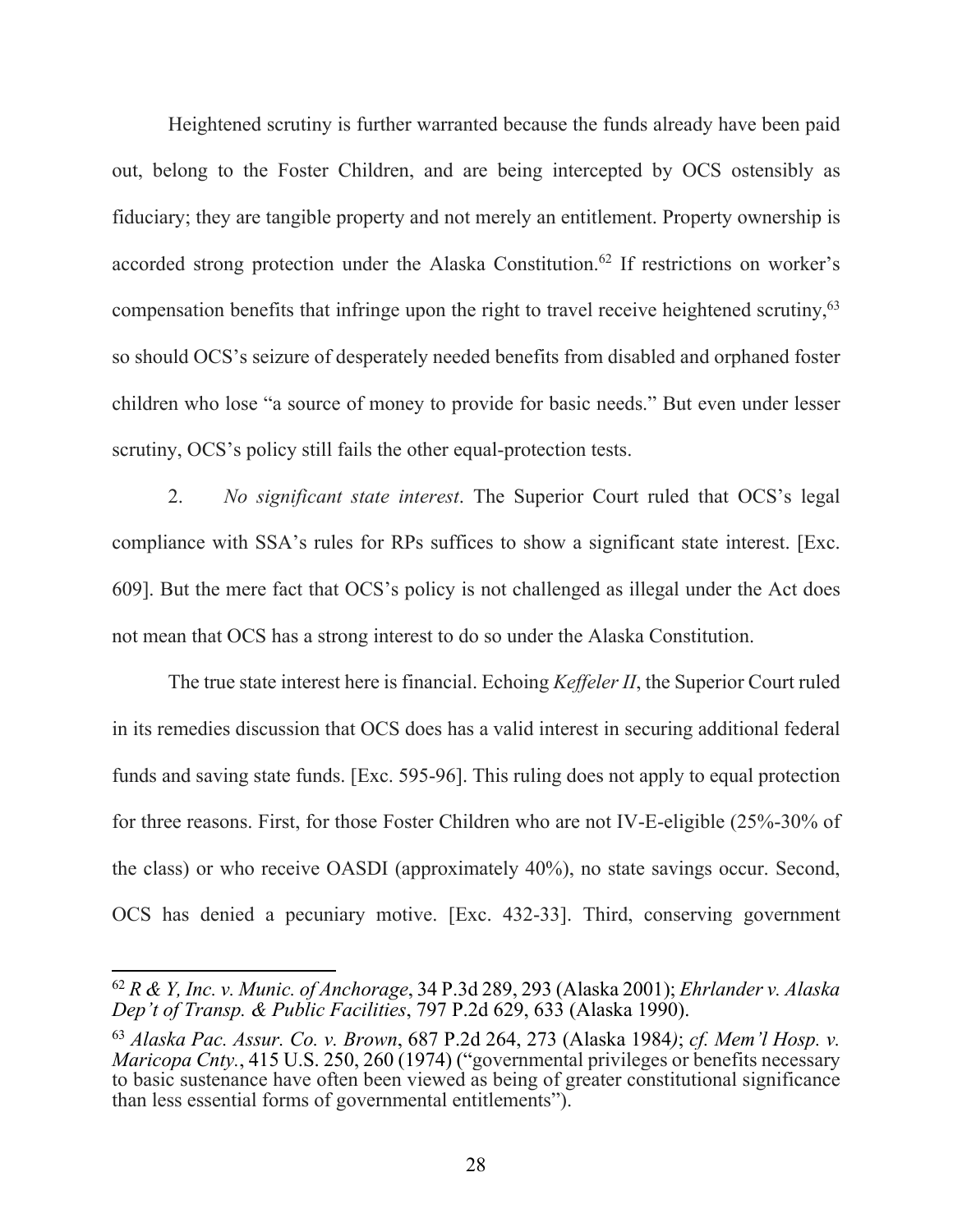Heightened scrutiny is further warranted because the funds already have been paid out, belong to the Foster Children, and are being intercepted by OCS ostensibly as fiduciary; they are tangible property and not merely an entitlement. Property ownership is accorded strong protection under the Alaska Constitution.[62] If restrictions on worker's compensation benefits that infringe upon the right to travel receive heightened scrutiny,[63] so should OCS's seizure of desperately needed benefits from disabled and orphaned foster children who lose "a source of money to provide for basic needs." But even under lesser scrutiny, OCS's policy still fails the other equal-protection tests.

2. *No significant state interest*. The Superior Court ruled that OCS's legal compliance with SSA's rules for RPs suffices to show a significant state interest. [Exc. 609]. But the mere fact that OCS's policy is not challenged as illegal under the Act does not mean that OCS has a strong interest to do so under the Alaska Constitution.

The true state interest here is financial. Echoing *Keffeler II*, the Superior Court ruled in its remedies discussion that OCS does has a valid interest in securing additional federal funds and saving state funds. [Exc. 595-96]. This ruling does not apply to equal protection for three reasons. First, for those Foster Children who are not IV-E-eligible (25%-30% of the class) or who receive OASDI (approximately 40%), no state savings occur. Second, OCS has denied a pecuniary motive. [Exc. 432-33]. Third, conserving government

---

[62] *R & Y, Inc. v. Munic. of Anchorage*, 34 P.3d 289, 293 (Alaska 2001); *Ehrlander v. Alaska Dep't of Transp. & Public Facilities*, 797 P.2d 629, 633 (Alaska 1990).

[63] *Alaska Pac. Assur. Co. v. Brown*, 687 P.2d 264, 273 (Alaska 1984); *cf. Mem'l Hosp. v. Maricopa Cnty.*, 415 U.S. 250, 260 (1974) ("governmental privileges or benefits necessary to basic sustenance have often been viewed as being of greater constitutional significance than less essential forms of governmental entitlements").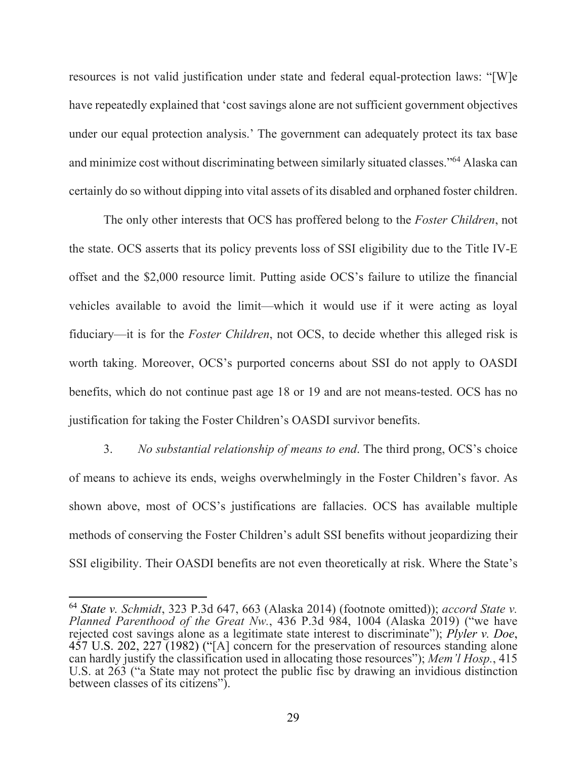resources is not valid justification under state and federal equal-protection laws: "[W]e have repeatedly explained that 'cost savings alone are not sufficient government objectives under our equal protection analysis.' The government can adequately protect its tax base and minimize cost without discriminating between similarly situated classes."[64] Alaska can certainly do so without dipping into vital assets of its disabled and orphaned foster children.

The only other interests that OCS has proffered belong to the *Foster Children*, not the state. OCS asserts that its policy prevents loss of SSI eligibility due to the Title IV-E offset and the $2,000 resource limit. Putting aside OCS's failure to utilize the financial vehicles available to avoid the limit—which it would use if it were acting as loyal fiduciary—it is for the *Foster Children*, not OCS, to decide whether this alleged risk is worth taking. Moreover, OCS's purported concerns about SSI do not apply to OASDI benefits, which do not continue past age 18 or 19 and are not means-tested. OCS has no justification for taking the Foster Children's OASDI survivor benefits.

3. *No substantial relationship of means to end*. The third prong, OCS's choice of means to achieve its ends, weighs overwhelmingly in the Foster Children's favor. As shown above, most of OCS's justifications are fallacies. OCS has available multiple methods of conserving the Foster Children's adult SSI benefits without jeopardizing their SSI eligibility. Their OASDI benefits are not even theoretically at risk. Where the State's

---

[64] *State v. Schmidt*, 323 P.3d 647, 663 (Alaska 2014) (footnote omitted)); *accord State v. Planned Parenthood of the Great Nw.*, 436 P.3d 984, 1004 (Alaska 2019) ("we have rejected cost savings alone as a legitimate state interest to discriminate"); *Plyler v. Doe*, 457 U.S. 202, 227 (1982) ("[A] concern for the preservation of resources standing alone can hardly justify the classification used in allocating those resources"); *Mem'l Hosp.*, 415 U.S. at 263 ("a State may not protect the public fisc by drawing an invidious distinction between classes of its citizens").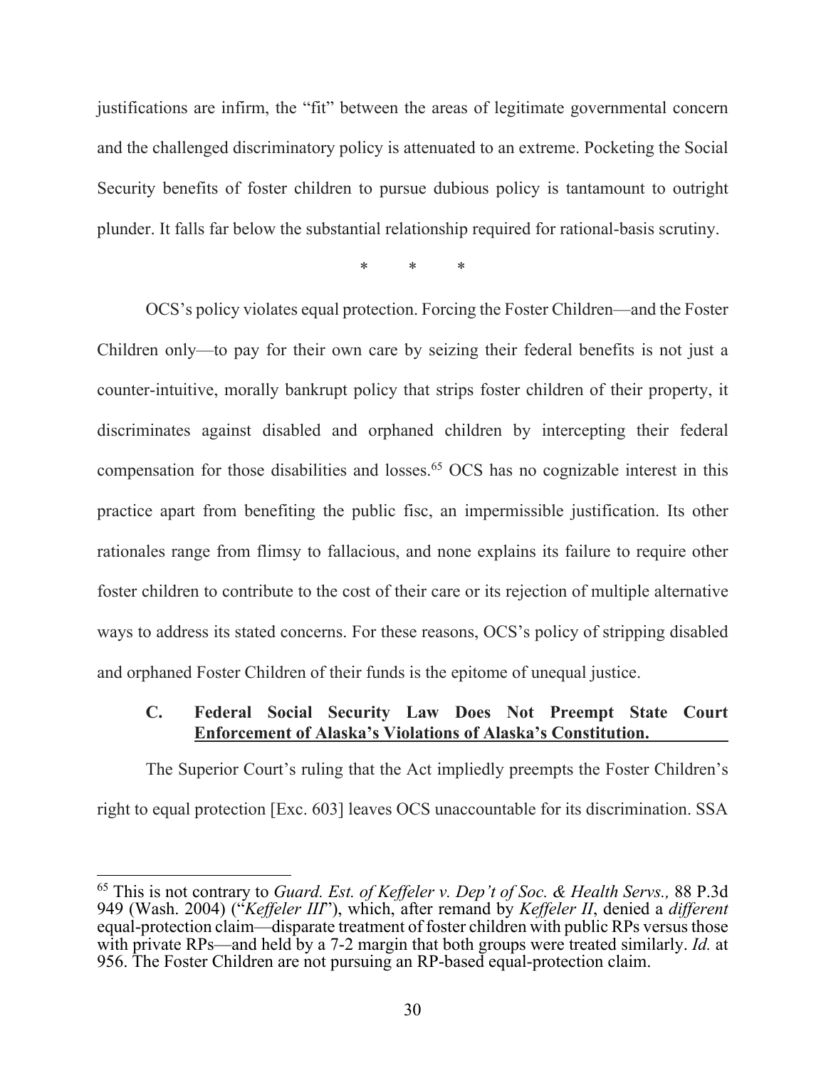justifications are infirm, the "fit" between the areas of legitimate governmental concern and the challenged discriminatory policy is attenuated to an extreme. Pocketing the Social Security benefits of foster children to pursue dubious policy is tantamount to outright plunder. It falls far below the substantial relationship required for rational-basis scrutiny.

\*        \*        \*

OCS's policy violates equal protection. Forcing the Foster Children—and the Foster Children only—to pay for their own care by seizing their federal benefits is not just a counter-intuitive, morally bankrupt policy that strips foster children of their property, it discriminates against disabled and orphaned children by intercepting their federal compensation for those disabilities and losses.[65] OCS has no cognizable interest in this practice apart from benefiting the public fisc, an impermissible justification. Its other rationales range from flimsy to fallacious, and none explains its failure to require other foster children to contribute to the cost of their care or its rejection of multiple alternative ways to address its stated concerns. For these reasons, OCS's policy of stripping disabled and orphaned Foster Children of their funds is the epitome of unequal justice.

### C. Federal Social Security Law Does Not Preempt State Court <u>Enforcement of Alaska's Violations of Alaska's Constitution.</u>

The Superior Court's ruling that the Act impliedly preempts the Foster Children's right to equal protection [Exc. 603] leaves OCS unaccountable for its discrimination. SSA

---

[65] This is not contrary to *Guard. Est. of Keffeler v. Dep't of Soc. & Health Servs.,* 88 P.3d 949 (Wash. 2004) ("*Keffeler III*"), which, after remand by *Keffeler II*, denied a *different* equal-protection claim—disparate treatment of foster children with public RPs versus those with private RPs—and held by a 7-2 margin that both groups were treated similarly. *Id.* at 956. The Foster Children are not pursuing an RP-based equal-protection claim.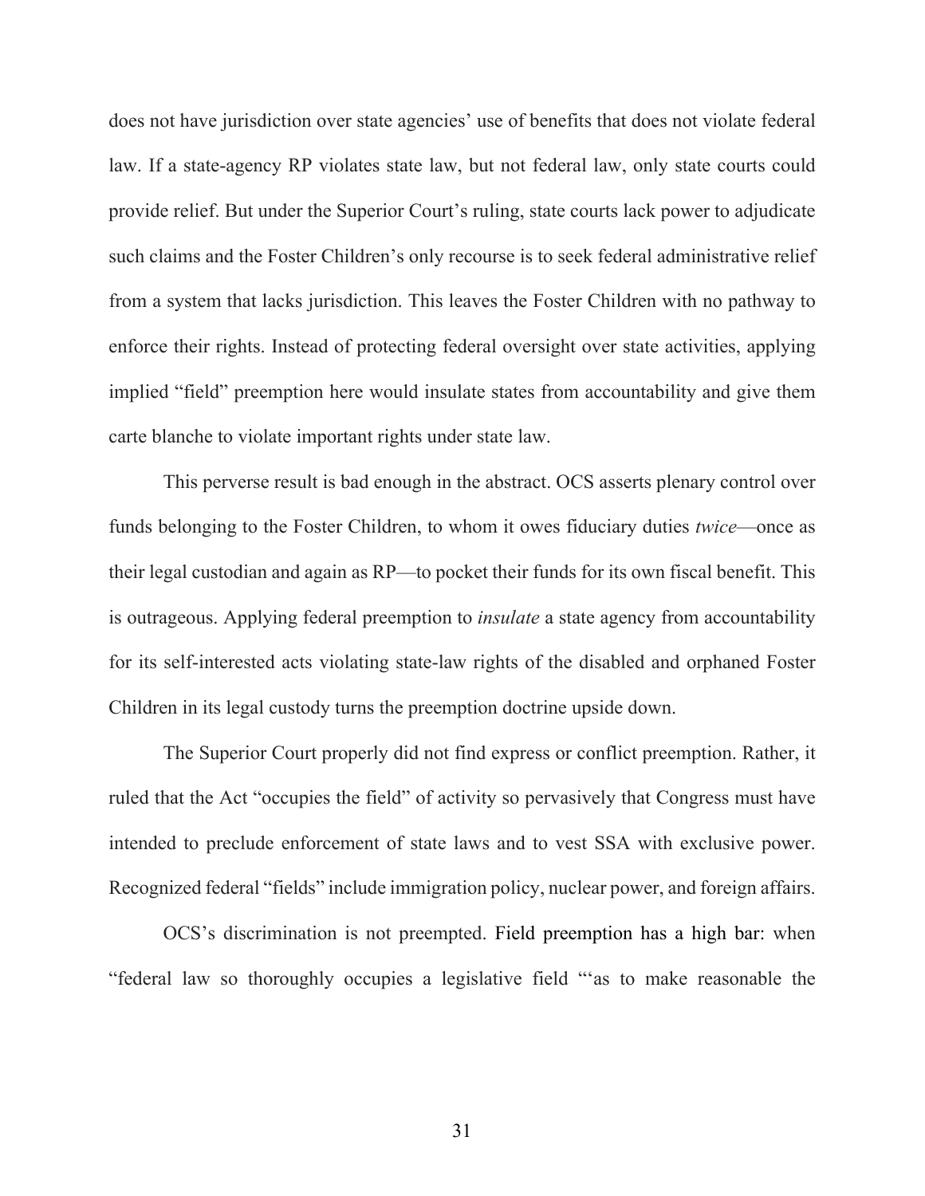does not have jurisdiction over state agencies' use of benefits that does not violate federal law. If a state-agency RP violates state law, but not federal law, only state courts could provide relief. But under the Superior Court's ruling, state courts lack power to adjudicate such claims and the Foster Children's only recourse is to seek federal administrative relief from a system that lacks jurisdiction. This leaves the Foster Children with no pathway to enforce their rights. Instead of protecting federal oversight over state activities, applying implied "field" preemption here would insulate states from accountability and give them carte blanche to violate important rights under state law.

This perverse result is bad enough in the abstract. OCS asserts plenary control over funds belonging to the Foster Children, to whom it owes fiduciary duties *twice*—once as their legal custodian and again as RP—to pocket their funds for its own fiscal benefit. This is outrageous. Applying federal preemption to *insulate* a state agency from accountability for its self-interested acts violating state-law rights of the disabled and orphaned Foster Children in its legal custody turns the preemption doctrine upside down.

The Superior Court properly did not find express or conflict preemption. Rather, it ruled that the Act "occupies the field" of activity so pervasively that Congress must have intended to preclude enforcement of state laws and to vest SSA with exclusive power. Recognized federal "fields" include immigration policy, nuclear power, and foreign affairs.

OCS's discrimination is not preempted. Field preemption has a high bar: when "federal law so thoroughly occupies a legislative field "'as to make reasonable the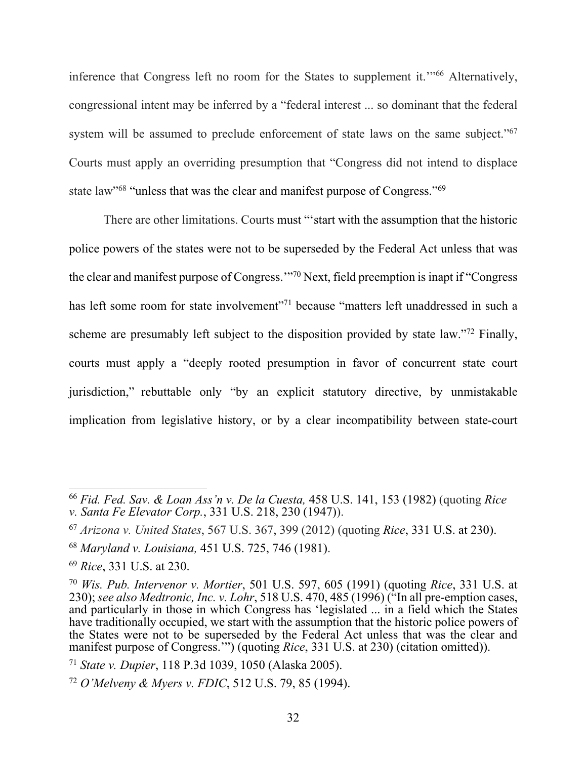inference that Congress left no room for the States to supplement it.'"[66] Alternatively, congressional intent may be inferred by a "federal interest ... so dominant that the federal system will be assumed to preclude enforcement of state laws on the same subject."[67] Courts must apply an overriding presumption that "Congress did not intend to displace state law"[68] "unless that was the clear and manifest purpose of Congress."[69]

There are other limitations. Courts must "'start with the assumption that the historic police powers of the states were not to be superseded by the Federal Act unless that was the clear and manifest purpose of Congress.'"[70] Next, field preemption is inapt if "Congress has left some room for state involvement"[71] because "matters left unaddressed in such a scheme are presumably left subject to the disposition provided by state law."[72] Finally, courts must apply a "deeply rooted presumption in favor of concurrent state court jurisdiction," rebuttable only "by an explicit statutory directive, by unmistakable implication from legislative history, or by a clear incompatibility between state-court

---

[66] *Fid. Fed. Sav. & Loan Ass'n v. De la Cuesta,* 458 U.S. 141, 153 (1982) (quoting *Rice v. Santa Fe Elevator Corp.*, 331 U.S. 218, 230 (1947)).

[67] *Arizona v. United States*, 567 U.S. 367, 399 (2012) (quoting *Rice*, 331 U.S. at 230).

[68] *Maryland v. Louisiana,* 451 U.S. 725, 746 (1981).

[69] *Rice*, 331 U.S. at 230.

[70] *Wis. Pub. Intervenor v. Mortier*, 501 U.S. 597, 605 (1991) (quoting *Rice*, 331 U.S. at 230); *see also Medtronic, Inc. v. Lohr*, 518 U.S. 470, 485 (1996) ("In all pre-emption cases, and particularly in those in which Congress has 'legislated ... in a field which the States have traditionally occupied, we start with the assumption that the historic police powers of the States were not to be superseded by the Federal Act unless that was the clear and manifest purpose of Congress.'") (quoting *Rice*, 331 U.S. at 230) (citation omitted)).

[71] *State v. Dupier*, 118 P.3d 1039, 1050 (Alaska 2005).

[72] *O'Melveny & Myers v. FDIC*, 512 U.S. 79, 85 (1994).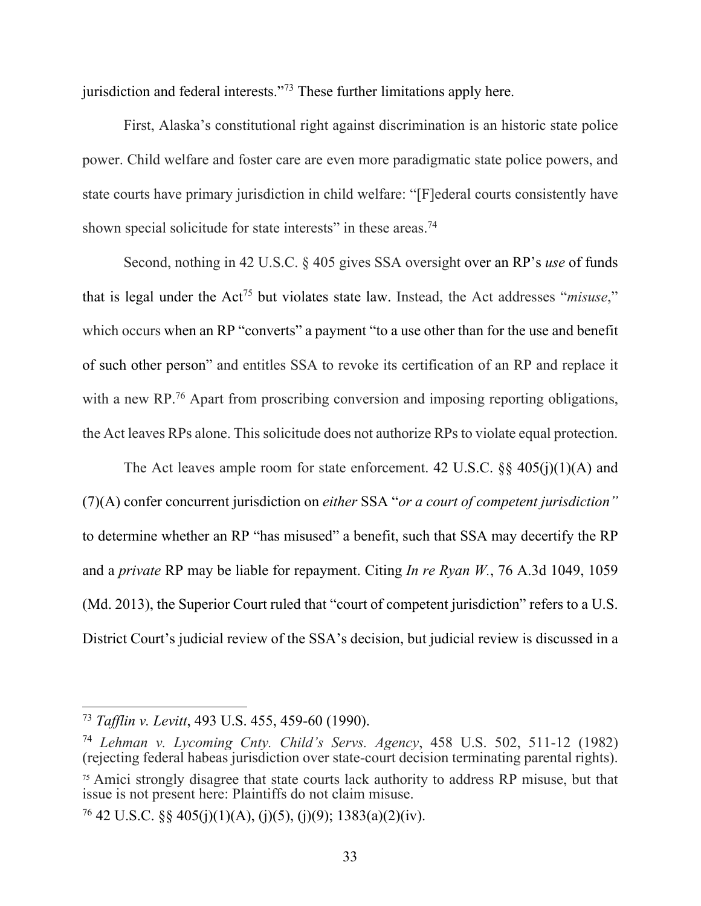jurisdiction and federal interests."[73] These further limitations apply here.

First, Alaska's constitutional right against discrimination is an historic state police power. Child welfare and foster care are even more paradigmatic state police powers, and state courts have primary jurisdiction in child welfare: "[F]ederal courts consistently have shown special solicitude for state interests" in these areas.[74]

Second, nothing in 42 U.S.C. § 405 gives SSA oversight over an RP's *use* of funds that is legal under the Act[75] but violates state law. Instead, the Act addresses "*misuse*," which occurs when an RP "converts" a payment "to a use other than for the use and benefit of such other person" and entitles SSA to revoke its certification of an RP and replace it with a new RP.[76] Apart from proscribing conversion and imposing reporting obligations, the Act leaves RPs alone. This solicitude does not authorize RPs to violate equal protection.

The Act leaves ample room for state enforcement. 42 U.S.C. §§ 405(j)(1)(A) and (7)(A) confer concurrent jurisdiction on *either* SSA "*or a court of competent jurisdiction"* to determine whether an RP "has misused" a benefit, such that SSA may decertify the RP and a *private* RP may be liable for repayment. Citing *In re Ryan W.*, 76 A.3d 1049, 1059 (Md. 2013), the Superior Court ruled that "court of competent jurisdiction" refers to a U.S. District Court's judicial review of the SSA's decision, but judicial review is discussed in a

---

[73] *Tafflin v. Levitt*, 493 U.S. 455, 459-60 (1990).

[74] *Lehman v. Lycoming Cnty. Child's Servs. Agency*, 458 U.S. 502, 511-12 (1982) (rejecting federal habeas jurisdiction over state-court decision terminating parental rights).

[75] Amici strongly disagree that state courts lack authority to address RP misuse, but that issue is not present here: Plaintiffs do not claim misuse.

[76] 42 U.S.C. §§ 405(j)(1)(A), (j)(5), (j)(9); 1383(a)(2)(iv).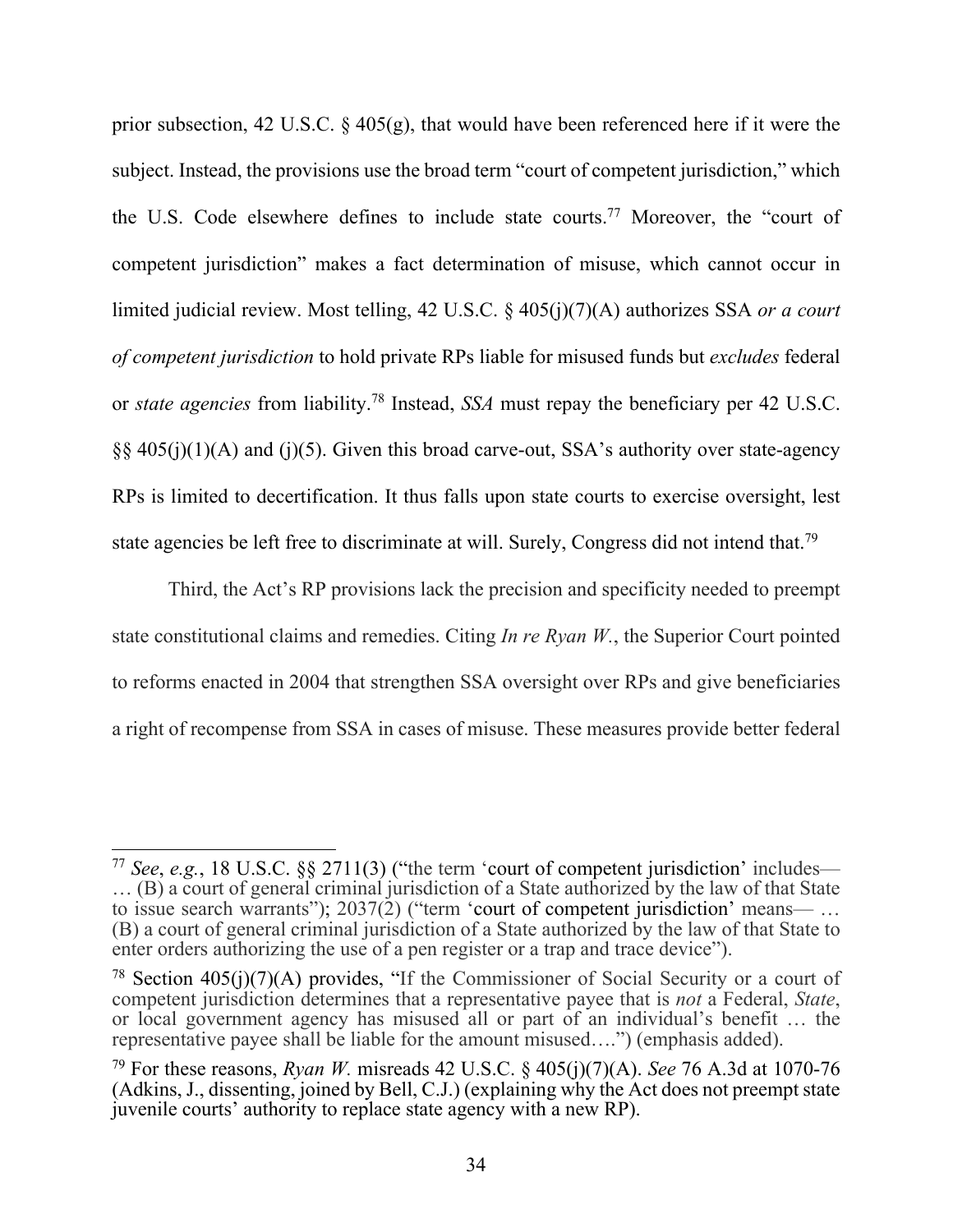prior subsection, 42 U.S.C. § 405(g), that would have been referenced here if it were the subject. Instead, the provisions use the broad term "court of competent jurisdiction," which the U.S. Code elsewhere defines to include state courts.[77] Moreover, the "court of competent jurisdiction" makes a fact determination of misuse, which cannot occur in limited judicial review. Most telling, 42 U.S.C. § 405(j)(7)(A) authorizes SSA *or a court of competent jurisdiction* to hold private RPs liable for misused funds but *excludes* federal or *state agencies* from liability.[78] Instead, *SSA* must repay the beneficiary per 42 U.S.C. §§ 405(j)(1)(A) and (j)(5). Given this broad carve-out, SSA's authority over state-agency RPs is limited to decertification. It thus falls upon state courts to exercise oversight, lest state agencies be left free to discriminate at will. Surely, Congress did not intend that.[79]

Third, the Act's RP provisions lack the precision and specificity needed to preempt state constitutional claims and remedies. Citing *In re Ryan W.*, the Superior Court pointed to reforms enacted in 2004 that strengthen SSA oversight over RPs and give beneficiaries a right of recompense from SSA in cases of misuse. These measures provide better federal

---

[77] *See*, *e.g.*, 18 U.S.C. §§ 2711(3) ("the term 'court of competent jurisdiction' includes— … (B) a court of general criminal jurisdiction of a State authorized by the law of that State to issue search warrants"); 2037(2) ("term 'court of competent jurisdiction' means— … (B) a court of general criminal jurisdiction of a State authorized by the law of that State to enter orders authorizing the use of a pen register or a trap and trace device").

[78] Section 405(j)(7)(A) provides, "If the Commissioner of Social Security or a court of competent jurisdiction determines that a representative payee that is *not* a Federal, *State*, or local government agency has misused all or part of an individual's benefit … the representative payee shall be liable for the amount misused….") (emphasis added).

[79] For these reasons, *Ryan W.* misreads 42 U.S.C. § 405(j)(7)(A). *See* 76 A.3d at 1070-76 (Adkins, J., dissenting, joined by Bell, C.J.) (explaining why the Act does not preempt state juvenile courts' authority to replace state agency with a new RP).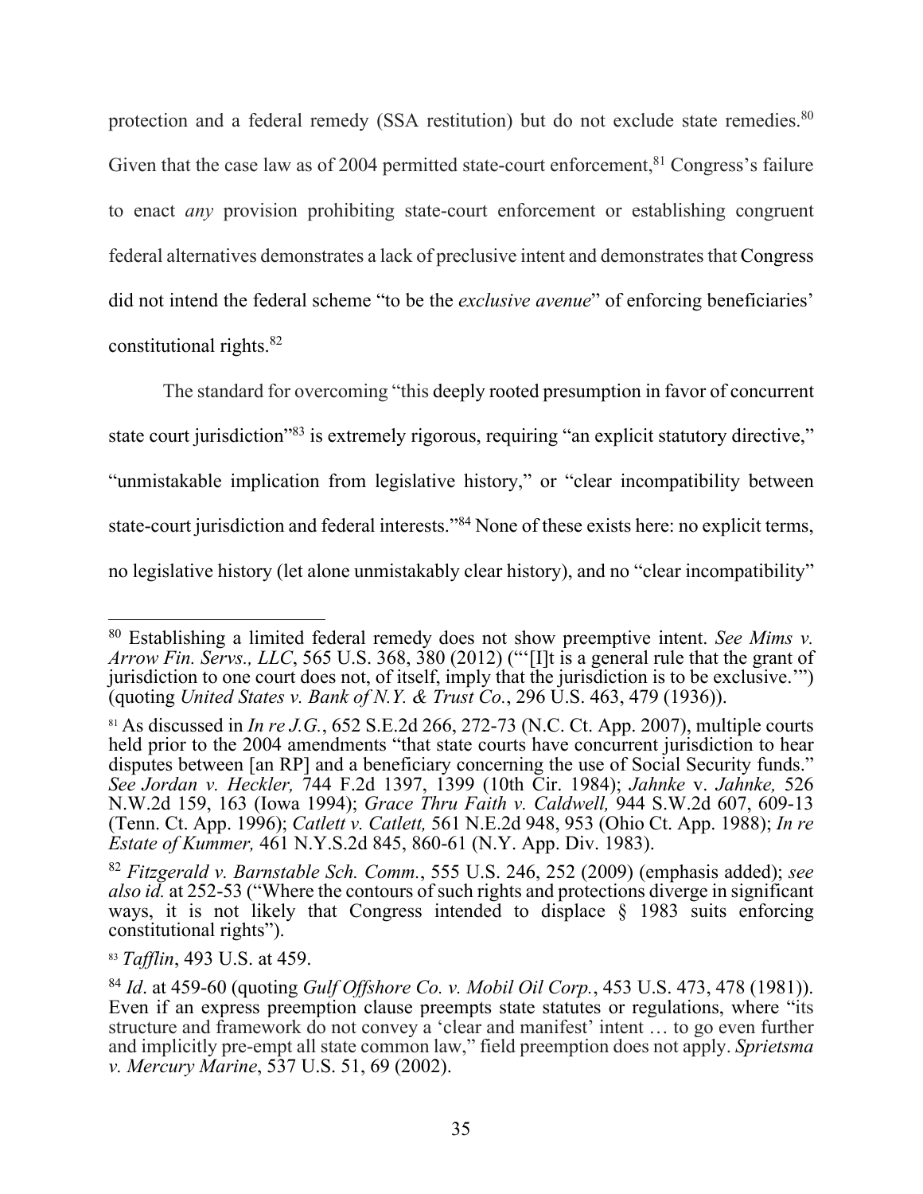protection and a federal remedy (SSA restitution) but do not exclude state remedies.[80] Given that the case law as of 2004 permitted state-court enforcement,[81] Congress's failure to enact *any* provision prohibiting state-court enforcement or establishing congruent federal alternatives demonstrates a lack of preclusive intent and demonstrates that Congress did not intend the federal scheme "to be the *exclusive avenue*" of enforcing beneficiaries' constitutional rights.[82]

The standard for overcoming "this deeply rooted presumption in favor of concurrent state court jurisdiction"[83] is extremely rigorous, requiring "an explicit statutory directive," "unmistakable implication from legislative history," or "clear incompatibility between state-court jurisdiction and federal interests."[84] None of these exists here: no explicit terms, no legislative history (let alone unmistakably clear history), and no "clear incompatibility"

---

[80] Establishing a limited federal remedy does not show preemptive intent. *See Mims v. Arrow Fin. Servs., LLC*, 565 U.S. 368, 380 (2012) ("'[I]t is a general rule that the grant of jurisdiction to one court does not, of itself, imply that the jurisdiction is to be exclusive.'") (quoting *United States v. Bank of N.Y. & Trust Co.*, 296 U.S. 463, 479 (1936)).

[81] As discussed in *In re J.G.*, 652 S.E.2d 266, 272-73 (N.C. Ct. App. 2007), multiple courts held prior to the 2004 amendments "that state courts have concurrent jurisdiction to hear disputes between [an RP] and a beneficiary concerning the use of Social Security funds." *See Jordan v. Heckler,* 744 F.2d 1397, 1399 (10th Cir. 1984); *Jahnke* v. *Jahnke,* 526 N.W.2d 159, 163 (Iowa 1994); *Grace Thru Faith v. Caldwell,* 944 S.W.2d 607, 609-13 (Tenn. Ct. App. 1996); *Catlett v. Catlett,* 561 N.E.2d 948, 953 (Ohio Ct. App. 1988); *In re Estate of Kummer,* 461 N.Y.S.2d 845, 860-61 (N.Y. App. Div. 1983).

[82] *Fitzgerald v. Barnstable Sch. Comm.*, 555 U.S. 246, 252 (2009) (emphasis added); *see also id.* at 252-53 ("Where the contours of such rights and protections diverge in significant ways, it is not likely that Congress intended to displace § 1983 suits enforcing constitutional rights").

[83] *Tafflin*, 493 U.S. at 459.

[84] *Id*. at 459-60 (quoting *Gulf Offshore Co. v. Mobil Oil Corp.*, 453 U.S. 473, 478 (1981)). Even if an express preemption clause preempts state statutes or regulations, where "its structure and framework do not convey a 'clear and manifest' intent … to go even further and implicitly pre-empt all state common law," field preemption does not apply. *Sprietsma v. Mercury Marine*, 537 U.S. 51, 69 (2002).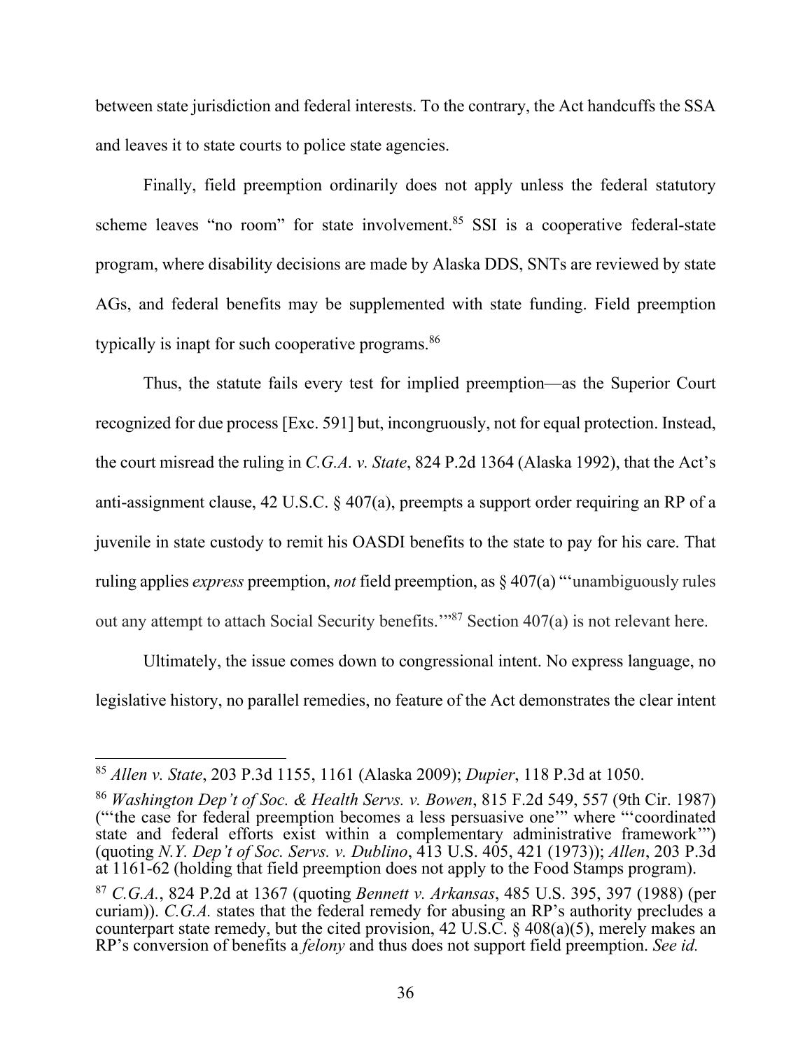between state jurisdiction and federal interests. To the contrary, the Act handcuffs the SSA and leaves it to state courts to police state agencies.

Finally, field preemption ordinarily does not apply unless the federal statutory scheme leaves "no room" for state involvement.[85] SSI is a cooperative federal-state program, where disability decisions are made by Alaska DDS, SNTs are reviewed by state AGs, and federal benefits may be supplemented with state funding. Field preemption typically is inapt for such cooperative programs.[86]

Thus, the statute fails every test for implied preemption—as the Superior Court recognized for due process [Exc. 591] but, incongruously, not for equal protection. Instead, the court misread the ruling in *C.G.A. v. State*, 824 P.2d 1364 (Alaska 1992), that the Act's anti-assignment clause, 42 U.S.C. § 407(a), preempts a support order requiring an RP of a juvenile in state custody to remit his OASDI benefits to the state to pay for his care. That ruling applies *express* preemption, *not* field preemption, as § 407(a) "'unambiguously rules out any attempt to attach Social Security benefits.'"[87] Section 407(a) is not relevant here.

Ultimately, the issue comes down to congressional intent. No express language, no legislative history, no parallel remedies, no feature of the Act demonstrates the clear intent

---

[85] *Allen v. State*, 203 P.3d 1155, 1161 (Alaska 2009); *Dupier*, 118 P.3d at 1050.

[86] *Washington Dep't of Soc. & Health Servs. v. Bowen*, 815 F.2d 549, 557 (9th Cir. 1987) ("'the case for federal preemption becomes a less persuasive one'" where "'coordinated state and federal efforts exist within a complementary administrative framework'") (quoting *N.Y. Dep't of Soc. Servs. v. Dublino*, 413 U.S. 405, 421 (1973)); *Allen*, 203 P.3d at 1161-62 (holding that field preemption does not apply to the Food Stamps program).

[87] *C.G.A.*, 824 P.2d at 1367 (quoting *Bennett v. Arkansas*, 485 U.S. 395, 397 (1988) (per curiam)). *C.G.A.* states that the federal remedy for abusing an RP's authority precludes a counterpart state remedy, but the cited provision, 42 U.S.C. § 408(a)(5), merely makes an RP's conversion of benefits a *felony* and thus does not support field preemption. *See id.*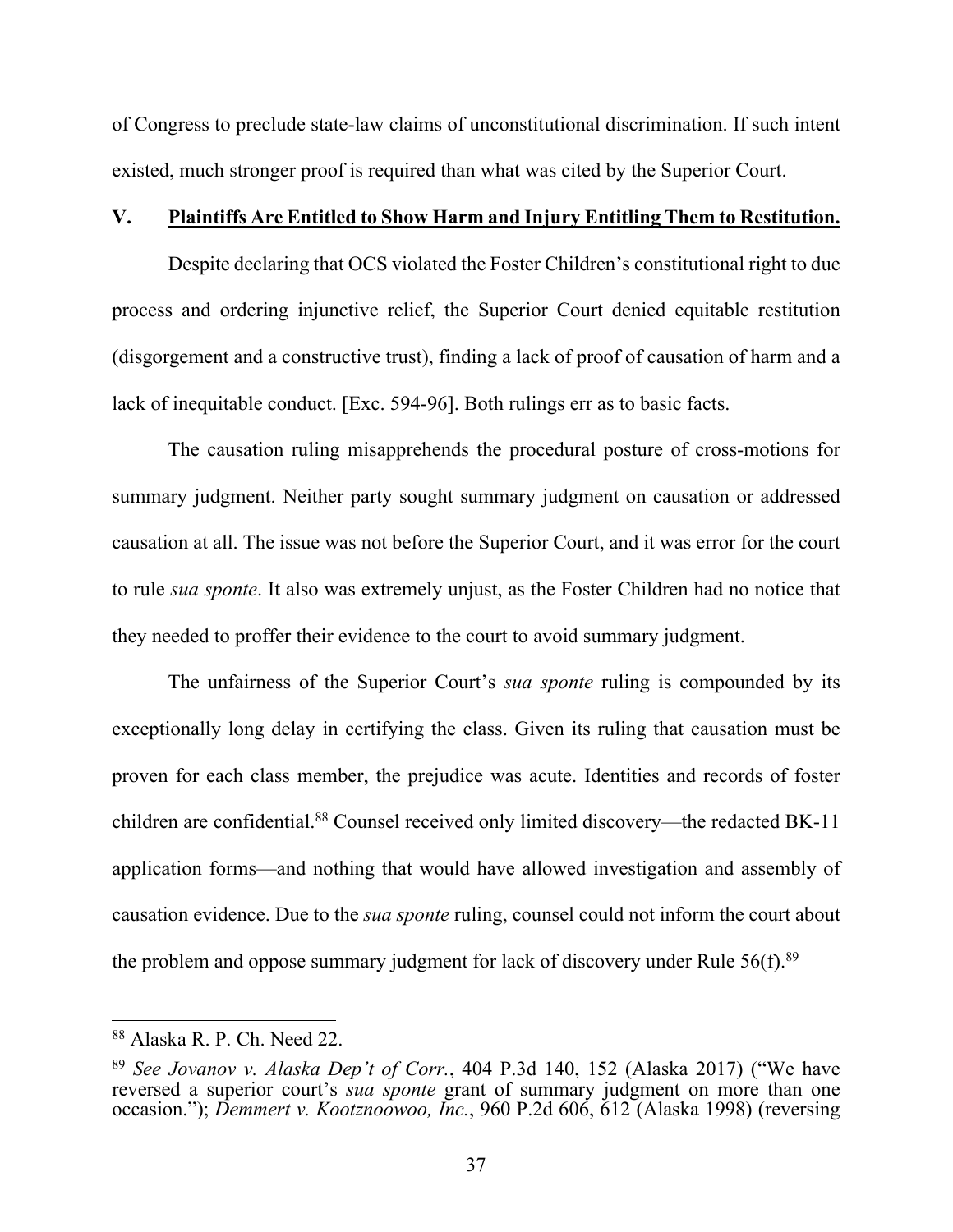of Congress to preclude state-law claims of unconstitutional discrimination. If such intent existed, much stronger proof is required than what was cited by the Superior Court.

## V. **Plaintiffs Are Entitled to Show Harm and Injury Entitling Them to Restitution.**

Despite declaring that OCS violated the Foster Children's constitutional right to due process and ordering injunctive relief, the Superior Court denied equitable restitution (disgorgement and a constructive trust), finding a lack of proof of causation of harm and a lack of inequitable conduct. [Exc. 594-96]. Both rulings err as to basic facts.

The causation ruling misapprehends the procedural posture of cross-motions for summary judgment. Neither party sought summary judgment on causation or addressed causation at all. The issue was not before the Superior Court, and it was error for the court to rule *sua sponte*. It also was extremely unjust, as the Foster Children had no notice that they needed to proffer their evidence to the court to avoid summary judgment.

The unfairness of the Superior Court's *sua sponte* ruling is compounded by its exceptionally long delay in certifying the class. Given its ruling that causation must be proven for each class member, the prejudice was acute. Identities and records of foster children are confidential.[88] Counsel received only limited discovery—the redacted BK-11 application forms—and nothing that would have allowed investigation and assembly of causation evidence. Due to the *sua sponte* ruling, counsel could not inform the court about the problem and oppose summary judgment for lack of discovery under Rule 56(f).[89]

---

[88] Alaska R. P. Ch. Need 22.

[89] *See Jovanov v. Alaska Dep't of Corr.*, 404 P.3d 140, 152 (Alaska 2017) ("We have reversed a superior court's *sua sponte* grant of summary judgment on more than one occasion."); *Demmert v. Kootznoowoo, Inc.*, 960 P.2d 606, 612 (Alaska 1998) (reversing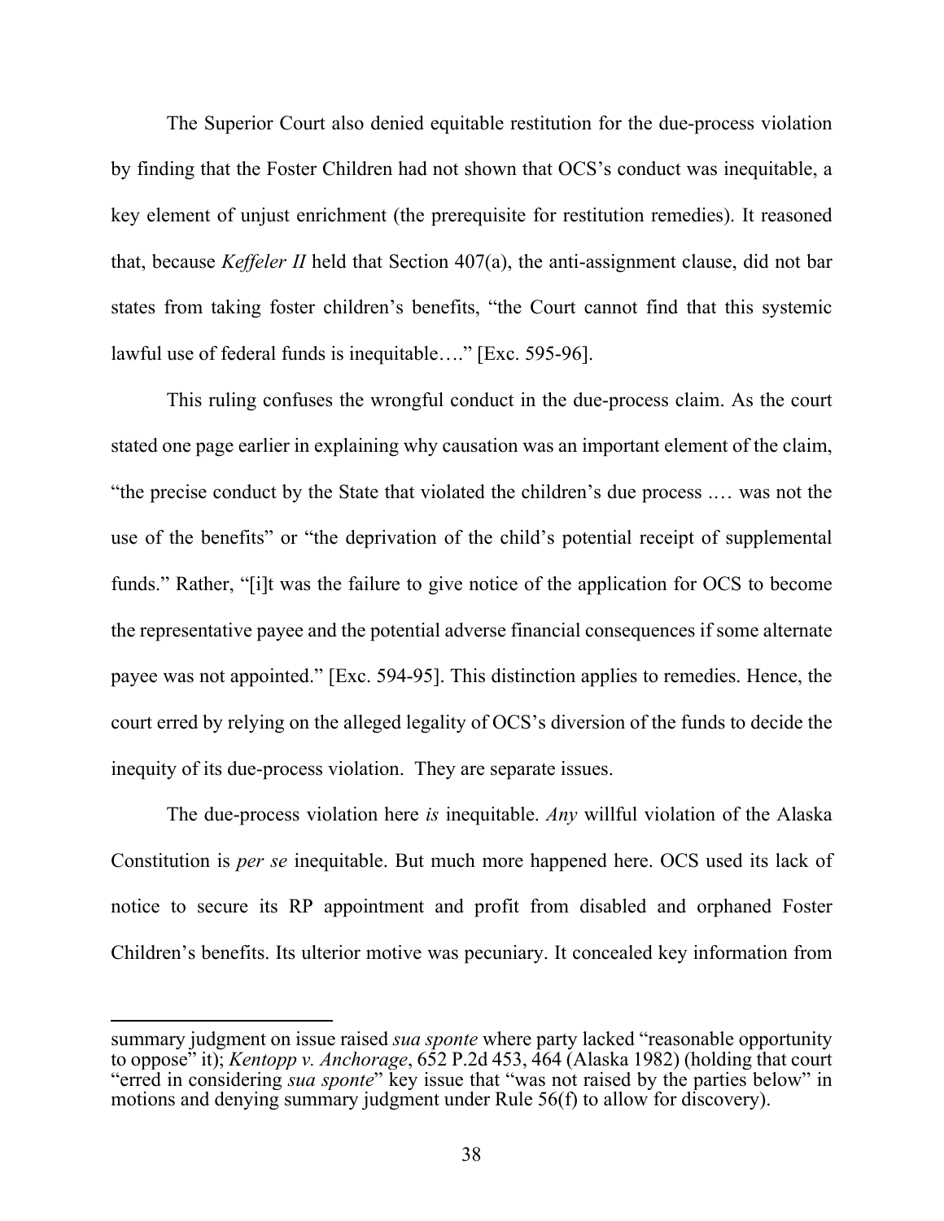The Superior Court also denied equitable restitution for the due-process violation by finding that the Foster Children had not shown that OCS's conduct was inequitable, a key element of unjust enrichment (the prerequisite for restitution remedies). It reasoned that, because *Keffeler II* held that Section 407(a), the anti-assignment clause, did not bar states from taking foster children's benefits, "the Court cannot find that this systemic lawful use of federal funds is inequitable…." [Exc. 595-96].

This ruling confuses the wrongful conduct in the due-process claim. As the court stated one page earlier in explaining why causation was an important element of the claim, "the precise conduct by the State that violated the children's due process .… was not the use of the benefits" or "the deprivation of the child's potential receipt of supplemental funds." Rather, "[i]t was the failure to give notice of the application for OCS to become the representative payee and the potential adverse financial consequences if some alternate payee was not appointed." [Exc. 594-95]. This distinction applies to remedies. Hence, the court erred by relying on the alleged legality of OCS's diversion of the funds to decide the inequity of its due-process violation. They are separate issues.

The due-process violation here *is* inequitable. *Any* willful violation of the Alaska Constitution is *per se* inequitable. But much more happened here. OCS used its lack of notice to secure its RP appointment and profit from disabled and orphaned Foster Children's benefits. Its ulterior motive was pecuniary. It concealed key information from

---

summary judgment on issue raised *sua sponte* where party lacked "reasonable opportunity to oppose" it); *Kentopp v. Anchorage*, 652 P.2d 453, 464 (Alaska 1982) (holding that court "erred in considering *sua sponte*" key issue that "was not raised by the parties below" in motions and denying summary judgment under Rule 56(f) to allow for discovery).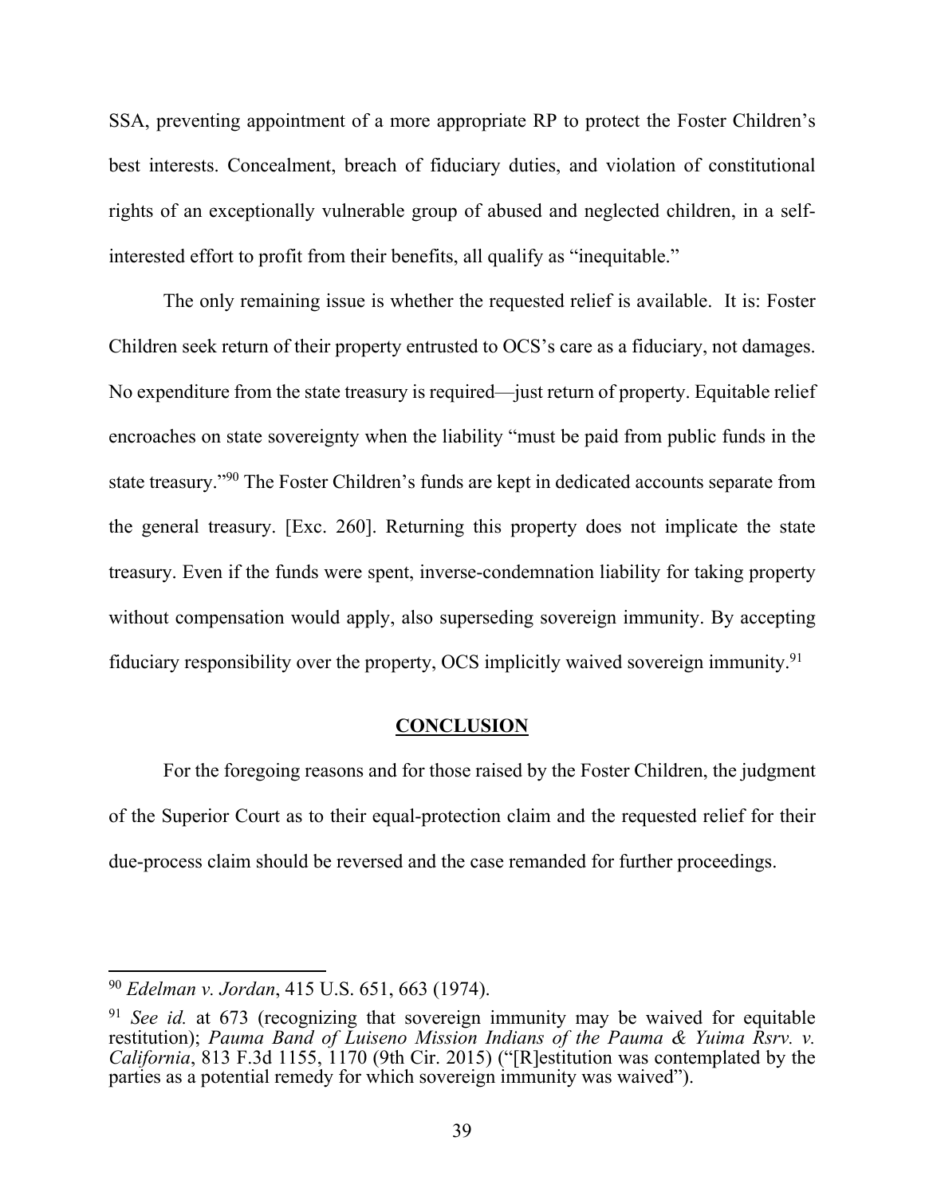SSA, preventing appointment of a more appropriate RP to protect the Foster Children's best interests. Concealment, breach of fiduciary duties, and violation of constitutional rights of an exceptionally vulnerable group of abused and neglected children, in a self-interested effort to profit from their benefits, all qualify as "inequitable."

The only remaining issue is whether the requested relief is available. It is: Foster Children seek return of their property entrusted to OCS's care as a fiduciary, not damages. No expenditure from the state treasury is required—just return of property. Equitable relief encroaches on state sovereignty when the liability "must be paid from public funds in the state treasury."[90] The Foster Children's funds are kept in dedicated accounts separate from the general treasury. [Exc. 260]. Returning this property does not implicate the state treasury. Even if the funds were spent, inverse-condemnation liability for taking property without compensation would apply, also superseding sovereign immunity. By accepting fiduciary responsibility over the property, OCS implicitly waived sovereign immunity.[91]

## CONCLUSION

For the foregoing reasons and for those raised by the Foster Children, the judgment of the Superior Court as to their equal-protection claim and the requested relief for their due-process claim should be reversed and the case remanded for further proceedings.

---

[90] *Edelman v. Jordan*, 415 U.S. 651, 663 (1974).

[91] *See id.* at 673 (recognizing that sovereign immunity may be waived for equitable restitution); *Pauma Band of Luiseno Mission Indians of the Pauma & Yuima Rsrv. v. California*, 813 F.3d 1155, 1170 (9th Cir. 2015) ("[R]estitution was contemplated by the parties as a potential remedy for which sovereign immunity was waived").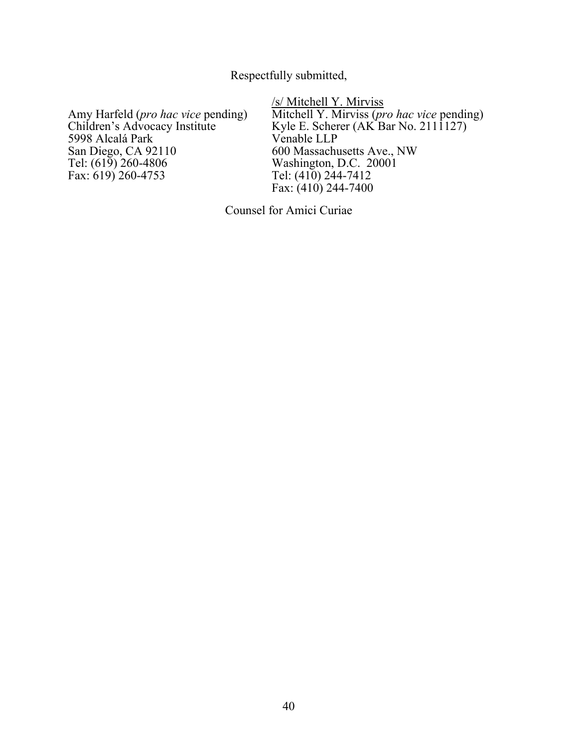Respectfully submitted,

Amy Harfeld (*pro hac vice* pending)
Children's Advocacy Institute
5998 Alcalá Park
San Diego, CA 92110
Tel: (619) 260-4806
Fax: 619) 260-4753

/s/ Mitchell Y. Mirviss
Mitchell Y. Mirviss (*pro hac vice* pending)
Kyle E. Scherer (AK Bar No. 2111127)
Venable LLP
600 Massachusetts Ave., NW
Washington, D.C. 20001
Tel: (410) 244-7412
Fax: (410) 244-7400

Counsel for Amici Curiae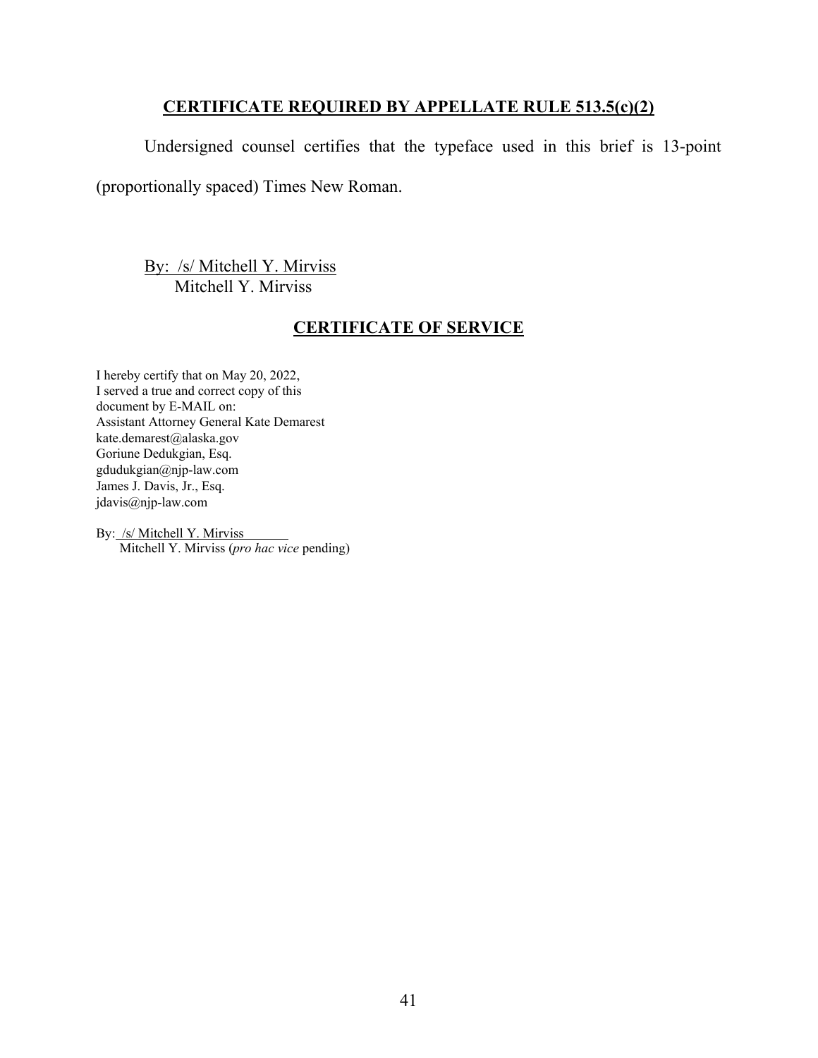## CERTIFICATE REQUIRED BY APPELLATE RULE 513.5(c)(2)

Undersigned counsel certifies that the typeface used in this brief is 13-point (proportionally spaced) Times New Roman.

By: /s/ Mitchell Y. Mirviss
Mitchell Y. Mirviss

## CERTIFICATE OF SERVICE

I hereby certify that on May 20, 2022,
I served a true and correct copy of this
document by E-MAIL on:
Assistant Attorney General Kate Demarest
kate.demarest@alaska.gov
Goriune Dedukgian, Esq.
gdudukgian@njp-law.com
James J. Davis, Jr., Esq.
jdavis@njp-law.com

By: /s/ Mitchell Y. Mirviss
Mitchell Y. Mirviss (*pro hac vice* pending)